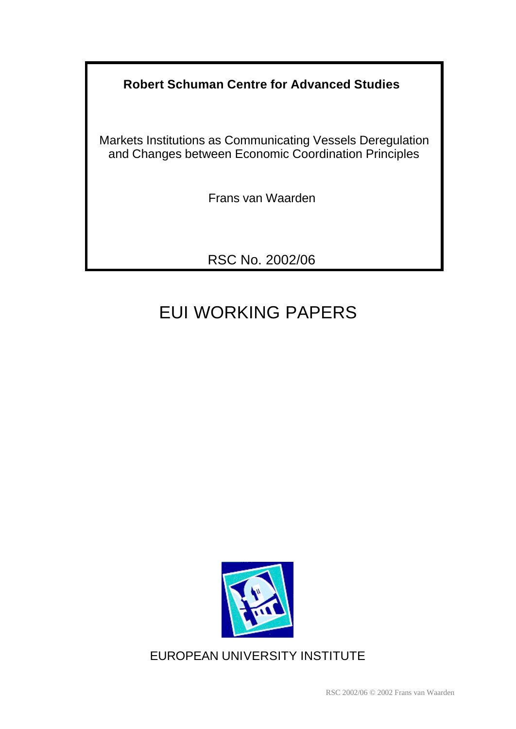**Robert Schuman Centre for Advanced Studies**

Markets Institutions as Communicating Vessels Deregulation and Changes between Economic Coordination Principles

Frans van Waarden

RSC No. 2002/06

# EUI WORKING PAPERS

EUROPEAN UNIVERSITY INSTITUTE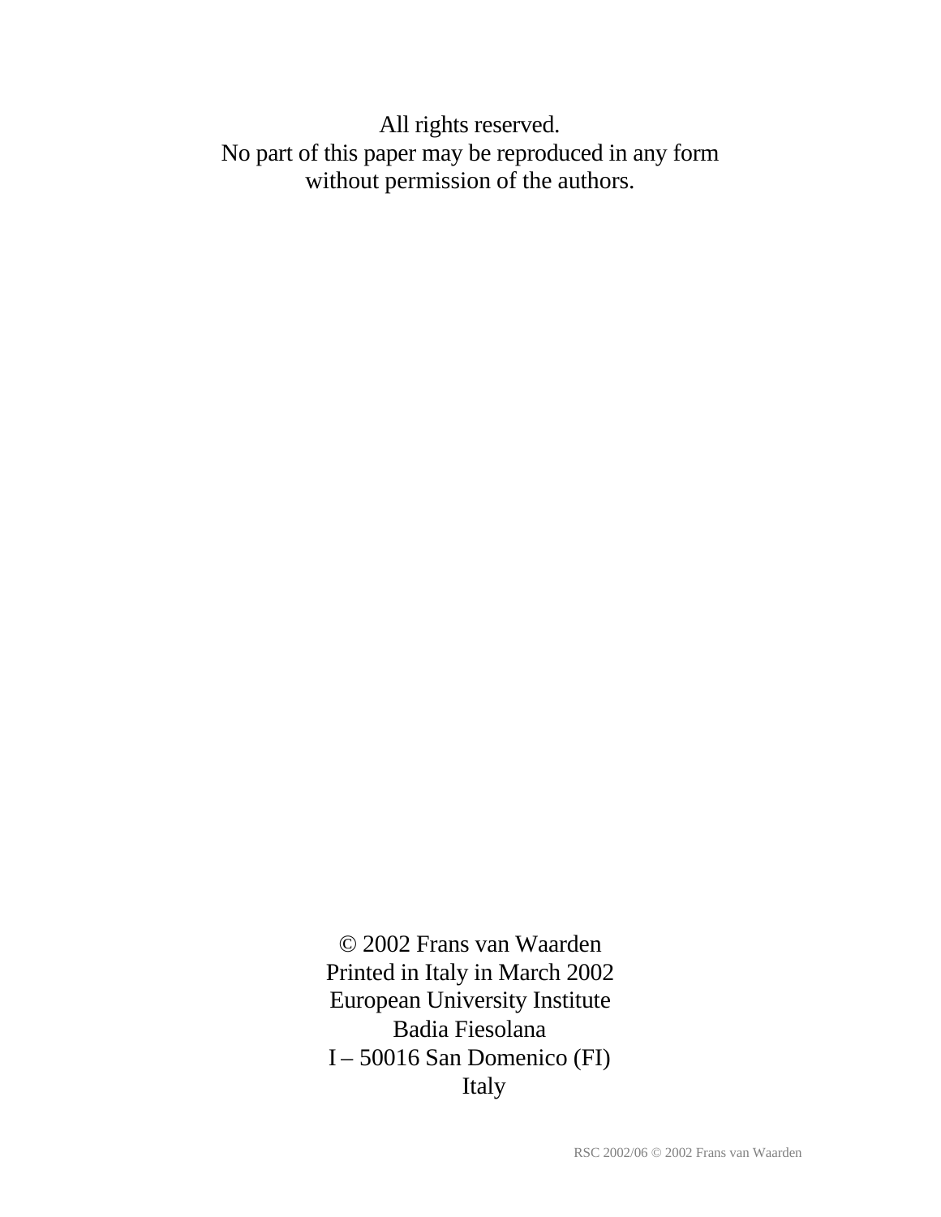All rights reserved.
No part of this paper may be reproduced in any form
without permission of the authors.

© 2002 Frans van Waarden
Printed in Italy in March 2002
European University Institute
Badia Fiesolana
I – 50016 San Domenico (FI)
Italy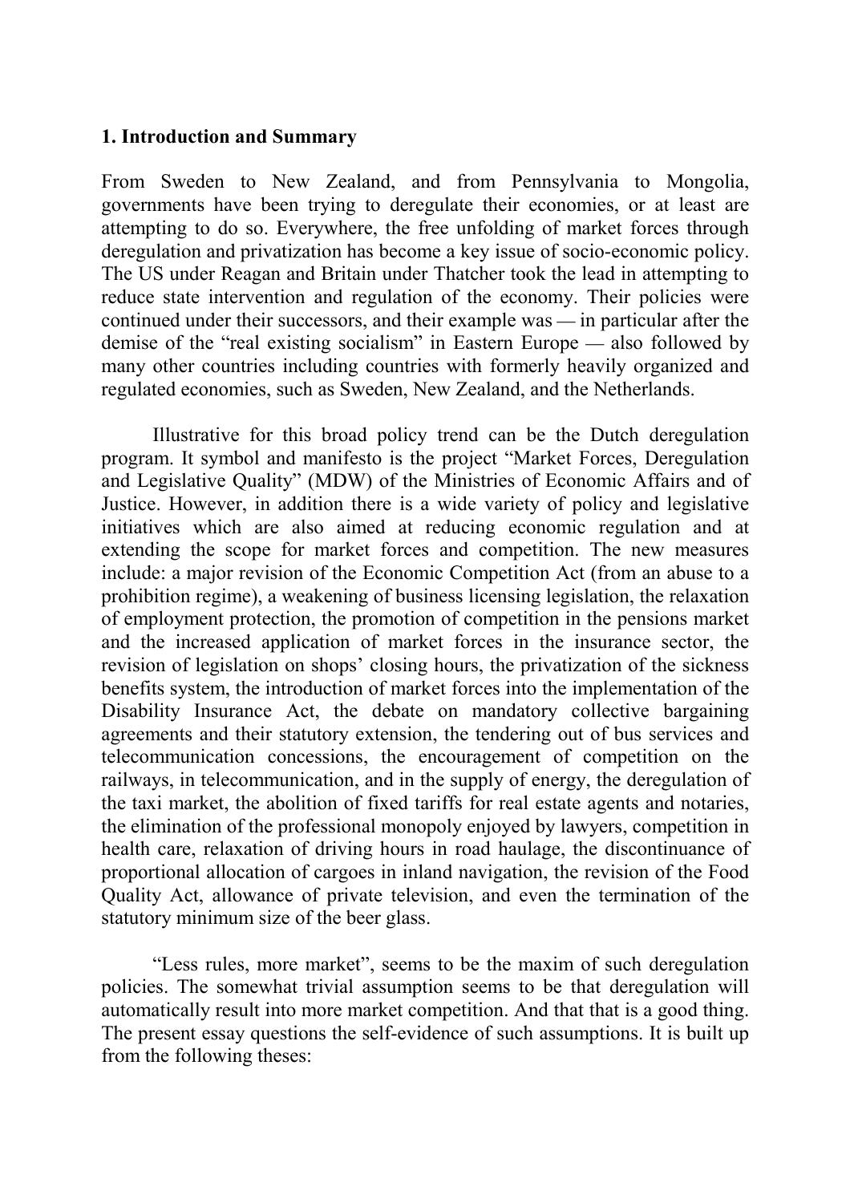## 1. Introduction and Summary

From Sweden to New Zealand, and from Pennsylvania to Mongolia, governments have been trying to deregulate their economies, or at least are attempting to do so. Everywhere, the free unfolding of market forces through deregulation and privatization has become a key issue of socio-economic policy. The US under Reagan and Britain under Thatcher took the lead in attempting to reduce state intervention and regulation of the economy. Their policies were continued under their successors, and their example was — in particular after the demise of the "real existing socialism" in Eastern Europe — also followed by many other countries including countries with formerly heavily organized and regulated economies, such as Sweden, New Zealand, and the Netherlands.

Illustrative for this broad policy trend can be the Dutch deregulation program. It symbol and manifesto is the project "Market Forces, Deregulation and Legislative Quality" (MDW) of the Ministries of Economic Affairs and of Justice. However, in addition there is a wide variety of policy and legislative initiatives which are also aimed at reducing economic regulation and at extending the scope for market forces and competition. The new measures include: a major revision of the Economic Competition Act (from an abuse to a prohibition regime), a weakening of business licensing legislation, the relaxation of employment protection, the promotion of competition in the pensions market and the increased application of market forces in the insurance sector, the revision of legislation on shops' closing hours, the privatization of the sickness benefits system, the introduction of market forces into the implementation of the Disability Insurance Act, the debate on mandatory collective bargaining agreements and their statutory extension, the tendering out of bus services and telecommunication concessions, the encouragement of competition on the railways, in telecommunication, and in the supply of energy, the deregulation of the taxi market, the abolition of fixed tariffs for real estate agents and notaries, the elimination of the professional monopoly enjoyed by lawyers, competition in health care, relaxation of driving hours in road haulage, the discontinuance of proportional allocation of cargoes in inland navigation, the revision of the Food Quality Act, allowance of private television, and even the termination of the statutory minimum size of the beer glass.

"Less rules, more market", seems to be the maxim of such deregulation policies. The somewhat trivial assumption seems to be that deregulation will automatically result into more market competition. And that that is a good thing. The present essay questions the self-evidence of such assumptions. It is built up from the following theses: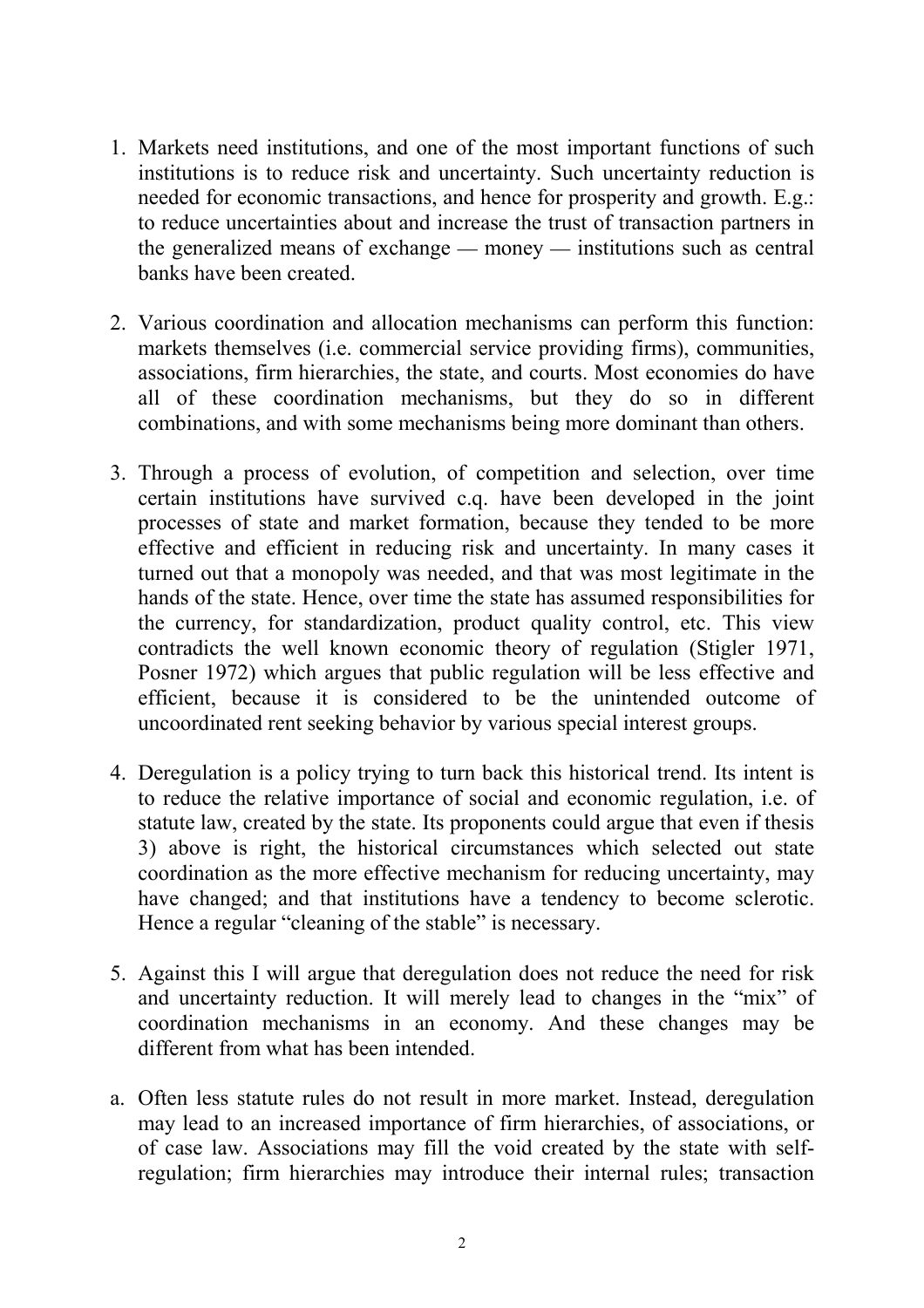1. Markets need institutions, and one of the most important functions of such institutions is to reduce risk and uncertainty. Such uncertainty reduction is needed for economic transactions, and hence for prosperity and growth. E.g.: to reduce uncertainties about and increase the trust of transaction partners in the generalized means of exchange — money — institutions such as central banks have been created.

2. Various coordination and allocation mechanisms can perform this function: markets themselves (i.e. commercial service providing firms), communities, associations, firm hierarchies, the state, and courts. Most economies do have all of these coordination mechanisms, but they do so in different combinations, and with some mechanisms being more dominant than others.

3. Through a process of evolution, of competition and selection, over time certain institutions have survived c.q. have been developed in the joint processes of state and market formation, because they tended to be more effective and efficient in reducing risk and uncertainty. In many cases it turned out that a monopoly was needed, and that was most legitimate in the hands of the state. Hence, over time the state has assumed responsibilities for the currency, for standardization, product quality control, etc. This view contradicts the well known economic theory of regulation (Stigler 1971, Posner 1972) which argues that public regulation will be less effective and efficient, because it is considered to be the unintended outcome of uncoordinated rent seeking behavior by various special interest groups.

4. Deregulation is a policy trying to turn back this historical trend. Its intent is to reduce the relative importance of social and economic regulation, i.e. of statute law, created by the state. Its proponents could argue that even if thesis 3) above is right, the historical circumstances which selected out state coordination as the more effective mechanism for reducing uncertainty, may have changed; and that institutions have a tendency to become sclerotic. Hence a regular "cleaning of the stable" is necessary.

5. Against this I will argue that deregulation does not reduce the need for risk and uncertainty reduction. It will merely lead to changes in the "mix" of coordination mechanisms in an economy. And these changes may be different from what has been intended.

a. Often less statute rules do not result in more market. Instead, deregulation may lead to an increased importance of firm hierarchies, of associations, or of case law. Associations may fill the void created by the state with self-regulation; firm hierarchies may introduce their internal rules; transaction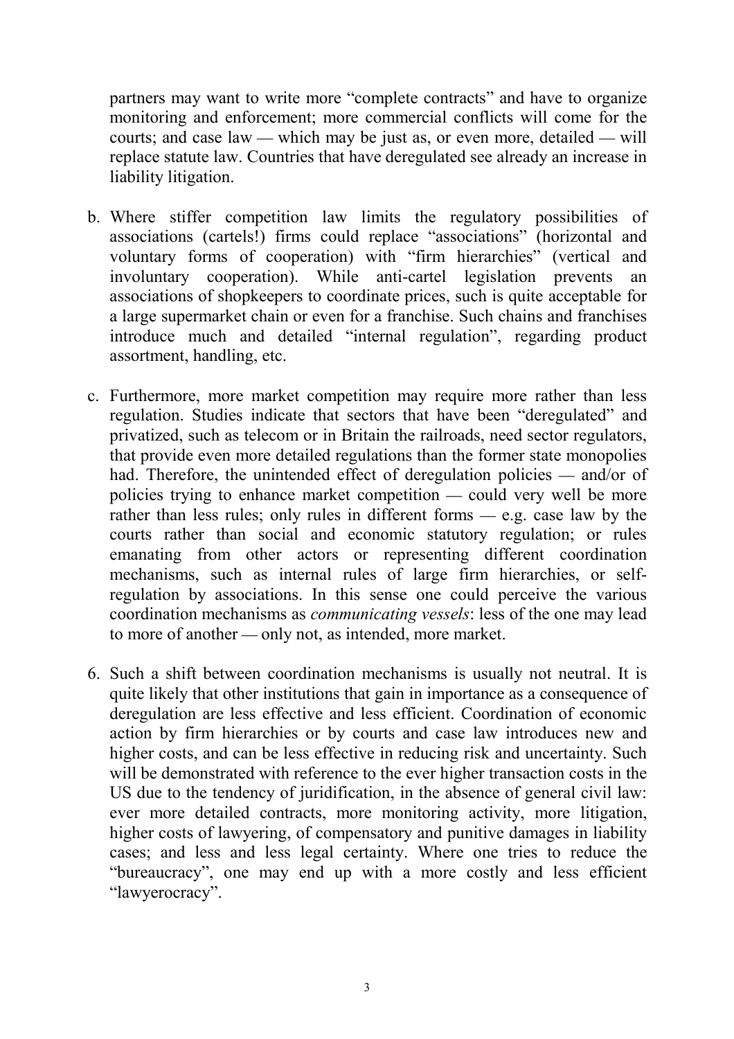partners may want to write more "complete contracts" and have to organize monitoring and enforcement; more commercial conflicts will come for the courts; and case law — which may be just as, or even more, detailed — will replace statute law. Countries that have deregulated see already an increase in liability litigation.

b. Where stiffer competition law limits the regulatory possibilities of associations (cartels!) firms could replace "associations" (horizontal and voluntary forms of cooperation) with "firm hierarchies" (vertical and involuntary cooperation). While anti-cartel legislation prevents an associations of shopkeepers to coordinate prices, such is quite acceptable for a large supermarket chain or even for a franchise. Such chains and franchises introduce much and detailed "internal regulation", regarding product assortment, handling, etc.

c. Furthermore, more market competition may require more rather than less regulation. Studies indicate that sectors that have been "deregulated" and privatized, such as telecom or in Britain the railroads, need sector regulators, that provide even more detailed regulations than the former state monopolies had. Therefore, the unintended effect of deregulation policies — and/or of policies trying to enhance market competition — could very well be more rather than less rules; only rules in different forms — e.g. case law by the courts rather than social and economic statutory regulation; or rules emanating from other actors or representing different coordination mechanisms, such as internal rules of large firm hierarchies, or self-regulation by associations. In this sense one could perceive the various coordination mechanisms as *communicating vessels*: less of the one may lead to more of another — only not, as intended, more market.

6. Such a shift between coordination mechanisms is usually not neutral. It is quite likely that other institutions that gain in importance as a consequence of deregulation are less effective and less efficient. Coordination of economic action by firm hierarchies or by courts and case law introduces new and higher costs, and can be less effective in reducing risk and uncertainty. Such will be demonstrated with reference to the ever higher transaction costs in the US due to the tendency of juridification, in the absence of general civil law: ever more detailed contracts, more monitoring activity, more litigation, higher costs of lawyering, of compensatory and punitive damages in liability cases; and less and less legal certainty. Where one tries to reduce the "bureaucracy", one may end up with a more costly and less efficient "lawyerocracy".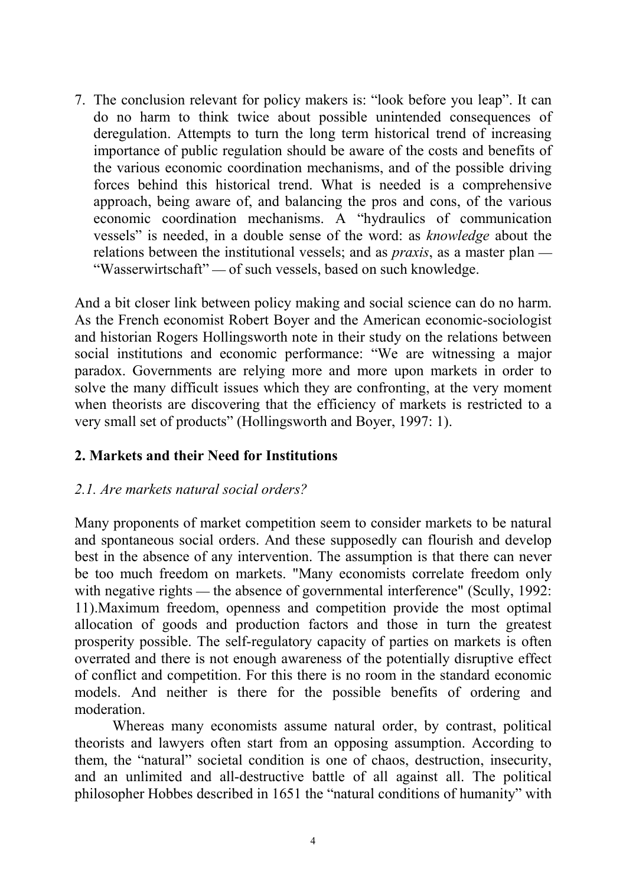7. The conclusion relevant for policy makers is: "look before you leap". It can do no harm to think twice about possible unintended consequences of deregulation. Attempts to turn the long term historical trend of increasing importance of public regulation should be aware of the costs and benefits of the various economic coordination mechanisms, and of the possible driving forces behind this historical trend. What is needed is a comprehensive approach, being aware of, and balancing the pros and cons, of the various economic coordination mechanisms. A "hydraulics of communication vessels" is needed, in a double sense of the word: as *knowledge* about the relations between the institutional vessels; and as *praxis*, as a master plan — "Wasserwirtschaft" — of such vessels, based on such knowledge.

And a bit closer link between policy making and social science can do no harm. As the French economist Robert Boyer and the American economic-sociologist and historian Rogers Hollingsworth note in their study on the relations between social institutions and economic performance: "We are witnessing a major paradox. Governments are relying more and more upon markets in order to solve the many difficult issues which they are confronting, at the very moment when theorists are discovering that the efficiency of markets is restricted to a very small set of products" (Hollingsworth and Boyer, 1997: 1).

## 2. Markets and their Need for Institutions

### *2.1. Are markets natural social orders?*

Many proponents of market competition seem to consider markets to be natural and spontaneous social orders. And these supposedly can flourish and develop best in the absence of any intervention. The assumption is that there can never be too much freedom on markets. "Many economists correlate freedom only with negative rights — the absence of governmental interference" (Scully, 1992: 11).Maximum freedom, openness and competition provide the most optimal allocation of goods and production factors and those in turn the greatest prosperity possible. The self-regulatory capacity of parties on markets is often overrated and there is not enough awareness of the potentially disruptive effect of conflict and competition. For this there is no room in the standard economic models. And neither is there for the possible benefits of ordering and moderation.

Whereas many economists assume natural order, by contrast, political theorists and lawyers often start from an opposing assumption. According to them, the "natural" societal condition is one of chaos, destruction, insecurity, and an unlimited and all-destructive battle of all against all. The political philosopher Hobbes described in 1651 the "natural conditions of humanity" with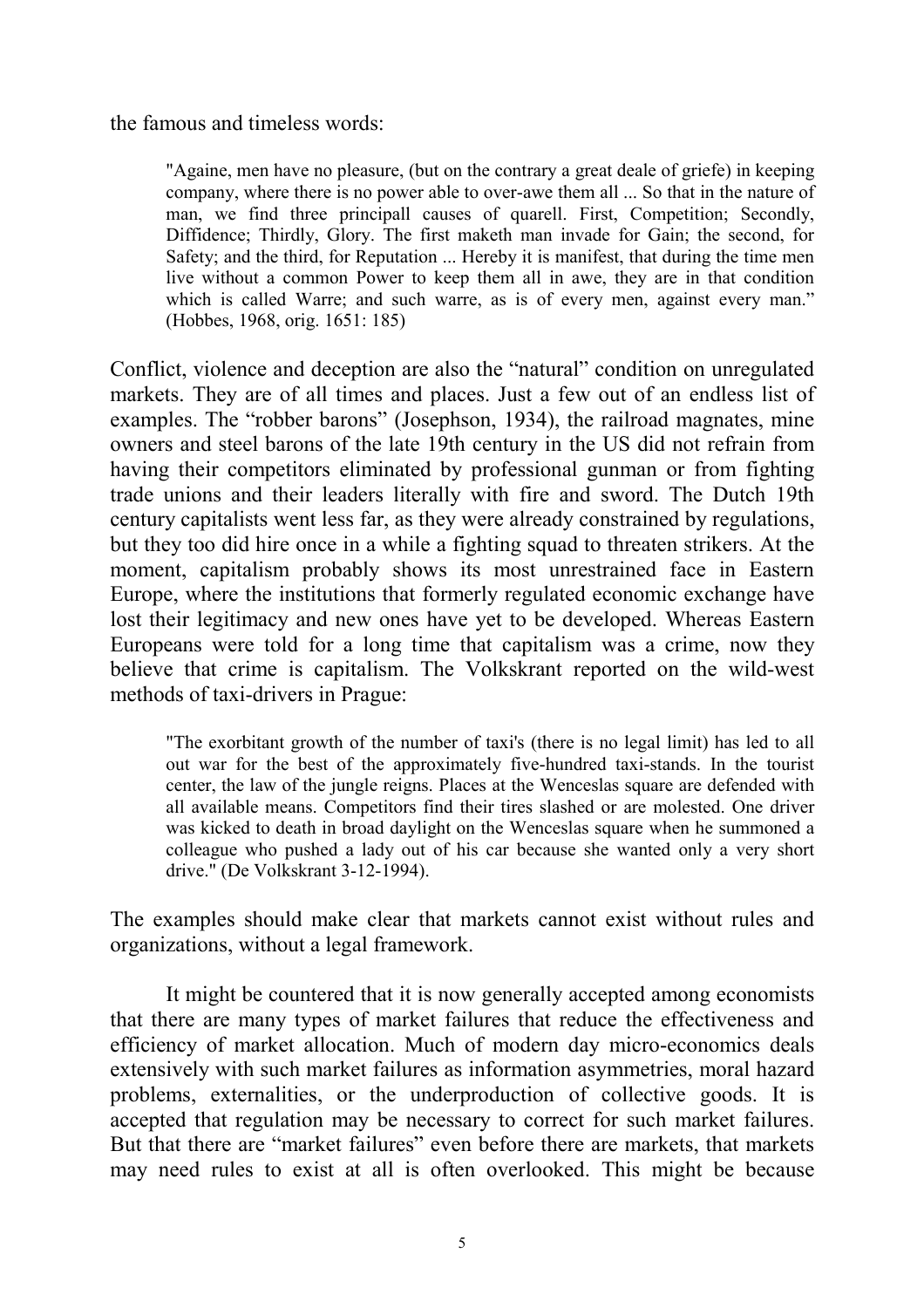the famous and timeless words:

> "Againe, men have no pleasure, (but on the contrary a great deale of griefe) in keeping company, where there is no power able to over-awe them all ... So that in the nature of man, we find three principall causes of quarell. First, Competition; Secondly, Diffidence; Thirdly, Glory. The first maketh man invade for Gain; the second, for Safety; and the third, for Reputation ... Hereby it is manifest, that during the time men live without a common Power to keep them all in awe, they are in that condition which is called Warre; and such warre, as is of every men, against every man." (Hobbes, 1968, orig. 1651: 185)

Conflict, violence and deception are also the "natural" condition on unregulated markets. They are of all times and places. Just a few out of an endless list of examples. The "robber barons" (Josephson, 1934), the railroad magnates, mine owners and steel barons of the late 19th century in the US did not refrain from having their competitors eliminated by professional gunman or from fighting trade unions and their leaders literally with fire and sword. The Dutch 19th century capitalists went less far, as they were already constrained by regulations, but they too did hire once in a while a fighting squad to threaten strikers. At the moment, capitalism probably shows its most unrestrained face in Eastern Europe, where the institutions that formerly regulated economic exchange have lost their legitimacy and new ones have yet to be developed. Whereas Eastern Europeans were told for a long time that capitalism was a crime, now they believe that crime is capitalism. The Volkskrant reported on the wild-west methods of taxi-drivers in Prague:

> "The exorbitant growth of the number of taxi's (there is no legal limit) has led to all out war for the best of the approximately five-hundred taxi-stands. In the tourist center, the law of the jungle reigns. Places at the Wenceslas square are defended with all available means. Competitors find their tires slashed or are molested. One driver was kicked to death in broad daylight on the Wenceslas square when he summoned a colleague who pushed a lady out of his car because she wanted only a very short drive." (De Volkskrant 3-12-1994).

The examples should make clear that markets cannot exist without rules and organizations, without a legal framework.

It might be countered that it is now generally accepted among economists that there are many types of market failures that reduce the effectiveness and efficiency of market allocation. Much of modern day micro-economics deals extensively with such market failures as information asymmetries, moral hazard problems, externalities, or the underproduction of collective goods. It is accepted that regulation may be necessary to correct for such market failures. But that there are "market failures" even before there are markets, that markets may need rules to exist at all is often overlooked. This might be because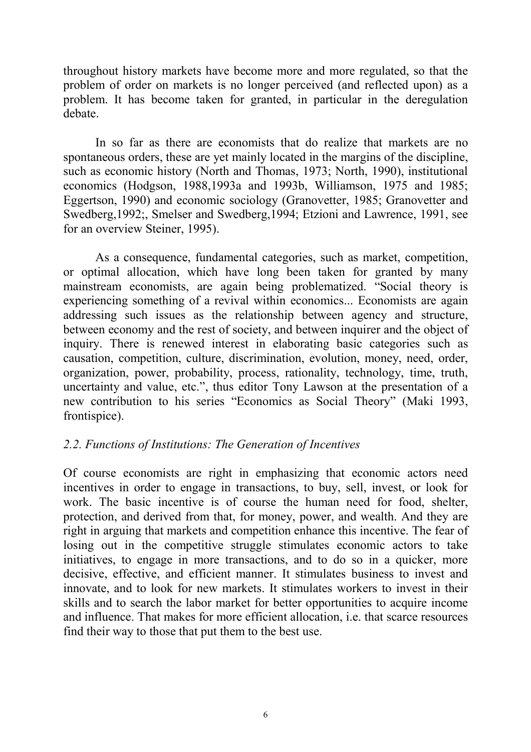throughout history markets have become more and more regulated, so that the problem of order on markets is no longer perceived (and reflected upon) as a problem. It has become taken for granted, in particular in the deregulation debate.

In so far as there are economists that do realize that markets are no spontaneous orders, these are yet mainly located in the margins of the discipline, such as economic history (North and Thomas, 1973; North, 1990), institutional economics (Hodgson, 1988,1993a and 1993b, Williamson, 1975 and 1985; Eggertson, 1990) and economic sociology (Granovetter, 1985; Granovetter and Swedberg,1992;, Smelser and Swedberg,1994; Etzioni and Lawrence, 1991, see for an overview Steiner, 1995).

As a consequence, fundamental categories, such as market, competition, or optimal allocation, which have long been taken for granted by many mainstream economists, are again being problematized. "Social theory is experiencing something of a revival within economics... Economists are again addressing such issues as the relationship between agency and structure, between economy and the rest of society, and between inquirer and the object of inquiry. There is renewed interest in elaborating basic categories such as causation, competition, culture, discrimination, evolution, money, need, order, organization, power, probability, process, rationality, technology, time, truth, uncertainty and value, etc.", thus editor Tony Lawson at the presentation of a new contribution to his series "Economics as Social Theory" (Maki 1993, frontispice).

### *2.2. Functions of Institutions: The Generation of Incentives*

Of course economists are right in emphasizing that economic actors need incentives in order to engage in transactions, to buy, sell, invest, or look for work. The basic incentive is of course the human need for food, shelter, protection, and derived from that, for money, power, and wealth. And they are right in arguing that markets and competition enhance this incentive. The fear of losing out in the competitive struggle stimulates economic actors to take initiatives, to engage in more transactions, and to do so in a quicker, more decisive, effective, and efficient manner. It stimulates business to invest and innovate, and to look for new markets. It stimulates workers to invest in their skills and to search the labor market for better opportunities to acquire income and influence. That makes for more efficient allocation, i.e. that scarce resources find their way to those that put them to the best use.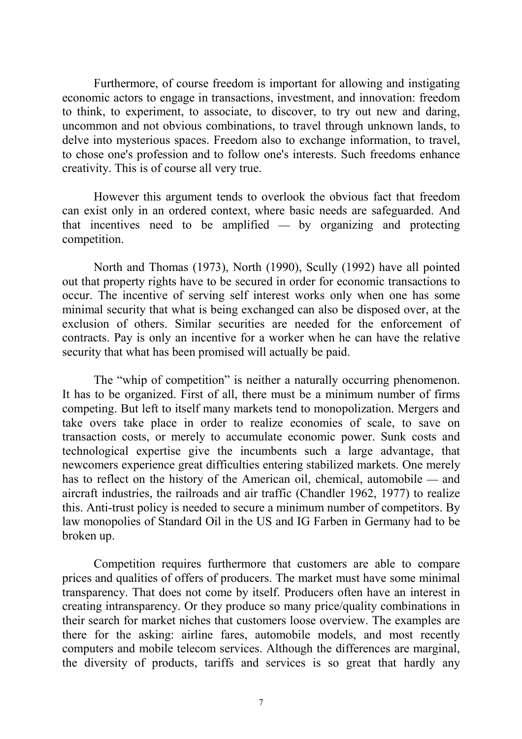Furthermore, of course freedom is important for allowing and instigating economic actors to engage in transactions, investment, and innovation: freedom to think, to experiment, to associate, to discover, to try out new and daring, uncommon and not obvious combinations, to travel through unknown lands, to delve into mysterious spaces. Freedom also to exchange information, to travel, to chose one's profession and to follow one's interests. Such freedoms enhance creativity. This is of course all very true.

However this argument tends to overlook the obvious fact that freedom can exist only in an ordered context, where basic needs are safeguarded. And that incentives need to be amplified — by organizing and protecting competition.

North and Thomas (1973), North (1990), Scully (1992) have all pointed out that property rights have to be secured in order for economic transactions to occur. The incentive of serving self interest works only when one has some minimal security that what is being exchanged can also be disposed over, at the exclusion of others. Similar securities are needed for the enforcement of contracts. Pay is only an incentive for a worker when he can have the relative security that what has been promised will actually be paid.

The "whip of competition" is neither a naturally occurring phenomenon. It has to be organized. First of all, there must be a minimum number of firms competing. But left to itself many markets tend to monopolization. Mergers and take overs take place in order to realize economies of scale, to save on transaction costs, or merely to accumulate economic power. Sunk costs and technological expertise give the incumbents such a large advantage, that newcomers experience great difficulties entering stabilized markets. One merely has to reflect on the history of the American oil, chemical, automobile — and aircraft industries, the railroads and air traffic (Chandler 1962, 1977) to realize this. Anti-trust policy is needed to secure a minimum number of competitors. By law monopolies of Standard Oil in the US and IG Farben in Germany had to be broken up.

Competition requires furthermore that customers are able to compare prices and qualities of offers of producers. The market must have some minimal transparency. That does not come by itself. Producers often have an interest in creating intransparency. Or they produce so many price/quality combinations in their search for market niches that customers loose overview. The examples are there for the asking: airline fares, automobile models, and most recently computers and mobile telecom services. Although the differences are marginal, the diversity of products, tariffs and services is so great that hardly any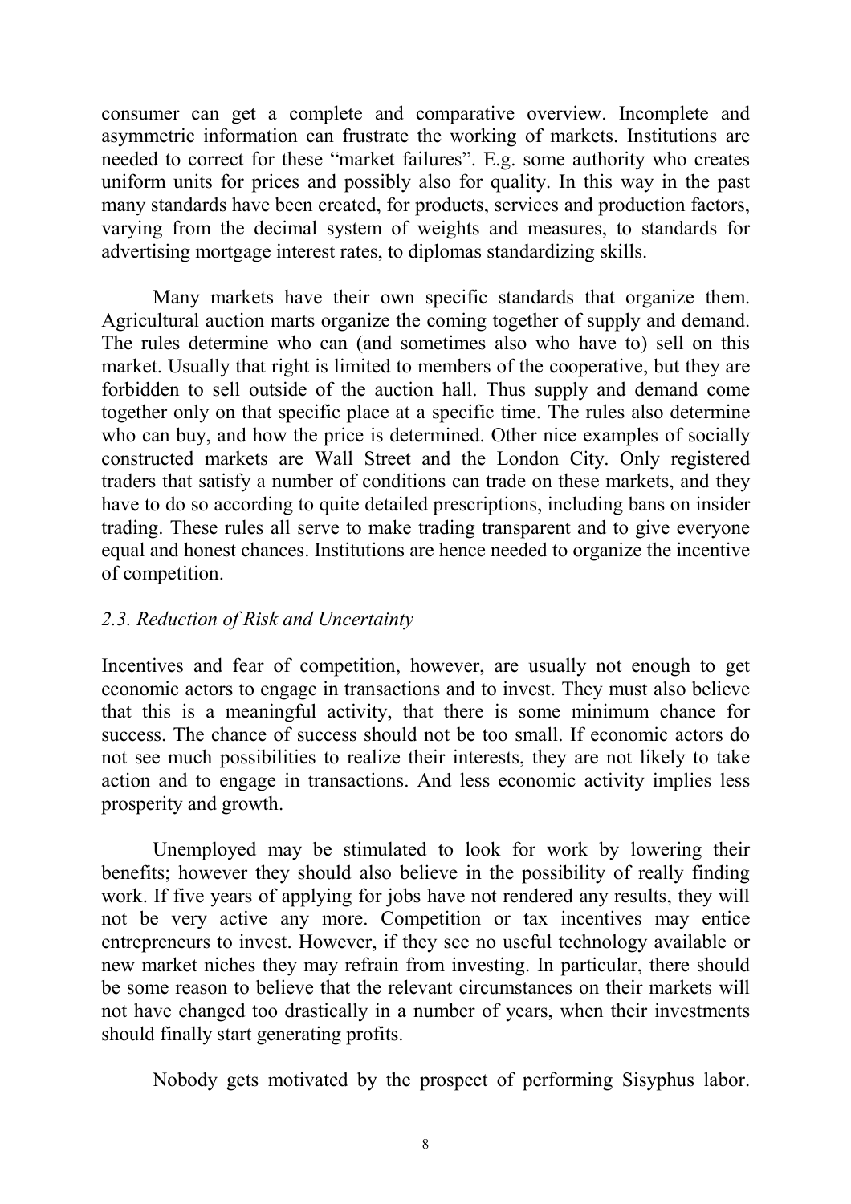consumer can get a complete and comparative overview. Incomplete and asymmetric information can frustrate the working of markets. Institutions are needed to correct for these "market failures". E.g. some authority who creates uniform units for prices and possibly also for quality. In this way in the past many standards have been created, for products, services and production factors, varying from the decimal system of weights and measures, to standards for advertising mortgage interest rates, to diplomas standardizing skills.

Many markets have their own specific standards that organize them. Agricultural auction marts organize the coming together of supply and demand. The rules determine who can (and sometimes also who have to) sell on this market. Usually that right is limited to members of the cooperative, but they are forbidden to sell outside of the auction hall. Thus supply and demand come together only on that specific place at a specific time. The rules also determine who can buy, and how the price is determined. Other nice examples of socially constructed markets are Wall Street and the London City. Only registered traders that satisfy a number of conditions can trade on these markets, and they have to do so according to quite detailed prescriptions, including bans on insider trading. These rules all serve to make trading transparent and to give everyone equal and honest chances. Institutions are hence needed to organize the incentive of competition.

### *2.3. Reduction of Risk and Uncertainty*

Incentives and fear of competition, however, are usually not enough to get economic actors to engage in transactions and to invest. They must also believe that this is a meaningful activity, that there is some minimum chance for success. The chance of success should not be too small. If economic actors do not see much possibilities to realize their interests, they are not likely to take action and to engage in transactions. And less economic activity implies less prosperity and growth.

Unemployed may be stimulated to look for work by lowering their benefits; however they should also believe in the possibility of really finding work. If five years of applying for jobs have not rendered any results, they will not be very active any more. Competition or tax incentives may entice entrepreneurs to invest. However, if they see no useful technology available or new market niches they may refrain from investing. In particular, there should be some reason to believe that the relevant circumstances on their markets will not have changed too drastically in a number of years, when their investments should finally start generating profits.

Nobody gets motivated by the prospect of performing Sisyphus labor.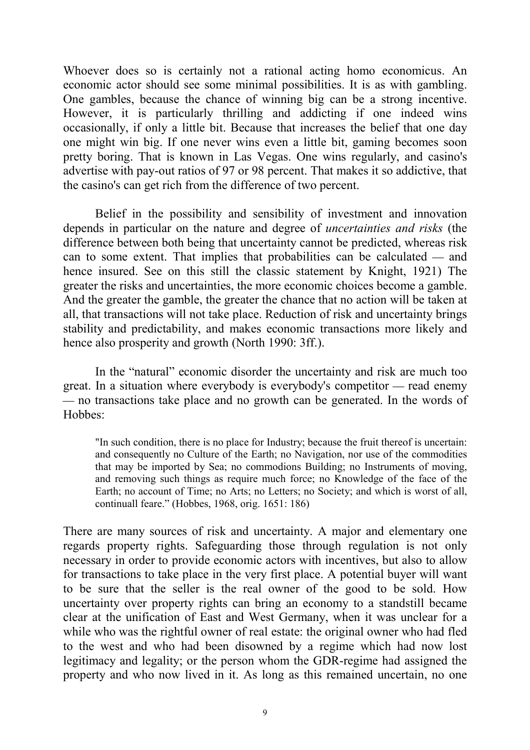Whoever does so is certainly not a rational acting homo economicus. An economic actor should see some minimal possibilities. It is as with gambling. One gambles, because the chance of winning big can be a strong incentive. However, it is particularly thrilling and addicting if one indeed wins occasionally, if only a little bit. Because that increases the belief that one day one might win big. If one never wins even a little bit, gaming becomes soon pretty boring. That is known in Las Vegas. One wins regularly, and casino's advertise with pay-out ratios of 97 or 98 percent. That makes it so addictive, that the casino's can get rich from the difference of two percent.

Belief in the possibility and sensibility of investment and innovation depends in particular on the nature and degree of *uncertainties and risks* (the difference between both being that uncertainty cannot be predicted, whereas risk can to some extent. That implies that probabilities can be calculated — and hence insured. See on this still the classic statement by Knight, 1921) The greater the risks and uncertainties, the more economic choices become a gamble. And the greater the gamble, the greater the chance that no action will be taken at all, that transactions will not take place. Reduction of risk and uncertainty brings stability and predictability, and makes economic transactions more likely and hence also prosperity and growth (North 1990: 3ff.).

In the "natural" economic disorder the uncertainty and risk are much too great. In a situation where everybody is everybody's competitor — read enemy — no transactions take place and no growth can be generated. In the words of Hobbes:

> "In such condition, there is no place for Industry; because the fruit thereof is uncertain: and consequently no Culture of the Earth; no Navigation, nor use of the commodities that may be imported by Sea; no commodious Building; no Instruments of moving, and removing such things as require much force; no Knowledge of the face of the Earth; no account of Time; no Arts; no Letters; no Society; and which is worst of all, continuall feare." (Hobbes, 1968, orig. 1651: 186)

There are many sources of risk and uncertainty. A major and elementary one regards property rights. Safeguarding those through regulation is not only necessary in order to provide economic actors with incentives, but also to allow for transactions to take place in the very first place. A potential buyer will want to be sure that the seller is the real owner of the good to be sold. How uncertainty over property rights can bring an economy to a standstill became clear at the unification of East and West Germany, when it was unclear for a while who was the rightful owner of real estate: the original owner who had fled to the west and who had been disowned by a regime which had now lost legitimacy and legality; or the person whom the GDR-regime had assigned the property and who now lived in it. As long as this remained uncertain, no one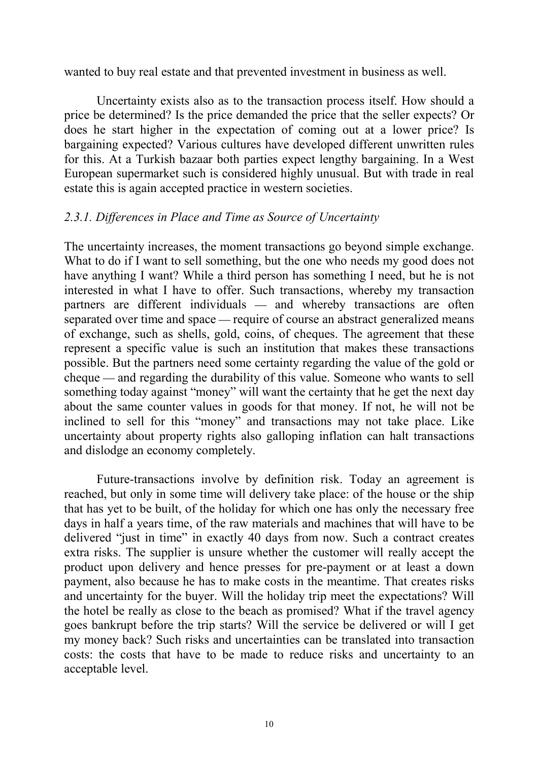wanted to buy real estate and that prevented investment in business as well.

Uncertainty exists also as to the transaction process itself. How should a price be determined? Is the price demanded the price that the seller expects? Or does he start higher in the expectation of coming out at a lower price? Is bargaining expected? Various cultures have developed different unwritten rules for this. At a Turkish bazaar both parties expect lengthy bargaining. In a West European supermarket such is considered highly unusual. But with trade in real estate this is again accepted practice in western societies.

### *2.3.1. Differences in Place and Time as Source of Uncertainty*

The uncertainty increases, the moment transactions go beyond simple exchange. What to do if I want to sell something, but the one who needs my good does not have anything I want? While a third person has something I need, but he is not interested in what I have to offer. Such transactions, whereby my transaction partners are different individuals — and whereby transactions are often separated over time and space — require of course an abstract generalized means of exchange, such as shells, gold, coins, of cheques. The agreement that these represent a specific value is such an institution that makes these transactions possible. But the partners need some certainty regarding the value of the gold or cheque — and regarding the durability of this value. Someone who wants to sell something today against "money" will want the certainty that he get the next day about the same counter values in goods for that money. If not, he will not be inclined to sell for this "money" and transactions may not take place. Like uncertainty about property rights also galloping inflation can halt transactions and dislodge an economy completely.

Future-transactions involve by definition risk. Today an agreement is reached, but only in some time will delivery take place: of the house or the ship that has yet to be built, of the holiday for which one has only the necessary free days in half a years time, of the raw materials and machines that will have to be delivered "just in time" in exactly 40 days from now. Such a contract creates extra risks. The supplier is unsure whether the customer will really accept the product upon delivery and hence presses for pre-payment or at least a down payment, also because he has to make costs in the meantime. That creates risks and uncertainty for the buyer. Will the holiday trip meet the expectations? Will the hotel be really as close to the beach as promised? What if the travel agency goes bankrupt before the trip starts? Will the service be delivered or will I get my money back? Such risks and uncertainties can be translated into transaction costs: the costs that have to be made to reduce risks and uncertainty to an acceptable level.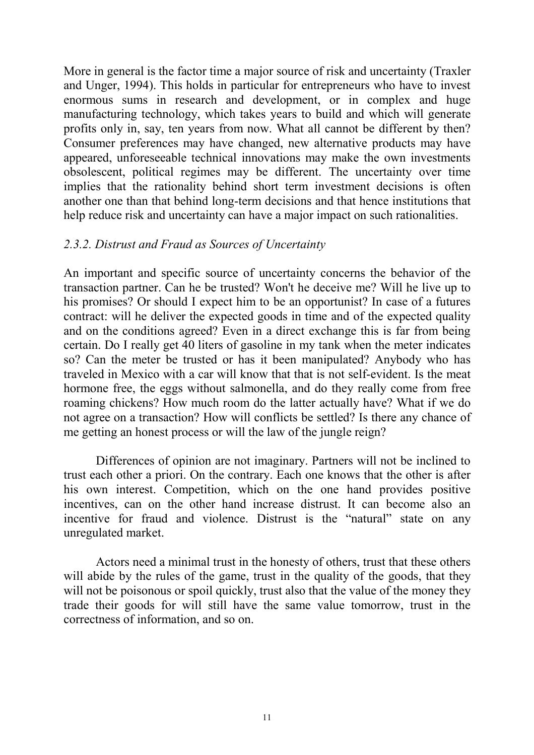More in general is the factor time a major source of risk and uncertainty (Traxler and Unger, 1994). This holds in particular for entrepreneurs who have to invest enormous sums in research and development, or in complex and huge manufacturing technology, which takes years to build and which will generate profits only in, say, ten years from now. What all cannot be different by then? Consumer preferences may have changed, new alternative products may have appeared, unforeseeable technical innovations may make the own investments obsolescent, political regimes may be different. The uncertainty over time implies that the rationality behind short term investment decisions is often another one than that behind long-term decisions and that hence institutions that help reduce risk and uncertainty can have a major impact on such rationalities.

### *2.3.2. Distrust and Fraud as Sources of Uncertainty*

An important and specific source of uncertainty concerns the behavior of the transaction partner. Can he be trusted? Won't he deceive me? Will he live up to his promises? Or should I expect him to be an opportunist? In case of a futures contract: will he deliver the expected goods in time and of the expected quality and on the conditions agreed? Even in a direct exchange this is far from being certain. Do I really get 40 liters of gasoline in my tank when the meter indicates so? Can the meter be trusted or has it been manipulated? Anybody who has traveled in Mexico with a car will know that that is not self-evident. Is the meat hormone free, the eggs without salmonella, and do they really come from free roaming chickens? How much room do the latter actually have? What if we do not agree on a transaction? How will conflicts be settled? Is there any chance of me getting an honest process or will the law of the jungle reign?

Differences of opinion are not imaginary. Partners will not be inclined to trust each other a priori. On the contrary. Each one knows that the other is after his own interest. Competition, which on the one hand provides positive incentives, can on the other hand increase distrust. It can become also an incentive for fraud and violence. Distrust is the "natural" state on any unregulated market.

Actors need a minimal trust in the honesty of others, trust that these others will abide by the rules of the game, trust in the quality of the goods, that they will not be poisonous or spoil quickly, trust also that the value of the money they trade their goods for will still have the same value tomorrow, trust in the correctness of information, and so on.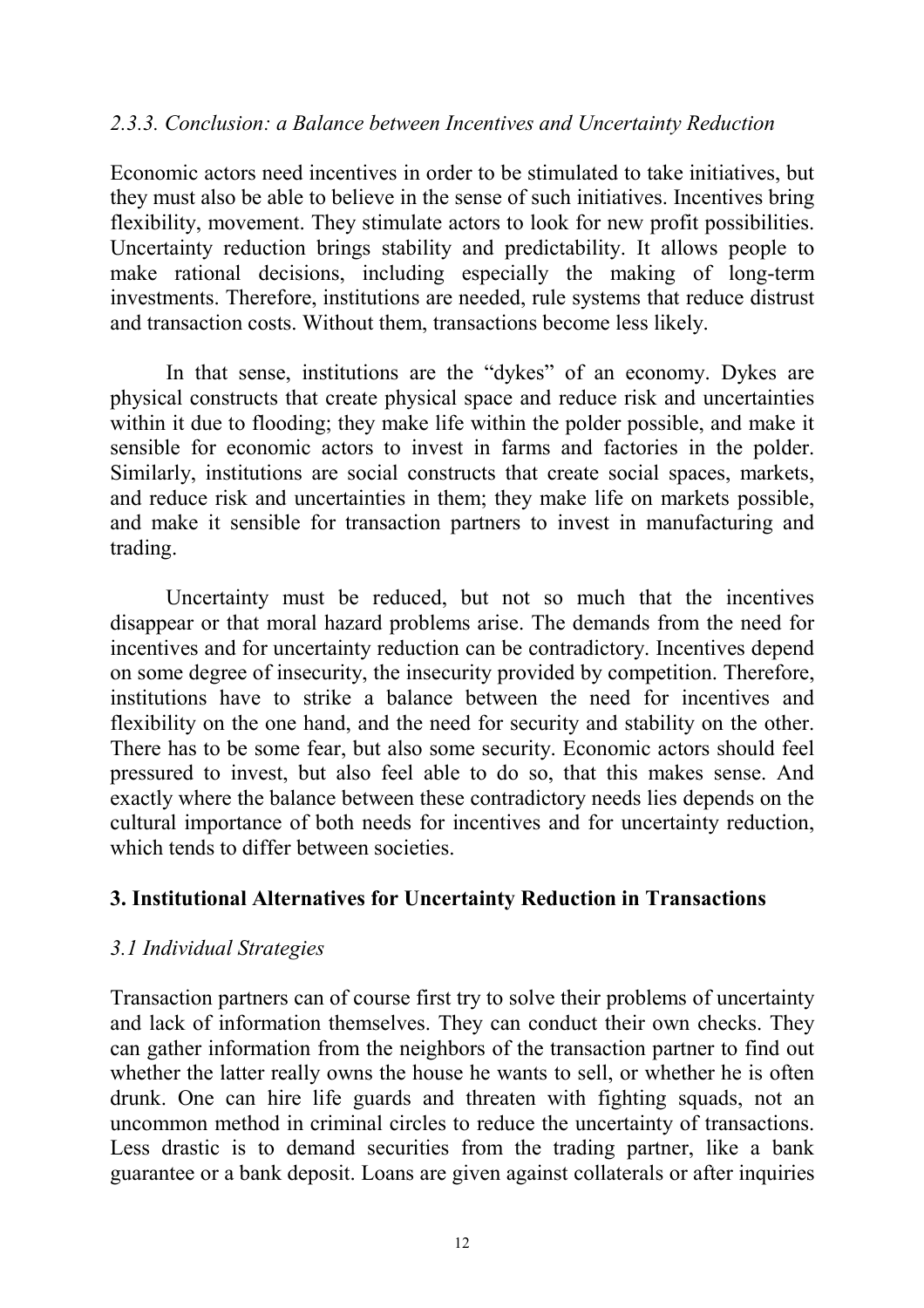### *2.3.3. Conclusion: a Balance between Incentives and Uncertainty Reduction*

Economic actors need incentives in order to be stimulated to take initiatives, but they must also be able to believe in the sense of such initiatives. Incentives bring flexibility, movement. They stimulate actors to look for new profit possibilities. Uncertainty reduction brings stability and predictability. It allows people to make rational decisions, including especially the making of long-term investments. Therefore, institutions are needed, rule systems that reduce distrust and transaction costs. Without them, transactions become less likely.

In that sense, institutions are the "dykes" of an economy. Dykes are physical constructs that create physical space and reduce risk and uncertainties within it due to flooding; they make life within the polder possible, and make it sensible for economic actors to invest in farms and factories in the polder. Similarly, institutions are social constructs that create social spaces, markets, and reduce risk and uncertainties in them; they make life on markets possible, and make it sensible for transaction partners to invest in manufacturing and trading.

Uncertainty must be reduced, but not so much that the incentives disappear or that moral hazard problems arise. The demands from the need for incentives and for uncertainty reduction can be contradictory. Incentives depend on some degree of insecurity, the insecurity provided by competition. Therefore, institutions have to strike a balance between the need for incentives and flexibility on the one hand, and the need for security and stability on the other. There has to be some fear, but also some security. Economic actors should feel pressured to invest, but also feel able to do so, that this makes sense. And exactly where the balance between these contradictory needs lies depends on the cultural importance of both needs for incentives and for uncertainty reduction, which tends to differ between societies.

## 3. Institutional Alternatives for Uncertainty Reduction in Transactions

### *3.1 Individual Strategies*

Transaction partners can of course first try to solve their problems of uncertainty and lack of information themselves. They can conduct their own checks. They can gather information from the neighbors of the transaction partner to find out whether the latter really owns the house he wants to sell, or whether he is often drunk. One can hire life guards and threaten with fighting squads, not an uncommon method in criminal circles to reduce the uncertainty of transactions. Less drastic is to demand securities from the trading partner, like a bank guarantee or a bank deposit. Loans are given against collaterals or after inquiries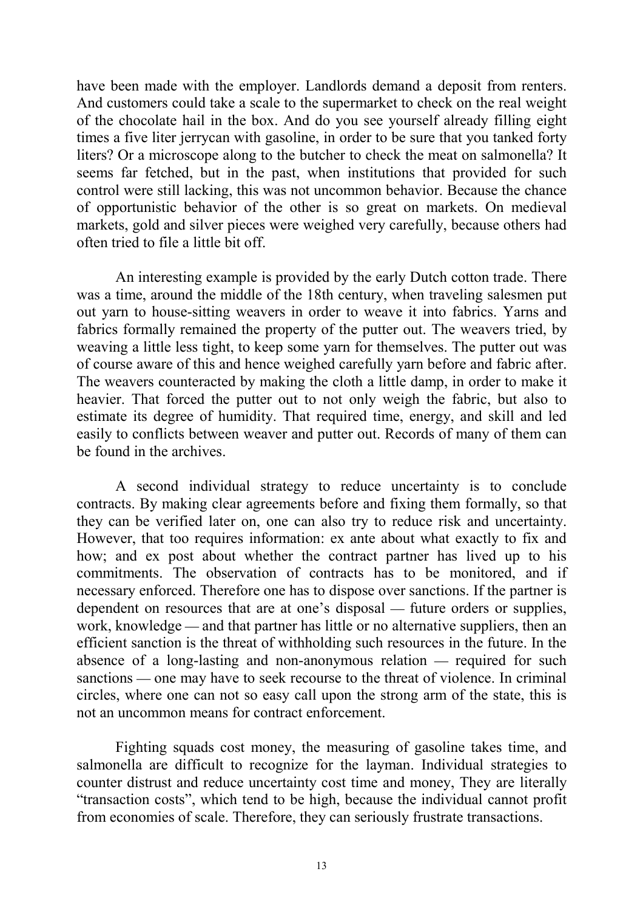have been made with the employer. Landlords demand a deposit from renters. And customers could take a scale to the supermarket to check on the real weight of the chocolate hail in the box. And do you see yourself already filling eight times a five liter jerrycan with gasoline, in order to be sure that you tanked forty liters? Or a microscope along to the butcher to check the meat on salmonella? It seems far fetched, but in the past, when institutions that provided for such control were still lacking, this was not uncommon behavior. Because the chance of opportunistic behavior of the other is so great on markets. On medieval markets, gold and silver pieces were weighed very carefully, because others had often tried to file a little bit off.

An interesting example is provided by the early Dutch cotton trade. There was a time, around the middle of the 18th century, when traveling salesmen put out yarn to house-sitting weavers in order to weave it into fabrics. Yarns and fabrics formally remained the property of the putter out. The weavers tried, by weaving a little less tight, to keep some yarn for themselves. The putter out was of course aware of this and hence weighed carefully yarn before and fabric after. The weavers counteracted by making the cloth a little damp, in order to make it heavier. That forced the putter out to not only weigh the fabric, but also to estimate its degree of humidity. That required time, energy, and skill and led easily to conflicts between weaver and putter out. Records of many of them can be found in the archives.

A second individual strategy to reduce uncertainty is to conclude contracts. By making clear agreements before and fixing them formally, so that they can be verified later on, one can also try to reduce risk and uncertainty. However, that too requires information: ex ante about what exactly to fix and how; and ex post about whether the contract partner has lived up to his commitments. The observation of contracts has to be monitored, and if necessary enforced. Therefore one has to dispose over sanctions. If the partner is dependent on resources that are at one's disposal — future orders or supplies, work, knowledge — and that partner has little or no alternative suppliers, then an efficient sanction is the threat of withholding such resources in the future. In the absence of a long-lasting and non-anonymous relation — required for such sanctions — one may have to seek recourse to the threat of violence. In criminal circles, where one can not so easy call upon the strong arm of the state, this is not an uncommon means for contract enforcement.

Fighting squads cost money, the measuring of gasoline takes time, and salmonella are difficult to recognize for the layman. Individual strategies to counter distrust and reduce uncertainty cost time and money, They are literally "transaction costs", which tend to be high, because the individual cannot profit from economies of scale. Therefore, they can seriously frustrate transactions.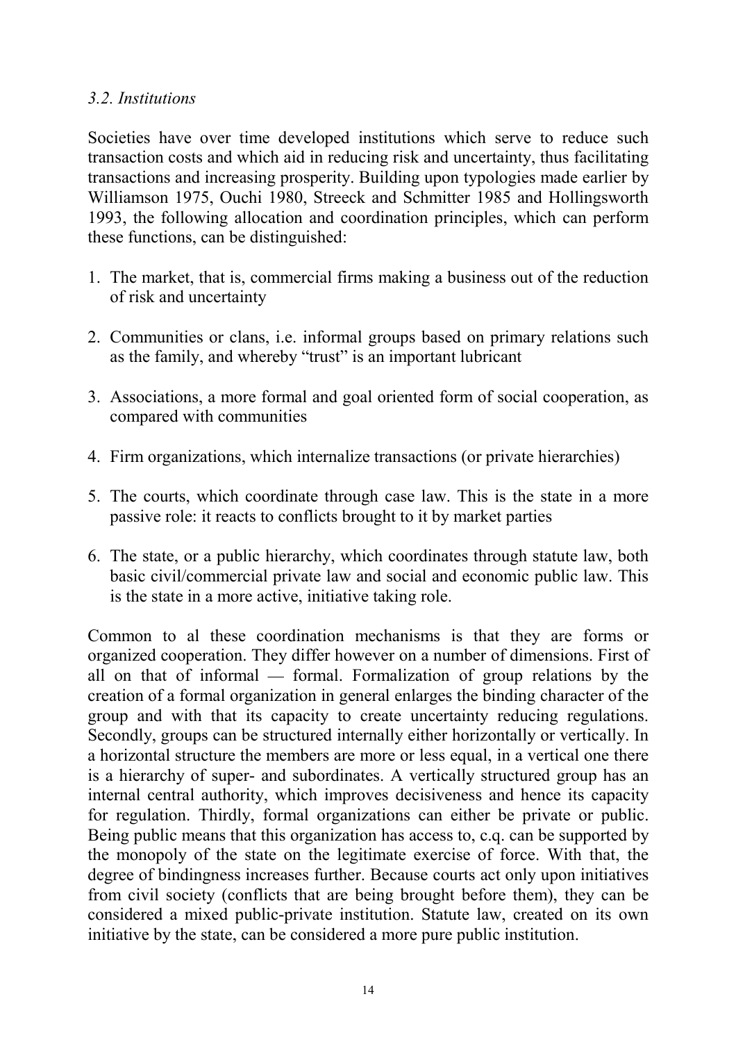### *3.2. Institutions*

Societies have over time developed institutions which serve to reduce such transaction costs and which aid in reducing risk and uncertainty, thus facilitating transactions and increasing prosperity. Building upon typologies made earlier by Williamson 1975, Ouchi 1980, Streeck and Schmitter 1985 and Hollingsworth 1993, the following allocation and coordination principles, which can perform these functions, can be distinguished:

1. The market, that is, commercial firms making a business out of the reduction of risk and uncertainty
2. Communities or clans, i.e. informal groups based on primary relations such as the family, and whereby "trust" is an important lubricant
3. Associations, a more formal and goal oriented form of social cooperation, as compared with communities
4. Firm organizations, which internalize transactions (or private hierarchies)
5. The courts, which coordinate through case law. This is the state in a more passive role: it reacts to conflicts brought to it by market parties
6. The state, or a public hierarchy, which coordinates through statute law, both basic civil/commercial private law and social and economic public law. This is the state in a more active, initiative taking role.

Common to al these coordination mechanisms is that they are forms or organized cooperation. They differ however on a number of dimensions. First of all on that of informal — formal. Formalization of group relations by the creation of a formal organization in general enlarges the binding character of the group and with that its capacity to create uncertainty reducing regulations. Secondly, groups can be structured internally either horizontally or vertically. In a horizontal structure the members are more or less equal, in a vertical one there is a hierarchy of super- and subordinates. A vertically structured group has an internal central authority, which improves decisiveness and hence its capacity for regulation. Thirdly, formal organizations can either be private or public. Being public means that this organization has access to, c.q. can be supported by the monopoly of the state on the legitimate exercise of force. With that, the degree of bindingness increases further. Because courts act only upon initiatives from civil society (conflicts that are being brought before them), they can be considered a mixed public-private institution. Statute law, created on its own initiative by the state, can be considered a more pure public institution.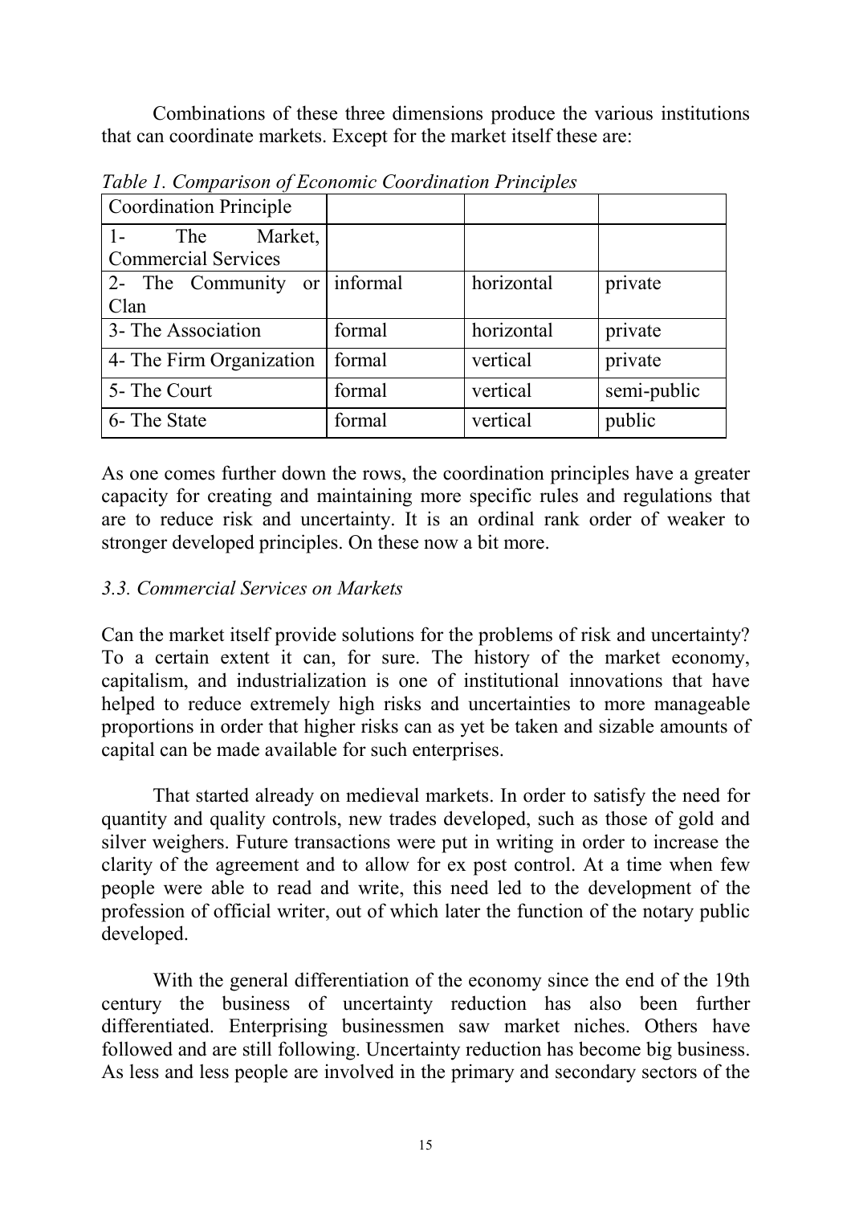Combinations of these three dimensions produce the various institutions that can coordinate markets. Except for the market itself these are:

*Table 1. Comparison of Economic Coordination Principles*

| Coordination Principle | | | |
|---|---|---|---|
| 1- The Market, Commercial Services | | | |
| 2- The Community or Clan | informal | horizontal | private |
| 3- The Association | formal | horizontal | private |
| 4- The Firm Organization | formal | vertical | private |
| 5- The Court | formal | vertical | semi-public |
| 6- The State | formal | vertical | public |

As one comes further down the rows, the coordination principles have a greater capacity for creating and maintaining more specific rules and regulations that are to reduce risk and uncertainty. It is an ordinal rank order of weaker to stronger developed principles. On these now a bit more.

### *3.3. Commercial Services on Markets*

Can the market itself provide solutions for the problems of risk and uncertainty? To a certain extent it can, for sure. The history of the market economy, capitalism, and industrialization is one of institutional innovations that have helped to reduce extremely high risks and uncertainties to more manageable proportions in order that higher risks can as yet be taken and sizable amounts of capital can be made available for such enterprises.

That started already on medieval markets. In order to satisfy the need for quantity and quality controls, new trades developed, such as those of gold and silver weighers. Future transactions were put in writing in order to increase the clarity of the agreement and to allow for ex post control. At a time when few people were able to read and write, this need led to the development of the profession of official writer, out of which later the function of the notary public developed.

With the general differentiation of the economy since the end of the 19th century the business of uncertainty reduction has also been further differentiated. Enterprising businessmen saw market niches. Others have followed and are still following. Uncertainty reduction has become big business. As less and less people are involved in the primary and secondary sectors of the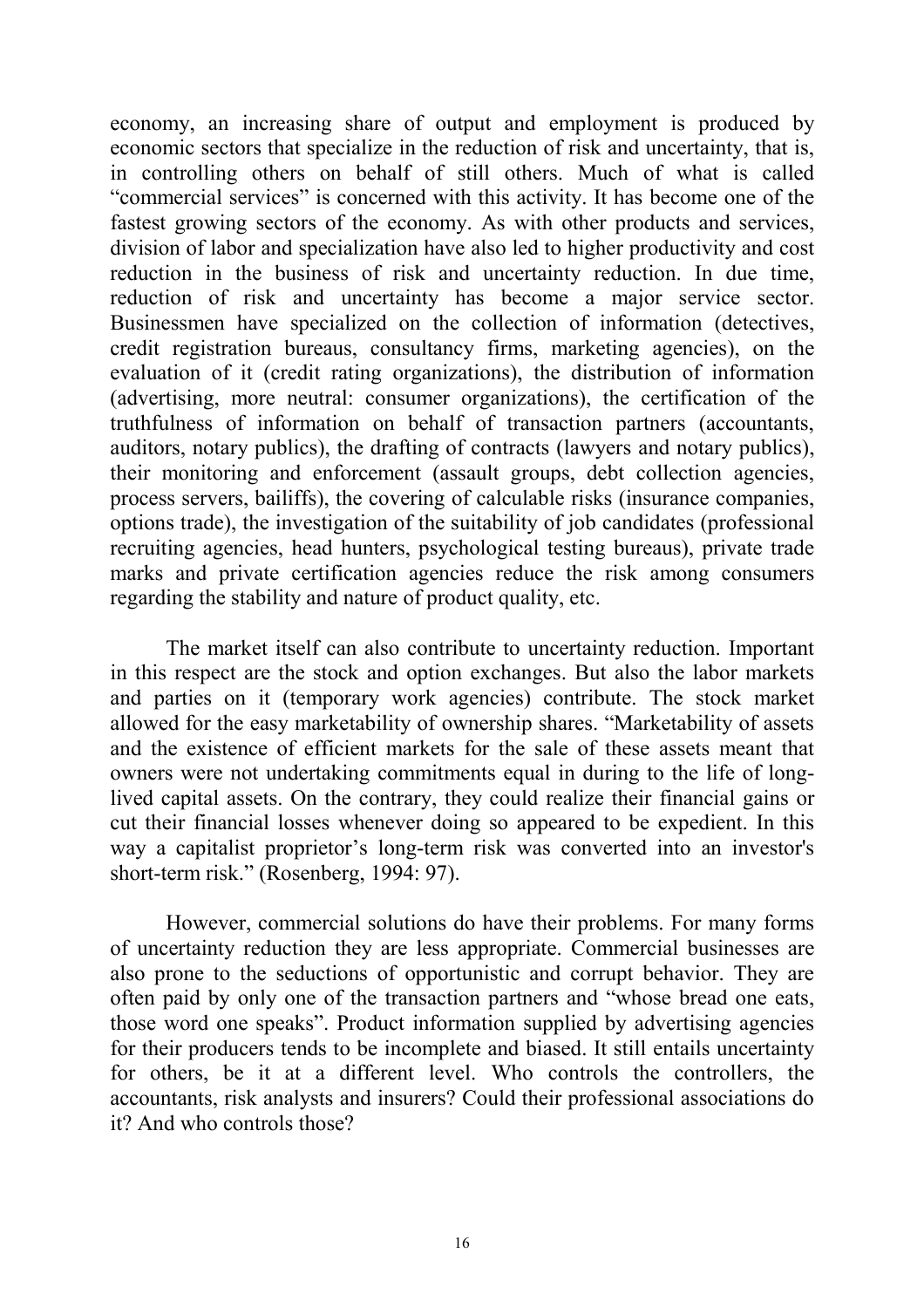economy, an increasing share of output and employment is produced by economic sectors that specialize in the reduction of risk and uncertainty, that is, in controlling others on behalf of still others. Much of what is called "commercial services" is concerned with this activity. It has become one of the fastest growing sectors of the economy. As with other products and services, division of labor and specialization have also led to higher productivity and cost reduction in the business of risk and uncertainty reduction. In due time, reduction of risk and uncertainty has become a major service sector. Businessmen have specialized on the collection of information (detectives, credit registration bureaus, consultancy firms, marketing agencies), on the evaluation of it (credit rating organizations), the distribution of information (advertising, more neutral: consumer organizations), the certification of the truthfulness of information on behalf of transaction partners (accountants, auditors, notary publics), the drafting of contracts (lawyers and notary publics), their monitoring and enforcement (assault groups, debt collection agencies, process servers, bailiffs), the covering of calculable risks (insurance companies, options trade), the investigation of the suitability of job candidates (professional recruiting agencies, head hunters, psychological testing bureaus), private trade marks and private certification agencies reduce the risk among consumers regarding the stability and nature of product quality, etc.

The market itself can also contribute to uncertainty reduction. Important in this respect are the stock and option exchanges. But also the labor markets and parties on it (temporary work agencies) contribute. The stock market allowed for the easy marketability of ownership shares. "Marketability of assets and the existence of efficient markets for the sale of these assets meant that owners were not undertaking commitments equal in during to the life of long-lived capital assets. On the contrary, they could realize their financial gains or cut their financial losses whenever doing so appeared to be expedient. In this way a capitalist proprietor's long-term risk was converted into an investor's short-term risk." (Rosenberg, 1994: 97).

However, commercial solutions do have their problems. For many forms of uncertainty reduction they are less appropriate. Commercial businesses are also prone to the seductions of opportunistic and corrupt behavior. They are often paid by only one of the transaction partners and "whose bread one eats, those word one speaks". Product information supplied by advertising agencies for their producers tends to be incomplete and biased. It still entails uncertainty for others, be it at a different level. Who controls the controllers, the accountants, risk analysts and insurers? Could their professional associations do it? And who controls those?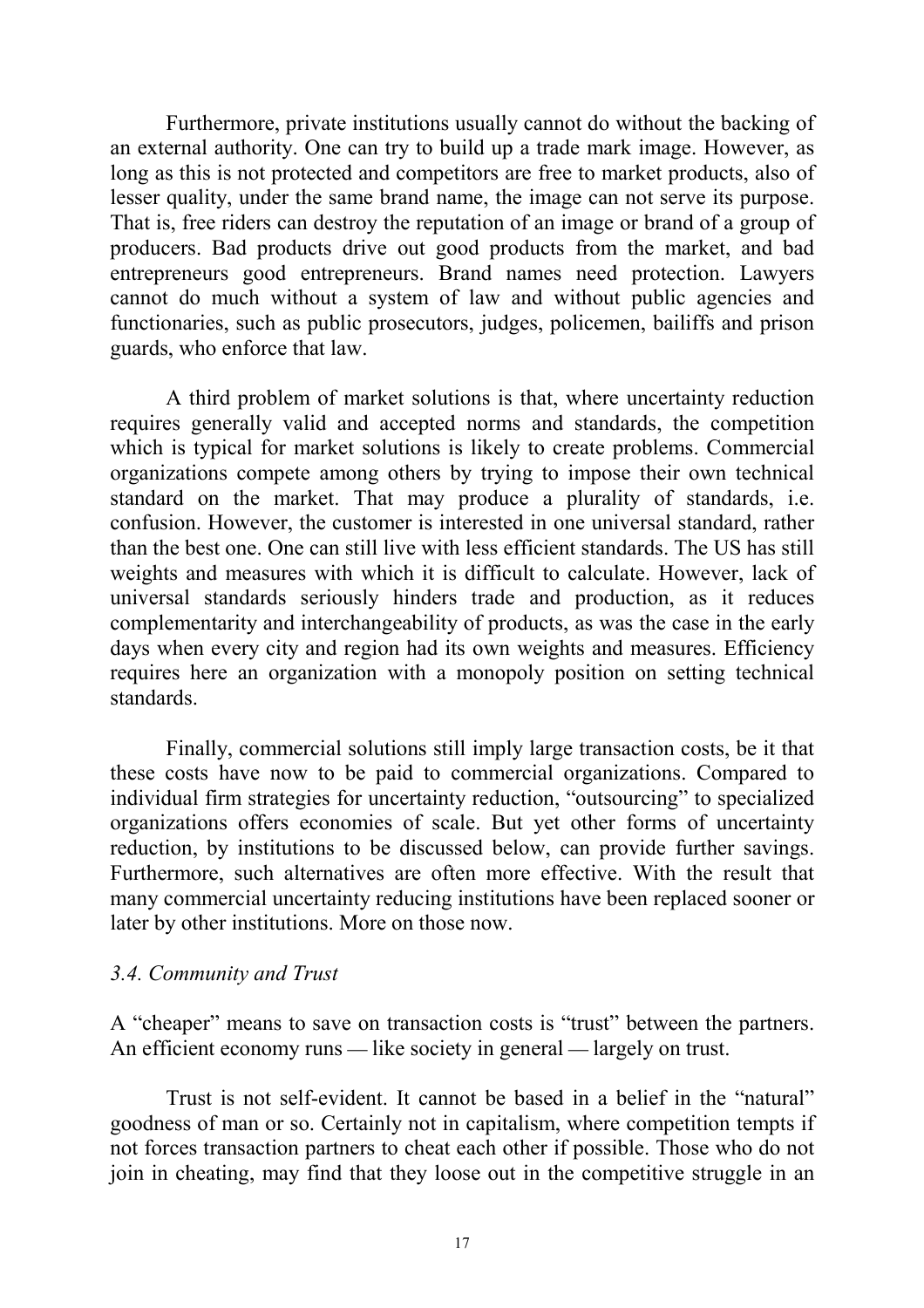Furthermore, private institutions usually cannot do without the backing of an external authority. One can try to build up a trade mark image. However, as long as this is not protected and competitors are free to market products, also of lesser quality, under the same brand name, the image can not serve its purpose. That is, free riders can destroy the reputation of an image or brand of a group of producers. Bad products drive out good products from the market, and bad entrepreneurs good entrepreneurs. Brand names need protection. Lawyers cannot do much without a system of law and without public agencies and functionaries, such as public prosecutors, judges, policemen, bailiffs and prison guards, who enforce that law.

A third problem of market solutions is that, where uncertainty reduction requires generally valid and accepted norms and standards, the competition which is typical for market solutions is likely to create problems. Commercial organizations compete among others by trying to impose their own technical standard on the market. That may produce a plurality of standards, i.e. confusion. However, the customer is interested in one universal standard, rather than the best one. One can still live with less efficient standards. The US has still weights and measures with which it is difficult to calculate. However, lack of universal standards seriously hinders trade and production, as it reduces complementarity and interchangeability of products, as was the case in the early days when every city and region had its own weights and measures. Efficiency requires here an organization with a monopoly position on setting technical standards.

Finally, commercial solutions still imply large transaction costs, be it that these costs have now to be paid to commercial organizations. Compared to individual firm strategies for uncertainty reduction, "outsourcing" to specialized organizations offers economies of scale. But yet other forms of uncertainty reduction, by institutions to be discussed below, can provide further savings. Furthermore, such alternatives are often more effective. With the result that many commercial uncertainty reducing institutions have been replaced sooner or later by other institutions. More on those now.

### *3.4. Community and Trust*

A "cheaper" means to save on transaction costs is "trust" between the partners. An efficient economy runs — like society in general — largely on trust.

Trust is not self-evident. It cannot be based in a belief in the "natural" goodness of man or so. Certainly not in capitalism, where competition tempts if not forces transaction partners to cheat each other if possible. Those who do not join in cheating, may find that they loose out in the competitive struggle in an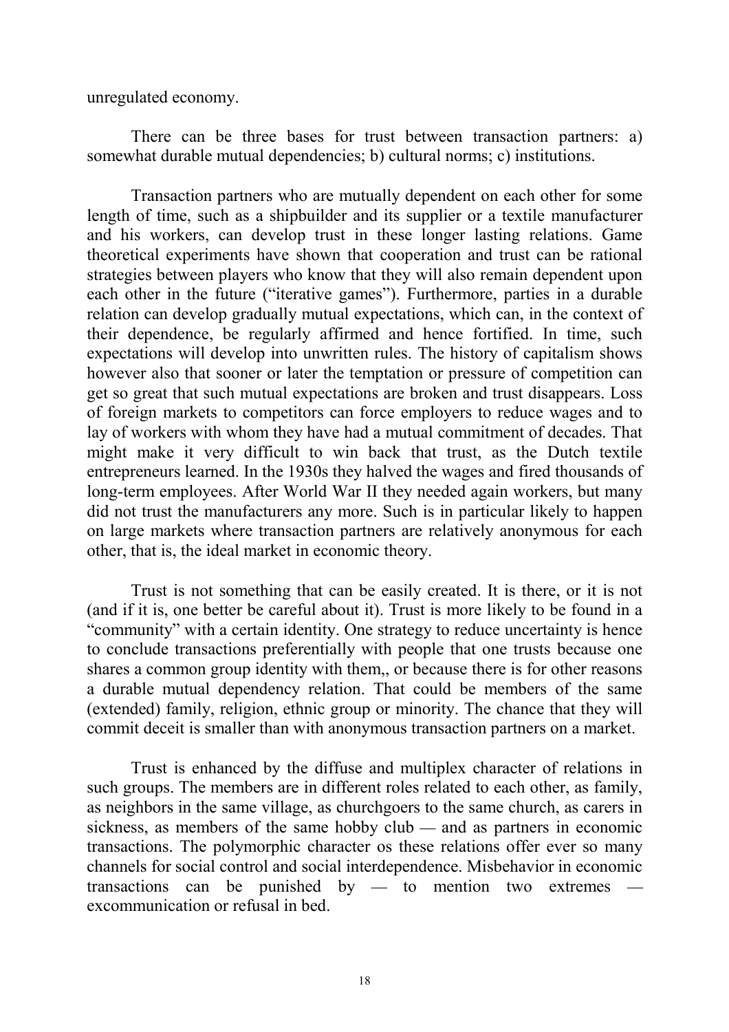unregulated economy.

There can be three bases for trust between transaction partners: a) somewhat durable mutual dependencies; b) cultural norms; c) institutions.

Transaction partners who are mutually dependent on each other for some length of time, such as a shipbuilder and its supplier or a textile manufacturer and his workers, can develop trust in these longer lasting relations. Game theoretical experiments have shown that cooperation and trust can be rational strategies between players who know that they will also remain dependent upon each other in the future ("iterative games"). Furthermore, parties in a durable relation can develop gradually mutual expectations, which can, in the context of their dependence, be regularly affirmed and hence fortified. In time, such expectations will develop into unwritten rules. The history of capitalism shows however also that sooner or later the temptation or pressure of competition can get so great that such mutual expectations are broken and trust disappears. Loss of foreign markets to competitors can force employers to reduce wages and to lay of workers with whom they have had a mutual commitment of decades. That might make it very difficult to win back that trust, as the Dutch textile entrepreneurs learned. In the 1930s they halved the wages and fired thousands of long-term employees. After World War II they needed again workers, but many did not trust the manufacturers any more. Such is in particular likely to happen on large markets where transaction partners are relatively anonymous for each other, that is, the ideal market in economic theory.

Trust is not something that can be easily created. It is there, or it is not (and if it is, one better be careful about it). Trust is more likely to be found in a "community" with a certain identity. One strategy to reduce uncertainty is hence to conclude transactions preferentially with people that one trusts because one shares a common group identity with them,, or because there is for other reasons a durable mutual dependency relation. That could be members of the same (extended) family, religion, ethnic group or minority. The chance that they will commit deceit is smaller than with anonymous transaction partners on a market.

Trust is enhanced by the diffuse and multiplex character of relations in such groups. The members are in different roles related to each other, as family, as neighbors in the same village, as churchgoers to the same church, as carers in sickness, as members of the same hobby club — and as partners in economic transactions. The polymorphic character os these relations offer ever so many channels for social control and social interdependence. Misbehavior in economic transactions can be punished by — to mention two extremes — excommunication or refusal in bed.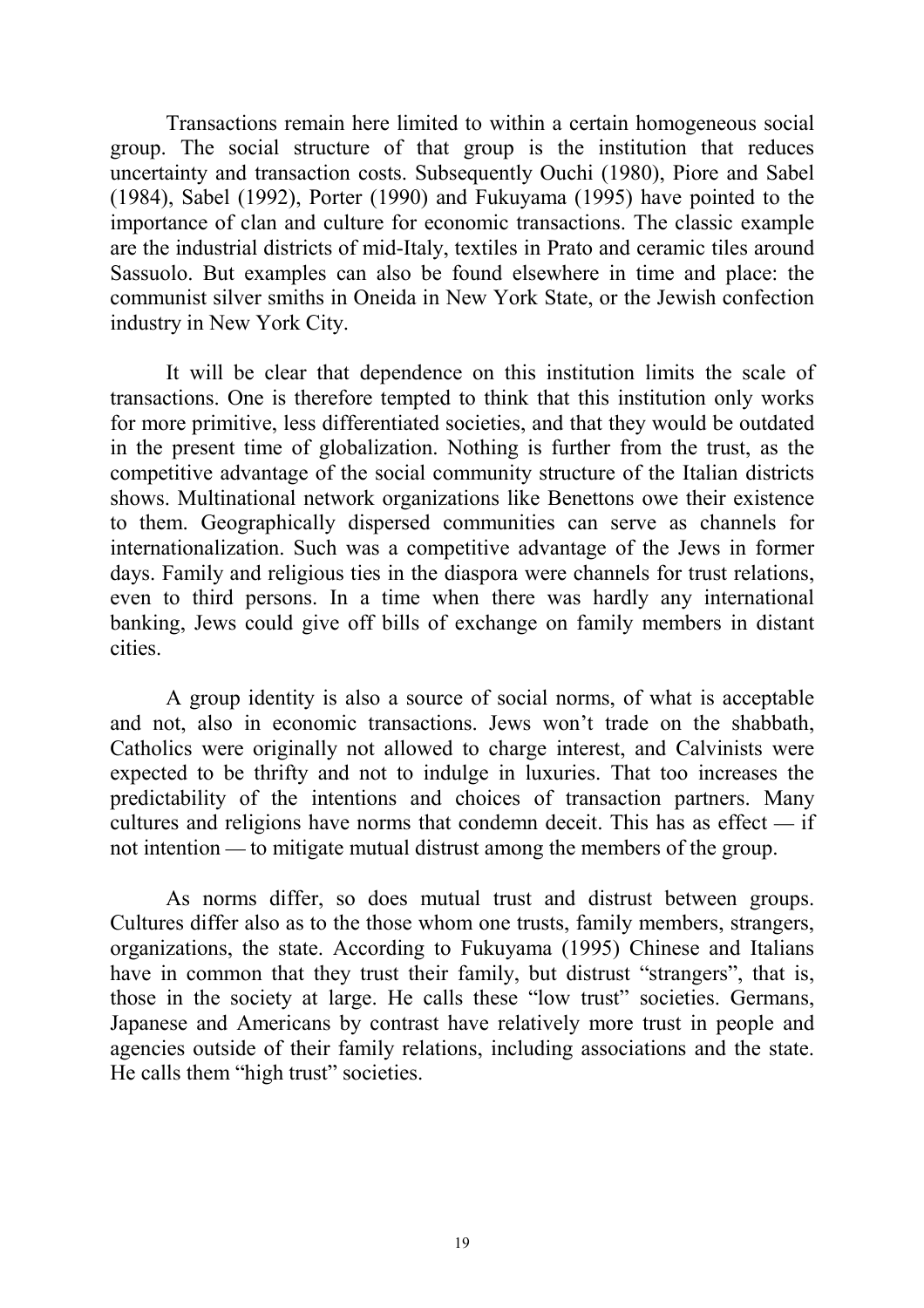Transactions remain here limited to within a certain homogeneous social group. The social structure of that group is the institution that reduces uncertainty and transaction costs. Subsequently Ouchi (1980), Piore and Sabel (1984), Sabel (1992), Porter (1990) and Fukuyama (1995) have pointed to the importance of clan and culture for economic transactions. The classic example are the industrial districts of mid-Italy, textiles in Prato and ceramic tiles around Sassuolo. But examples can also be found elsewhere in time and place: the communist silver smiths in Oneida in New York State, or the Jewish confection industry in New York City.

It will be clear that dependence on this institution limits the scale of transactions. One is therefore tempted to think that this institution only works for more primitive, less differentiated societies, and that they would be outdated in the present time of globalization. Nothing is further from the trust, as the competitive advantage of the social community structure of the Italian districts shows. Multinational network organizations like Benettons owe their existence to them. Geographically dispersed communities can serve as channels for internationalization. Such was a competitive advantage of the Jews in former days. Family and religious ties in the diaspora were channels for trust relations, even to third persons. In a time when there was hardly any international banking, Jews could give off bills of exchange on family members in distant cities.

A group identity is also a source of social norms, of what is acceptable and not, also in economic transactions. Jews won't trade on the shabbath, Catholics were originally not allowed to charge interest, and Calvinists were expected to be thrifty and not to indulge in luxuries. That too increases the predictability of the intentions and choices of transaction partners. Many cultures and religions have norms that condemn deceit. This has as effect — if not intention — to mitigate mutual distrust among the members of the group.

As norms differ, so does mutual trust and distrust between groups. Cultures differ also as to the those whom one trusts, family members, strangers, organizations, the state. According to Fukuyama (1995) Chinese and Italians have in common that they trust their family, but distrust "strangers", that is, those in the society at large. He calls these "low trust" societies. Germans, Japanese and Americans by contrast have relatively more trust in people and agencies outside of their family relations, including associations and the state. He calls them "high trust" societies.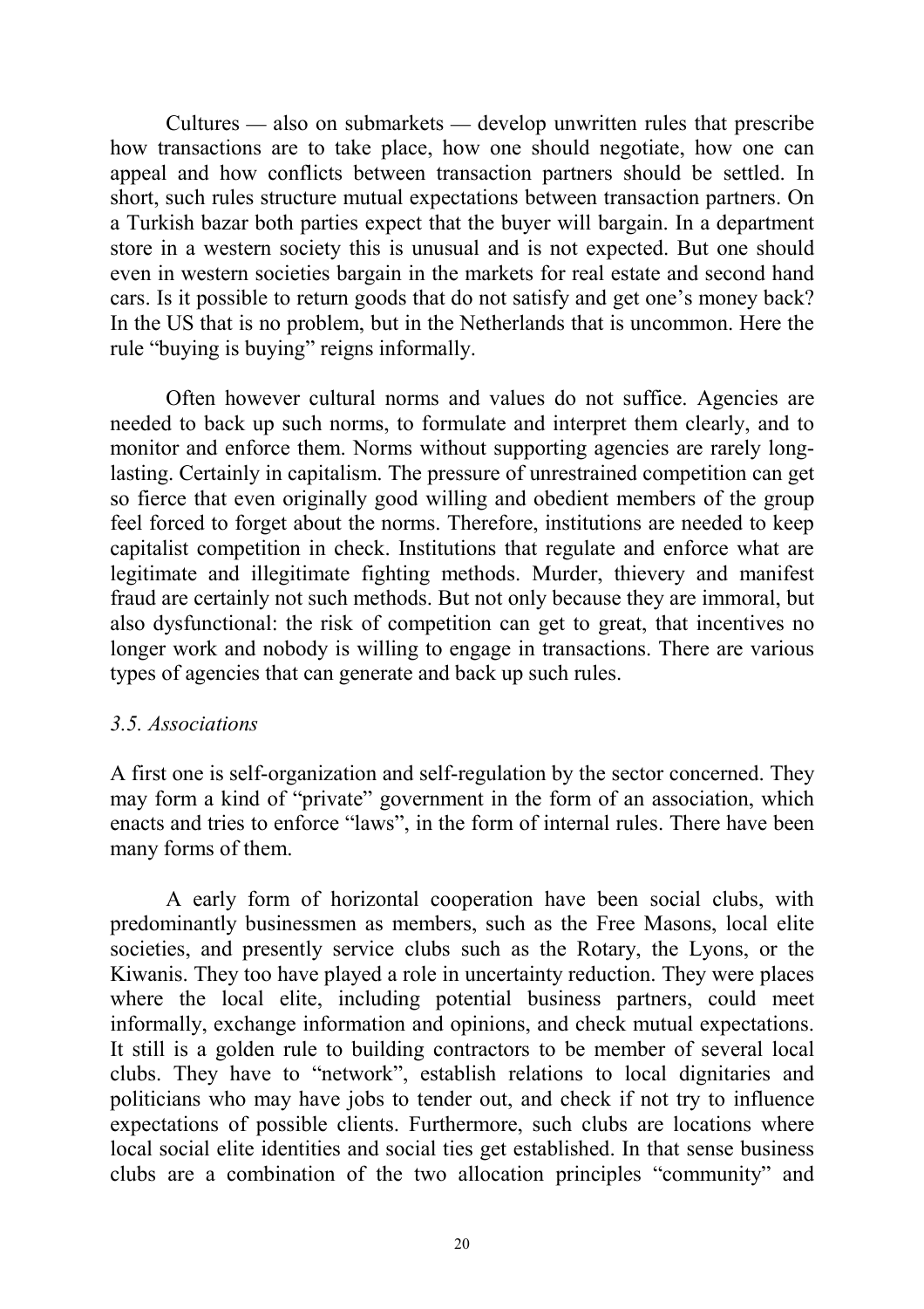Cultures — also on submarkets — develop unwritten rules that prescribe how transactions are to take place, how one should negotiate, how one can appeal and how conflicts between transaction partners should be settled. In short, such rules structure mutual expectations between transaction partners. On a Turkish bazar both parties expect that the buyer will bargain. In a department store in a western society this is unusual and is not expected. But one should even in western societies bargain in the markets for real estate and second hand cars. Is it possible to return goods that do not satisfy and get one's money back? In the US that is no problem, but in the Netherlands that is uncommon. Here the rule "buying is buying" reigns informally.

Often however cultural norms and values do not suffice. Agencies are needed to back up such norms, to formulate and interpret them clearly, and to monitor and enforce them. Norms without supporting agencies are rarely long-lasting. Certainly in capitalism. The pressure of unrestrained competition can get so fierce that even originally good willing and obedient members of the group feel forced to forget about the norms. Therefore, institutions are needed to keep capitalist competition in check. Institutions that regulate and enforce what are legitimate and illegitimate fighting methods. Murder, thievery and manifest fraud are certainly not such methods. But not only because they are immoral, but also dysfunctional: the risk of competition can get to great, that incentives no longer work and nobody is willing to engage in transactions. There are various types of agencies that can generate and back up such rules.

### *3.5. Associations*

A first one is self-organization and self-regulation by the sector concerned. They may form a kind of "private" government in the form of an association, which enacts and tries to enforce "laws", in the form of internal rules. There have been many forms of them.

A early form of horizontal cooperation have been social clubs, with predominantly businessmen as members, such as the Free Masons, local elite societies, and presently service clubs such as the Rotary, the Lyons, or the Kiwanis. They too have played a role in uncertainty reduction. They were places where the local elite, including potential business partners, could meet informally, exchange information and opinions, and check mutual expectations. It still is a golden rule to building contractors to be member of several local clubs. They have to "network", establish relations to local dignitaries and politicians who may have jobs to tender out, and check if not try to influence expectations of possible clients. Furthermore, such clubs are locations where local social elite identities and social ties get established. In that sense business clubs are a combination of the two allocation principles "community" and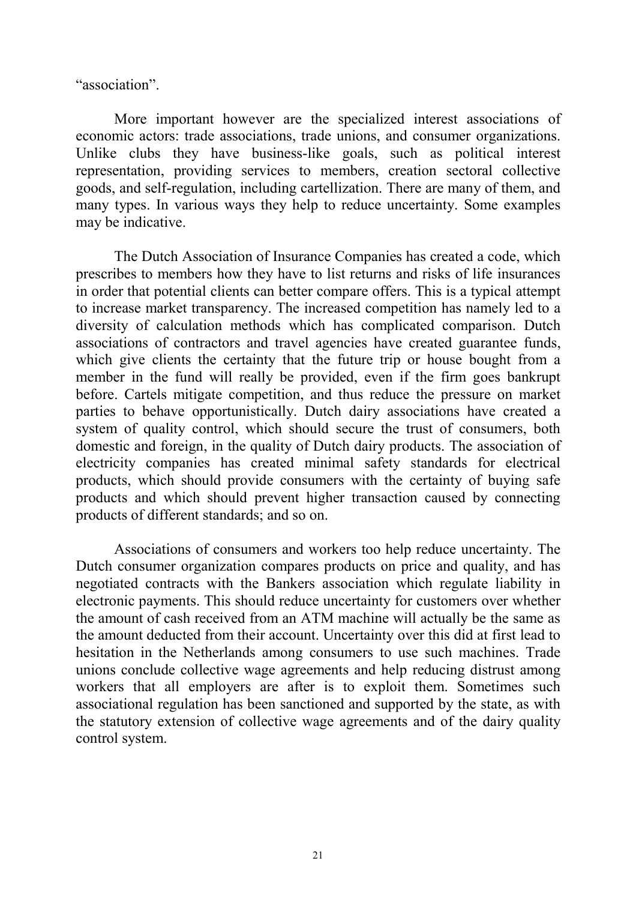"association".

More important however are the specialized interest associations of economic actors: trade associations, trade unions, and consumer organizations. Unlike clubs they have business-like goals, such as political interest representation, providing services to members, creation sectoral collective goods, and self-regulation, including cartellization. There are many of them, and many types. In various ways they help to reduce uncertainty. Some examples may be indicative.

The Dutch Association of Insurance Companies has created a code, which prescribes to members how they have to list returns and risks of life insurances in order that potential clients can better compare offers. This is a typical attempt to increase market transparency. The increased competition has namely led to a diversity of calculation methods which has complicated comparison. Dutch associations of contractors and travel agencies have created guarantee funds, which give clients the certainty that the future trip or house bought from a member in the fund will really be provided, even if the firm goes bankrupt before. Cartels mitigate competition, and thus reduce the pressure on market parties to behave opportunistically. Dutch dairy associations have created a system of quality control, which should secure the trust of consumers, both domestic and foreign, in the quality of Dutch dairy products. The association of electricity companies has created minimal safety standards for electrical products, which should provide consumers with the certainty of buying safe products and which should prevent higher transaction caused by connecting products of different standards; and so on.

Associations of consumers and workers too help reduce uncertainty. The Dutch consumer organization compares products on price and quality, and has negotiated contracts with the Bankers association which regulate liability in electronic payments. This should reduce uncertainty for customers over whether the amount of cash received from an ATM machine will actually be the same as the amount deducted from their account. Uncertainty over this did at first lead to hesitation in the Netherlands among consumers to use such machines. Trade unions conclude collective wage agreements and help reducing distrust among workers that all employers are after is to exploit them. Sometimes such associational regulation has been sanctioned and supported by the state, as with the statutory extension of collective wage agreements and of the dairy quality control system.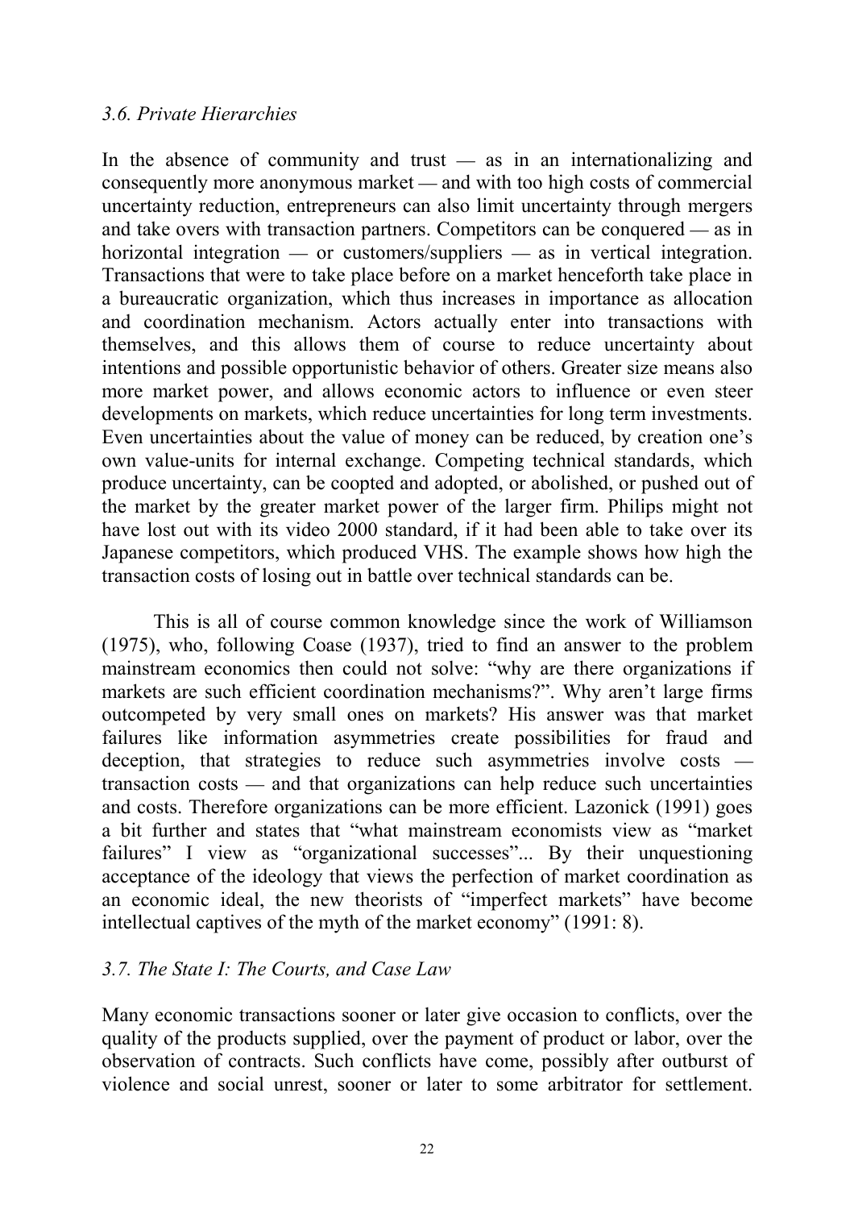### *3.6. Private Hierarchies*

In the absence of community and trust — as in an internationalizing and consequently more anonymous market — and with too high costs of commercial uncertainty reduction, entrepreneurs can also limit uncertainty through mergers and take overs with transaction partners. Competitors can be conquered — as in horizontal integration — or customers/suppliers — as in vertical integration. Transactions that were to take place before on a market henceforth take place in a bureaucratic organization, which thus increases in importance as allocation and coordination mechanism. Actors actually enter into transactions with themselves, and this allows them of course to reduce uncertainty about intentions and possible opportunistic behavior of others. Greater size means also more market power, and allows economic actors to influence or even steer developments on markets, which reduce uncertainties for long term investments. Even uncertainties about the value of money can be reduced, by creation one's own value-units for internal exchange. Competing technical standards, which produce uncertainty, can be coopted and adopted, or abolished, or pushed out of the market by the greater market power of the larger firm. Philips might not have lost out with its video 2000 standard, if it had been able to take over its Japanese competitors, which produced VHS. The example shows how high the transaction costs of losing out in battle over technical standards can be.

This is all of course common knowledge since the work of Williamson (1975), who, following Coase (1937), tried to find an answer to the problem mainstream economics then could not solve: "why are there organizations if markets are such efficient coordination mechanisms?". Why aren't large firms outcompeted by very small ones on markets? His answer was that market failures like information asymmetries create possibilities for fraud and deception, that strategies to reduce such asymmetries involve costs — transaction costs — and that organizations can help reduce such uncertainties and costs. Therefore organizations can be more efficient. Lazonick (1991) goes a bit further and states that "what mainstream economists view as "market failures" I view as "organizational successes"... By their unquestioning acceptance of the ideology that views the perfection of market coordination as an economic ideal, the new theorists of "imperfect markets" have become intellectual captives of the myth of the market economy" (1991: 8).

### *3.7. The State I: The Courts, and Case Law*

Many economic transactions sooner or later give occasion to conflicts, over the quality of the products supplied, over the payment of product or labor, over the observation of contracts. Such conflicts have come, possibly after outburst of violence and social unrest, sooner or later to some arbitrator for settlement.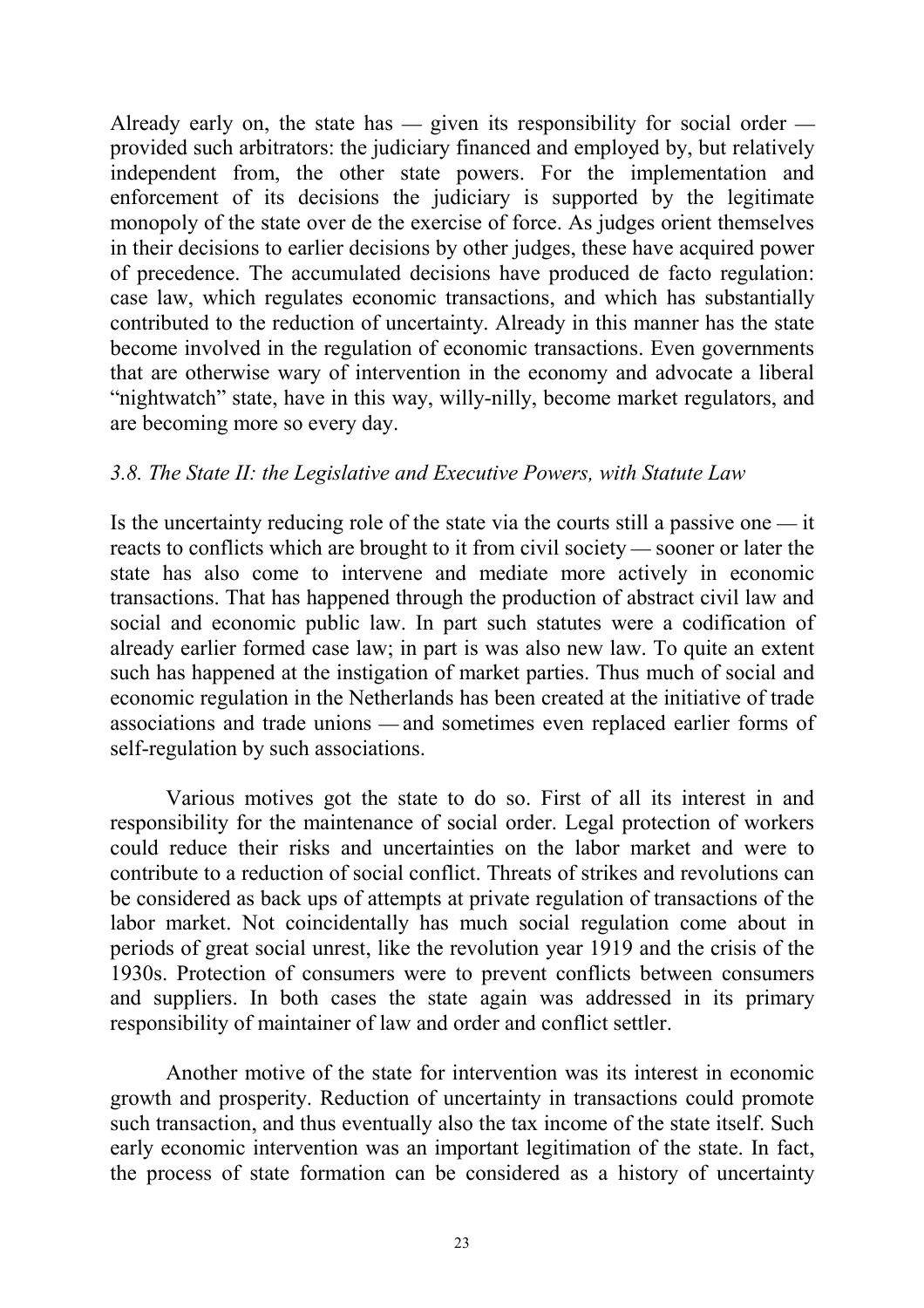Already early on, the state has — given its responsibility for social order — provided such arbitrators: the judiciary financed and employed by, but relatively independent from, the other state powers. For the implementation and enforcement of its decisions the judiciary is supported by the legitimate monopoly of the state over de the exercise of force. As judges orient themselves in their decisions to earlier decisions by other judges, these have acquired power of precedence. The accumulated decisions have produced de facto regulation: case law, which regulates economic transactions, and which has substantially contributed to the reduction of uncertainty. Already in this manner has the state become involved in the regulation of economic transactions. Even governments that are otherwise wary of intervention in the economy and advocate a liberal "nightwatch" state, have in this way, willy-nilly, become market regulators, and are becoming more so every day.

### *3.8. The State II: the Legislative and Executive Powers, with Statute Law*

Is the uncertainty reducing role of the state via the courts still a passive one — it reacts to conflicts which are brought to it from civil society — sooner or later the state has also come to intervene and mediate more actively in economic transactions. That has happened through the production of abstract civil law and social and economic public law. In part such statutes were a codification of already earlier formed case law; in part is was also new law. To quite an extent such has happened at the instigation of market parties. Thus much of social and economic regulation in the Netherlands has been created at the initiative of trade associations and trade unions — and sometimes even replaced earlier forms of self-regulation by such associations.

Various motives got the state to do so. First of all its interest in and responsibility for the maintenance of social order. Legal protection of workers could reduce their risks and uncertainties on the labor market and were to contribute to a reduction of social conflict. Threats of strikes and revolutions can be considered as back ups of attempts at private regulation of transactions of the labor market. Not coincidentally has much social regulation come about in periods of great social unrest, like the revolution year 1919 and the crisis of the 1930s. Protection of consumers were to prevent conflicts between consumers and suppliers. In both cases the state again was addressed in its primary responsibility of maintainer of law and order and conflict settler.

Another motive of the state for intervention was its interest in economic growth and prosperity. Reduction of uncertainty in transactions could promote such transaction, and thus eventually also the tax income of the state itself. Such early economic intervention was an important legitimation of the state. In fact, the process of state formation can be considered as a history of uncertainty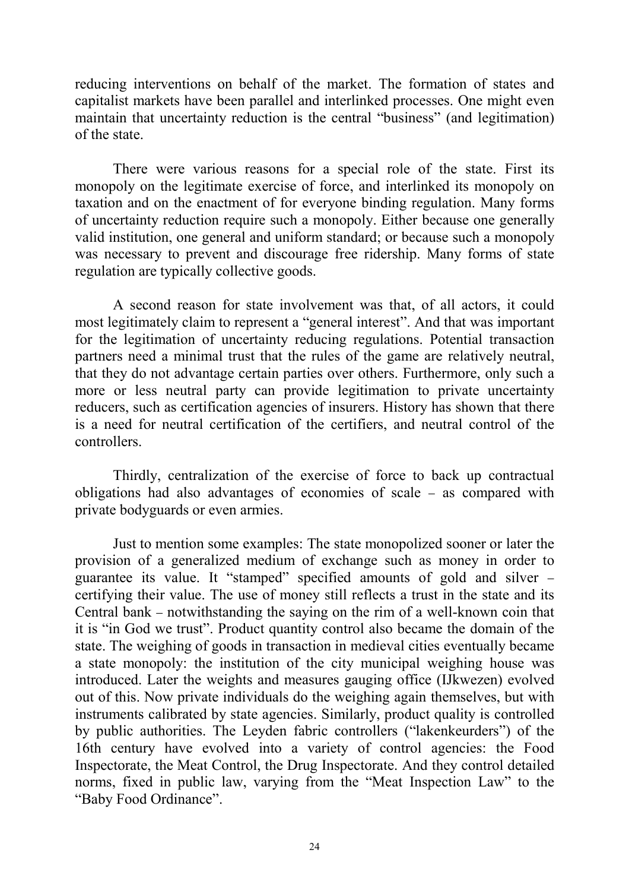reducing interventions on behalf of the market. The formation of states and capitalist markets have been parallel and interlinked processes. One might even maintain that uncertainty reduction is the central "business" (and legitimation) of the state.

There were various reasons for a special role of the state. First its monopoly on the legitimate exercise of force, and interlinked its monopoly on taxation and on the enactment of for everyone binding regulation. Many forms of uncertainty reduction require such a monopoly. Either because one generally valid institution, one general and uniform standard; or because such a monopoly was necessary to prevent and discourage free ridership. Many forms of state regulation are typically collective goods.

A second reason for state involvement was that, of all actors, it could most legitimately claim to represent a "general interest". And that was important for the legitimation of uncertainty reducing regulations. Potential transaction partners need a minimal trust that the rules of the game are relatively neutral, that they do not advantage certain parties over others. Furthermore, only such a more or less neutral party can provide legitimation to private uncertainty reducers, such as certification agencies of insurers. History has shown that there is a need for neutral certification of the certifiers, and neutral control of the controllers.

Thirdly, centralization of the exercise of force to back up contractual obligations had also advantages of economies of scale – as compared with private bodyguards or even armies.

Just to mention some examples: The state monopolized sooner or later the provision of a generalized medium of exchange such as money in order to guarantee its value. It "stamped" specified amounts of gold and silver – certifying their value. The use of money still reflects a trust in the state and its Central bank – notwithstanding the saying on the rim of a well-known coin that it is "in God we trust". Product quantity control also became the domain of the state. The weighing of goods in transaction in medieval cities eventually became a state monopoly: the institution of the city municipal weighing house was introduced. Later the weights and measures gauging office (IJkwezen) evolved out of this. Now private individuals do the weighing again themselves, but with instruments calibrated by state agencies. Similarly, product quality is controlled by public authorities. The Leyden fabric controllers ("lakenkeurders") of the 16th century have evolved into a variety of control agencies: the Food Inspectorate, the Meat Control, the Drug Inspectorate. And they control detailed norms, fixed in public law, varying from the "Meat Inspection Law" to the "Baby Food Ordinance".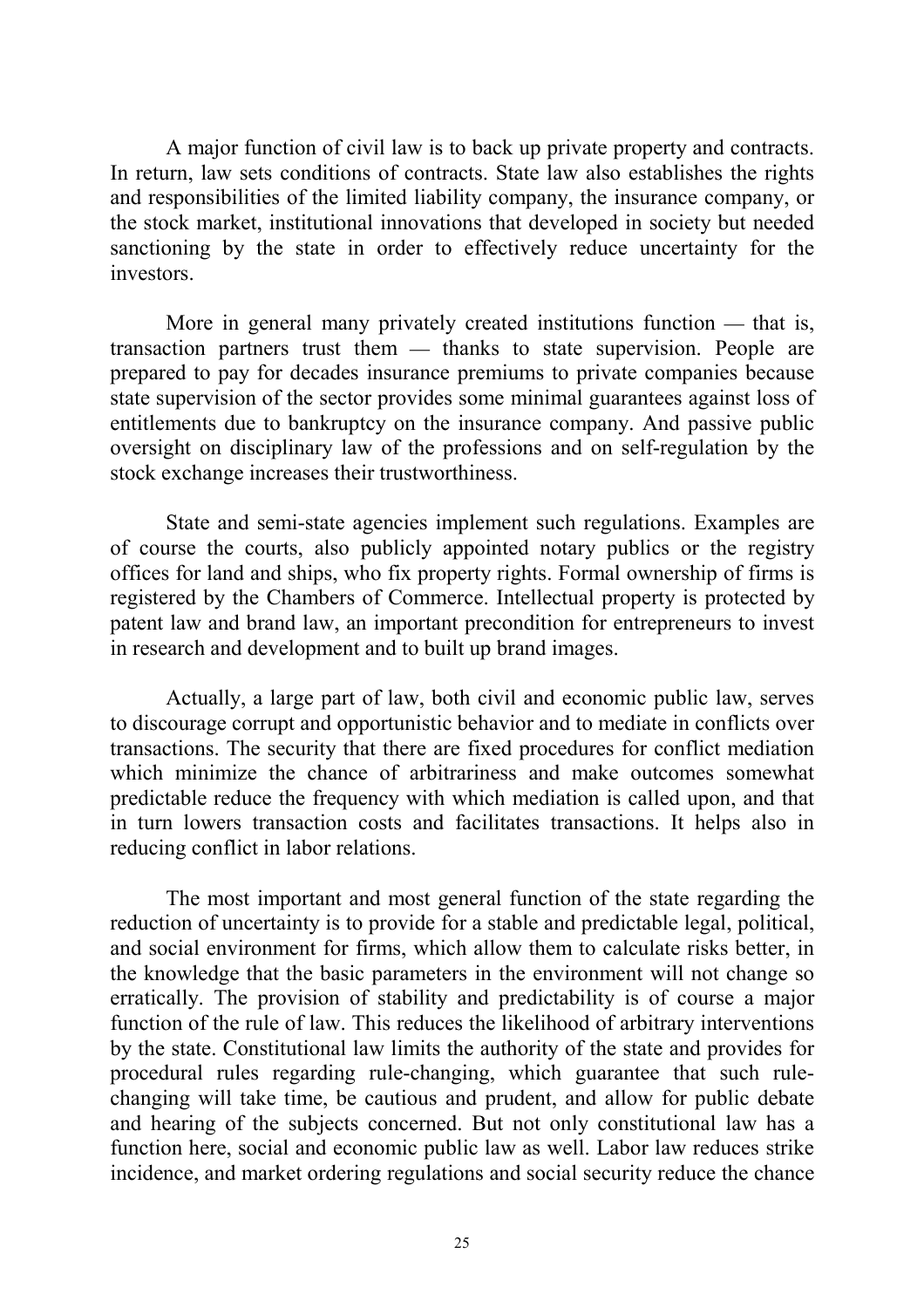A major function of civil law is to back up private property and contracts. In return, law sets conditions of contracts. State law also establishes the rights and responsibilities of the limited liability company, the insurance company, or the stock market, institutional innovations that developed in society but needed sanctioning by the state in order to effectively reduce uncertainty for the investors.

More in general many privately created institutions function — that is, transaction partners trust them — thanks to state supervision. People are prepared to pay for decades insurance premiums to private companies because state supervision of the sector provides some minimal guarantees against loss of entitlements due to bankruptcy on the insurance company. And passive public oversight on disciplinary law of the professions and on self-regulation by the stock exchange increases their trustworthiness.

State and semi-state agencies implement such regulations. Examples are of course the courts, also publicly appointed notary publics or the registry offices for land and ships, who fix property rights. Formal ownership of firms is registered by the Chambers of Commerce. Intellectual property is protected by patent law and brand law, an important precondition for entrepreneurs to invest in research and development and to built up brand images.

Actually, a large part of law, both civil and economic public law, serves to discourage corrupt and opportunistic behavior and to mediate in conflicts over transactions. The security that there are fixed procedures for conflict mediation which minimize the chance of arbitrariness and make outcomes somewhat predictable reduce the frequency with which mediation is called upon, and that in turn lowers transaction costs and facilitates transactions. It helps also in reducing conflict in labor relations.

The most important and most general function of the state regarding the reduction of uncertainty is to provide for a stable and predictable legal, political, and social environment for firms, which allow them to calculate risks better, in the knowledge that the basic parameters in the environment will not change so erratically. The provision of stability and predictability is of course a major function of the rule of law. This reduces the likelihood of arbitrary interventions by the state. Constitutional law limits the authority of the state and provides for procedural rules regarding rule-changing, which guarantee that such rule-changing will take time, be cautious and prudent, and allow for public debate and hearing of the subjects concerned. But not only constitutional law has a function here, social and economic public law as well. Labor law reduces strike incidence, and market ordering regulations and social security reduce the chance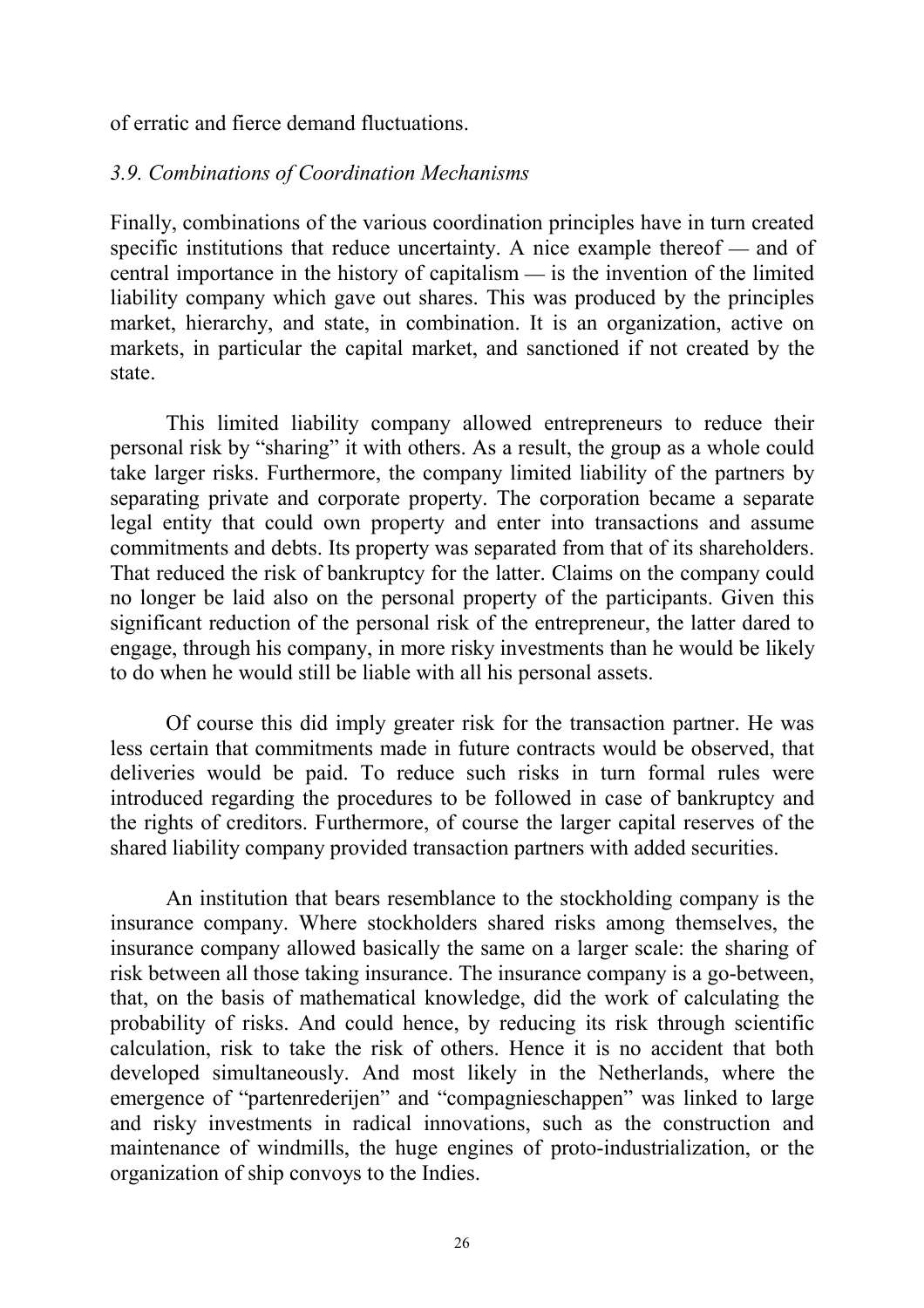of erratic and fierce demand fluctuations.

### *3.9. Combinations of Coordination Mechanisms*

Finally, combinations of the various coordination principles have in turn created specific institutions that reduce uncertainty. A nice example thereof — and of central importance in the history of capitalism — is the invention of the limited liability company which gave out shares. This was produced by the principles market, hierarchy, and state, in combination. It is an organization, active on markets, in particular the capital market, and sanctioned if not created by the state.

This limited liability company allowed entrepreneurs to reduce their personal risk by "sharing" it with others. As a result, the group as a whole could take larger risks. Furthermore, the company limited liability of the partners by separating private and corporate property. The corporation became a separate legal entity that could own property and enter into transactions and assume commitments and debts. Its property was separated from that of its shareholders. That reduced the risk of bankruptcy for the latter. Claims on the company could no longer be laid also on the personal property of the participants. Given this significant reduction of the personal risk of the entrepreneur, the latter dared to engage, through his company, in more risky investments than he would be likely to do when he would still be liable with all his personal assets.

Of course this did imply greater risk for the transaction partner. He was less certain that commitments made in future contracts would be observed, that deliveries would be paid. To reduce such risks in turn formal rules were introduced regarding the procedures to be followed in case of bankruptcy and the rights of creditors. Furthermore, of course the larger capital reserves of the shared liability company provided transaction partners with added securities.

An institution that bears resemblance to the stockholding company is the insurance company. Where stockholders shared risks among themselves, the insurance company allowed basically the same on a larger scale: the sharing of risk between all those taking insurance. The insurance company is a go-between, that, on the basis of mathematical knowledge, did the work of calculating the probability of risks. And could hence, by reducing its risk through scientific calculation, risk to take the risk of others. Hence it is no accident that both developed simultaneously. And most likely in the Netherlands, where the emergence of "partenrederijen" and "compagnieschappen" was linked to large and risky investments in radical innovations, such as the construction and maintenance of windmills, the huge engines of proto-industrialization, or the organization of ship convoys to the Indies.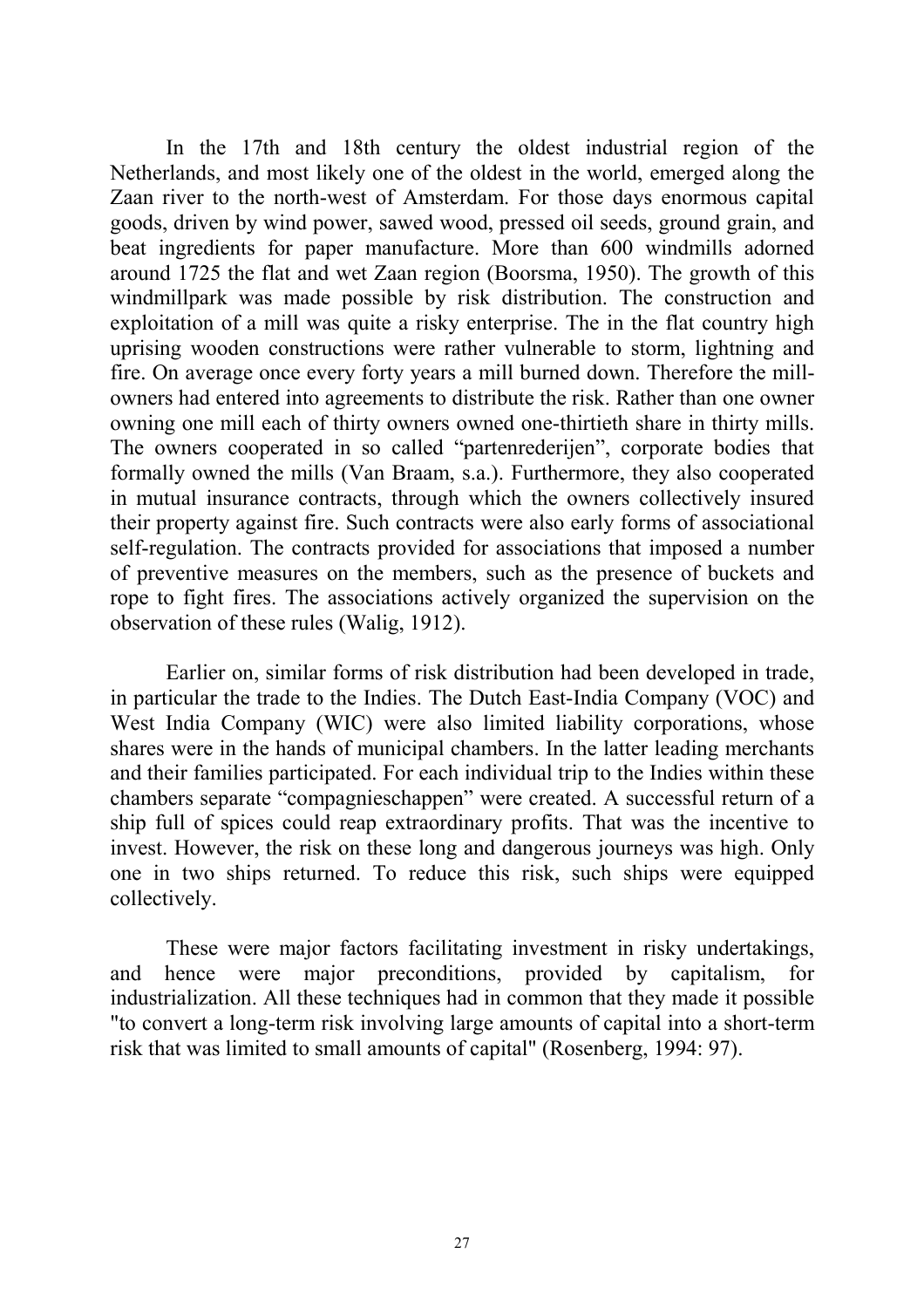In the 17th and 18th century the oldest industrial region of the Netherlands, and most likely one of the oldest in the world, emerged along the Zaan river to the north-west of Amsterdam. For those days enormous capital goods, driven by wind power, sawed wood, pressed oil seeds, ground grain, and beat ingredients for paper manufacture. More than 600 windmills adorned around 1725 the flat and wet Zaan region (Boorsma, 1950). The growth of this windmillpark was made possible by risk distribution. The construction and exploitation of a mill was quite a risky enterprise. The in the flat country high uprising wooden constructions were rather vulnerable to storm, lightning and fire. On average once every forty years a mill burned down. Therefore the mill-owners had entered into agreements to distribute the risk. Rather than one owner owning one mill each of thirty owners owned one-thirtieth share in thirty mills. The owners cooperated in so called "partenrederijen", corporate bodies that formally owned the mills (Van Braam, s.a.). Furthermore, they also cooperated in mutual insurance contracts, through which the owners collectively insured their property against fire. Such contracts were also early forms of associational self-regulation. The contracts provided for associations that imposed a number of preventive measures on the members, such as the presence of buckets and rope to fight fires. The associations actively organized the supervision on the observation of these rules (Walig, 1912).

Earlier on, similar forms of risk distribution had been developed in trade, in particular the trade to the Indies. The Dutch East-India Company (VOC) and West India Company (WIC) were also limited liability corporations, whose shares were in the hands of municipal chambers. In the latter leading merchants and their families participated. For each individual trip to the Indies within these chambers separate "compagnieschappen" were created. A successful return of a ship full of spices could reap extraordinary profits. That was the incentive to invest. However, the risk on these long and dangerous journeys was high. Only one in two ships returned. To reduce this risk, such ships were equipped collectively.

These were major factors facilitating investment in risky undertakings, and hence were major preconditions, provided by capitalism, for industrialization. All these techniques had in common that they made it possible "to convert a long-term risk involving large amounts of capital into a short-term risk that was limited to small amounts of capital" (Rosenberg, 1994: 97).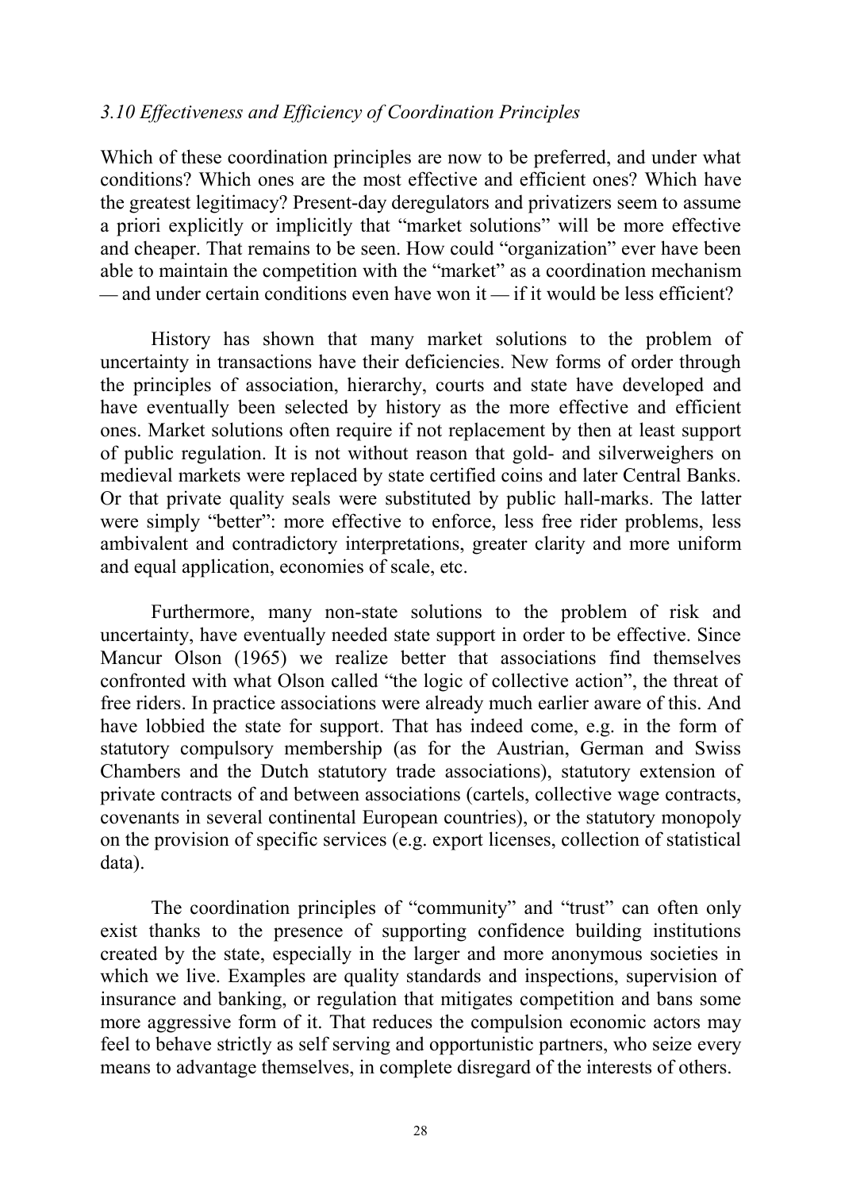### *3.10 Effectiveness and Efficiency of Coordination Principles*

Which of these coordination principles are now to be preferred, and under what conditions? Which ones are the most effective and efficient ones? Which have the greatest legitimacy? Present-day deregulators and privatizers seem to assume a priori explicitly or implicitly that "market solutions" will be more effective and cheaper. That remains to be seen. How could "organization" ever have been able to maintain the competition with the "market" as a coordination mechanism — and under certain conditions even have won it — if it would be less efficient?

History has shown that many market solutions to the problem of uncertainty in transactions have their deficiencies. New forms of order through the principles of association, hierarchy, courts and state have developed and have eventually been selected by history as the more effective and efficient ones. Market solutions often require if not replacement by then at least support of public regulation. It is not without reason that gold- and silverweighers on medieval markets were replaced by state certified coins and later Central Banks. Or that private quality seals were substituted by public hall-marks. The latter were simply "better": more effective to enforce, less free rider problems, less ambivalent and contradictory interpretations, greater clarity and more uniform and equal application, economies of scale, etc.

Furthermore, many non-state solutions to the problem of risk and uncertainty, have eventually needed state support in order to be effective. Since Mancur Olson (1965) we realize better that associations find themselves confronted with what Olson called "the logic of collective action", the threat of free riders. In practice associations were already much earlier aware of this. And have lobbied the state for support. That has indeed come, e.g. in the form of statutory compulsory membership (as for the Austrian, German and Swiss Chambers and the Dutch statutory trade associations), statutory extension of private contracts of and between associations (cartels, collective wage contracts, covenants in several continental European countries), or the statutory monopoly on the provision of specific services (e.g. export licenses, collection of statistical data).

The coordination principles of "community" and "trust" can often only exist thanks to the presence of supporting confidence building institutions created by the state, especially in the larger and more anonymous societies in which we live. Examples are quality standards and inspections, supervision of insurance and banking, or regulation that mitigates competition and bans some more aggressive form of it. That reduces the compulsion economic actors may feel to behave strictly as self serving and opportunistic partners, who seize every means to advantage themselves, in complete disregard of the interests of others.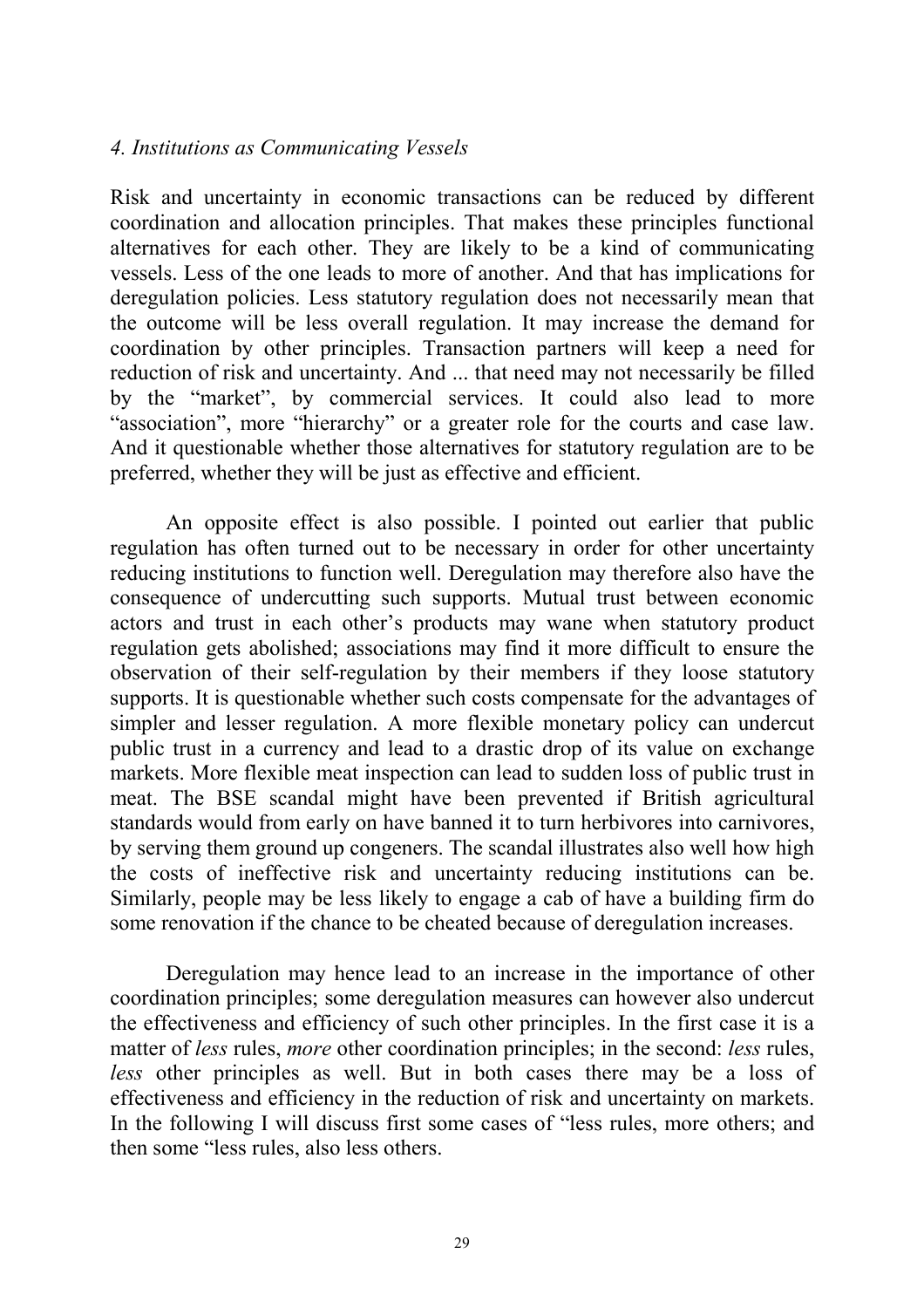## *4. Institutions as Communicating Vessels*

Risk and uncertainty in economic transactions can be reduced by different coordination and allocation principles. That makes these principles functional alternatives for each other. They are likely to be a kind of communicating vessels. Less of the one leads to more of another. And that has implications for deregulation policies. Less statutory regulation does not necessarily mean that the outcome will be less overall regulation. It may increase the demand for coordination by other principles. Transaction partners will keep a need for reduction of risk and uncertainty. And ... that need may not necessarily be filled by the "market", by commercial services. It could also lead to more "association", more "hierarchy" or a greater role for the courts and case law. And it questionable whether those alternatives for statutory regulation are to be preferred, whether they will be just as effective and efficient.

An opposite effect is also possible. I pointed out earlier that public regulation has often turned out to be necessary in order for other uncertainty reducing institutions to function well. Deregulation may therefore also have the consequence of undercutting such supports. Mutual trust between economic actors and trust in each other's products may wane when statutory product regulation gets abolished; associations may find it more difficult to ensure the observation of their self-regulation by their members if they loose statutory supports. It is questionable whether such costs compensate for the advantages of simpler and lesser regulation. A more flexible monetary policy can undercut public trust in a currency and lead to a drastic drop of its value on exchange markets. More flexible meat inspection can lead to sudden loss of public trust in meat. The BSE scandal might have been prevented if British agricultural standards would from early on have banned it to turn herbivores into carnivores, by serving them ground up congeners. The scandal illustrates also well how high the costs of ineffective risk and uncertainty reducing institutions can be. Similarly, people may be less likely to engage a cab of have a building firm do some renovation if the chance to be cheated because of deregulation increases.

Deregulation may hence lead to an increase in the importance of other coordination principles; some deregulation measures can however also undercut the effectiveness and efficiency of such other principles. In the first case it is a matter of *less* rules, *more* other coordination principles; in the second: *less* rules, *less* other principles as well. But in both cases there may be a loss of effectiveness and efficiency in the reduction of risk and uncertainty on markets. In the following I will discuss first some cases of "less rules, more others; and then some "less rules, also less others.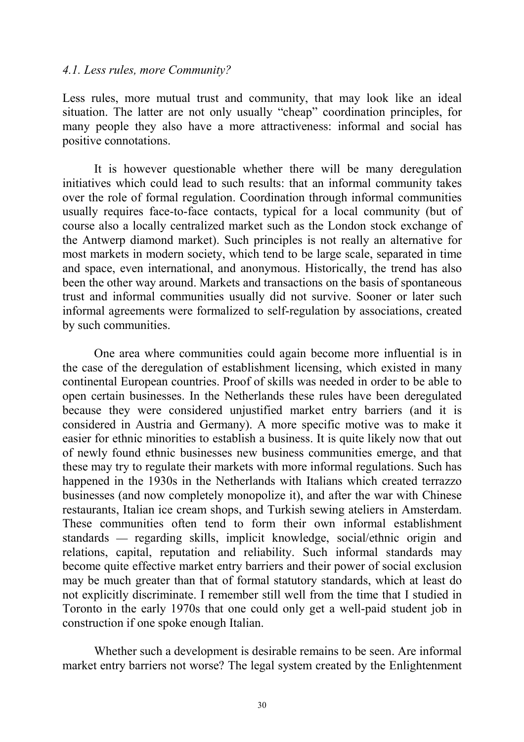### *4.1. Less rules, more Community?*

Less rules, more mutual trust and community, that may look like an ideal situation. The latter are not only usually "cheap" coordination principles, for many people they also have a more attractiveness: informal and social has positive connotations.

It is however questionable whether there will be many deregulation initiatives which could lead to such results: that an informal community takes over the role of formal regulation. Coordination through informal communities usually requires face-to-face contacts, typical for a local community (but of course also a locally centralized market such as the London stock exchange of the Antwerp diamond market). Such principles is not really an alternative for most markets in modern society, which tend to be large scale, separated in time and space, even international, and anonymous. Historically, the trend has also been the other way around. Markets and transactions on the basis of spontaneous trust and informal communities usually did not survive. Sooner or later such informal agreements were formalized to self-regulation by associations, created by such communities.

One area where communities could again become more influential is in the case of the deregulation of establishment licensing, which existed in many continental European countries. Proof of skills was needed in order to be able to open certain businesses. In the Netherlands these rules have been deregulated because they were considered unjustified market entry barriers (and it is considered in Austria and Germany). A more specific motive was to make it easier for ethnic minorities to establish a business. It is quite likely now that out of newly found ethnic businesses new business communities emerge, and that these may try to regulate their markets with more informal regulations. Such has happened in the 1930s in the Netherlands with Italians which created terrazzo businesses (and now completely monopolize it), and after the war with Chinese restaurants, Italian ice cream shops, and Turkish sewing ateliers in Amsterdam. These communities often tend to form their own informal establishment standards — regarding skills, implicit knowledge, social/ethnic origin and relations, capital, reputation and reliability. Such informal standards may become quite effective market entry barriers and their power of social exclusion may be much greater than that of formal statutory standards, which at least do not explicitly discriminate. I remember still well from the time that I studied in Toronto in the early 1970s that one could only get a well-paid student job in construction if one spoke enough Italian.

Whether such a development is desirable remains to be seen. Are informal market entry barriers not worse? The legal system created by the Enlightenment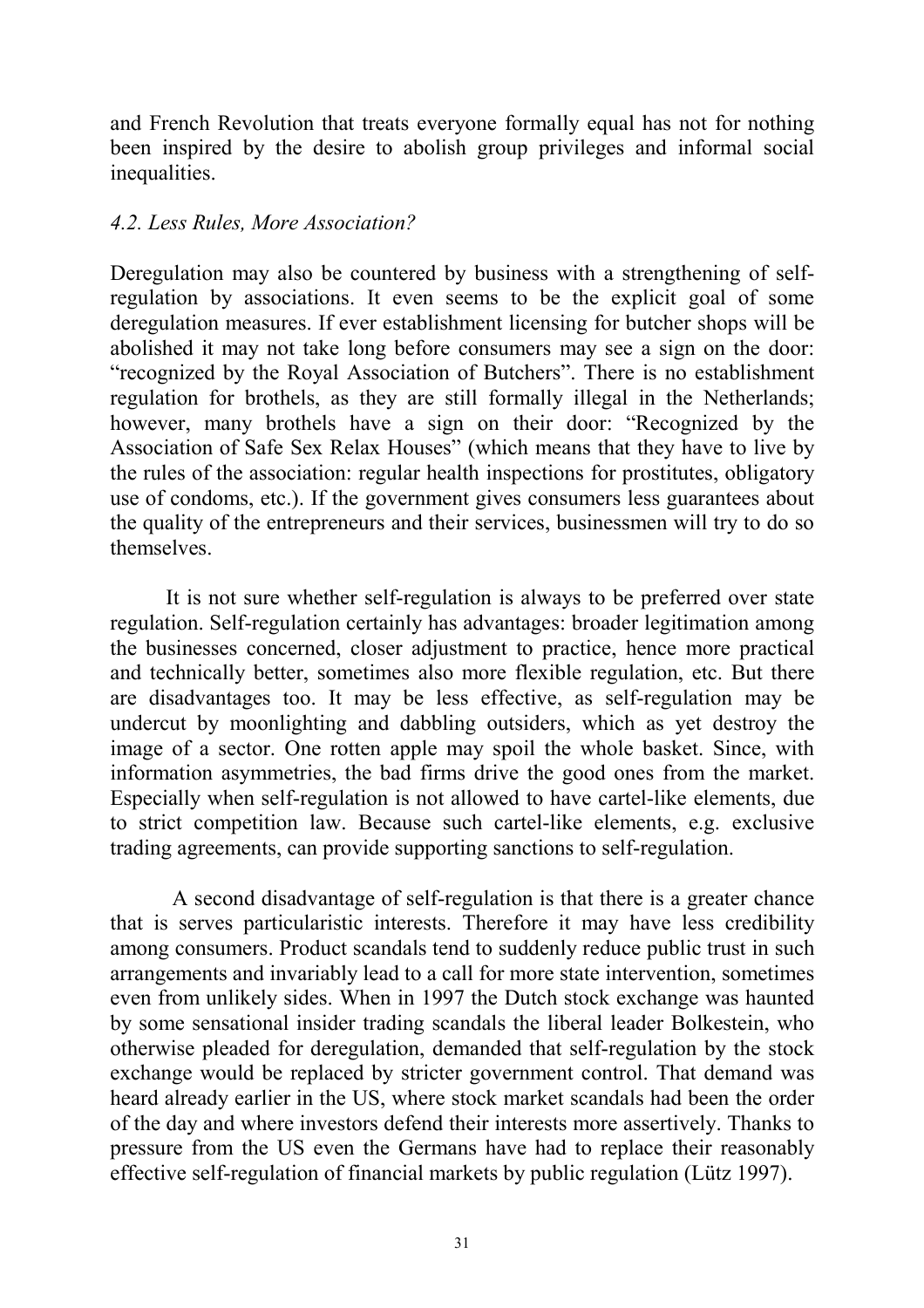and French Revolution that treats everyone formally equal has not for nothing been inspired by the desire to abolish group privileges and informal social inequalities.

### *4.2. Less Rules, More Association?*

Deregulation may also be countered by business with a strengthening of self-regulation by associations. It even seems to be the explicit goal of some deregulation measures. If ever establishment licensing for butcher shops will be abolished it may not take long before consumers may see a sign on the door: "recognized by the Royal Association of Butchers". There is no establishment regulation for brothels, as they are still formally illegal in the Netherlands; however, many brothels have a sign on their door: "Recognized by the Association of Safe Sex Relax Houses" (which means that they have to live by the rules of the association: regular health inspections for prostitutes, obligatory use of condoms, etc.). If the government gives consumers less guarantees about the quality of the entrepreneurs and their services, businessmen will try to do so themselves.

It is not sure whether self-regulation is always to be preferred over state regulation. Self-regulation certainly has advantages: broader legitimation among the businesses concerned, closer adjustment to practice, hence more practical and technically better, sometimes also more flexible regulation, etc. But there are disadvantages too. It may be less effective, as self-regulation may be undercut by moonlighting and dabbling outsiders, which as yet destroy the image of a sector. One rotten apple may spoil the whole basket. Since, with information asymmetries, the bad firms drive the good ones from the market. Especially when self-regulation is not allowed to have cartel-like elements, due to strict competition law. Because such cartel-like elements, e.g. exclusive trading agreements, can provide supporting sanctions to self-regulation.

A second disadvantage of self-regulation is that there is a greater chance that is serves particularistic interests. Therefore it may have less credibility among consumers. Product scandals tend to suddenly reduce public trust in such arrangements and invariably lead to a call for more state intervention, sometimes even from unlikely sides. When in 1997 the Dutch stock exchange was haunted by some sensational insider trading scandals the liberal leader Bolkestein, who otherwise pleaded for deregulation, demanded that self-regulation by the stock exchange would be replaced by stricter government control. That demand was heard already earlier in the US, where stock market scandals had been the order of the day and where investors defend their interests more assertively. Thanks to pressure from the US even the Germans have had to replace their reasonably effective self-regulation of financial markets by public regulation (Lütz 1997).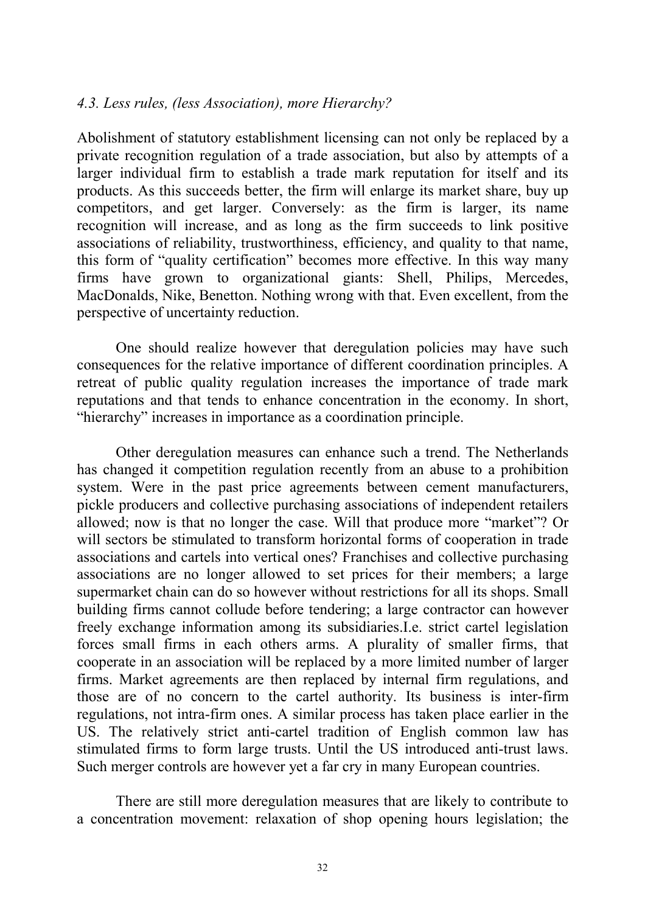### *4.3. Less rules, (less Association), more Hierarchy?*

Abolishment of statutory establishment licensing can not only be replaced by a private recognition regulation of a trade association, but also by attempts of a larger individual firm to establish a trade mark reputation for itself and its products. As this succeeds better, the firm will enlarge its market share, buy up competitors, and get larger. Conversely: as the firm is larger, its name recognition will increase, and as long as the firm succeeds to link positive associations of reliability, trustworthiness, efficiency, and quality to that name, this form of "quality certification" becomes more effective. In this way many firms have grown to organizational giants: Shell, Philips, Mercedes, MacDonalds, Nike, Benetton. Nothing wrong with that. Even excellent, from the perspective of uncertainty reduction.

One should realize however that deregulation policies may have such consequences for the relative importance of different coordination principles. A retreat of public quality regulation increases the importance of trade mark reputations and that tends to enhance concentration in the economy. In short, "hierarchy" increases in importance as a coordination principle.

Other deregulation measures can enhance such a trend. The Netherlands has changed it competition regulation recently from an abuse to a prohibition system. Were in the past price agreements between cement manufacturers, pickle producers and collective purchasing associations of independent retailers allowed; now is that no longer the case. Will that produce more "market"? Or will sectors be stimulated to transform horizontal forms of cooperation in trade associations and cartels into vertical ones? Franchises and collective purchasing associations are no longer allowed to set prices for their members; a large supermarket chain can do so however without restrictions for all its shops. Small building firms cannot collude before tendering; a large contractor can however freely exchange information among its subsidiaries.I.e. strict cartel legislation forces small firms in each others arms. A plurality of smaller firms, that cooperate in an association will be replaced by a more limited number of larger firms. Market agreements are then replaced by internal firm regulations, and those are of no concern to the cartel authority. Its business is inter-firm regulations, not intra-firm ones. A similar process has taken place earlier in the US. The relatively strict anti-cartel tradition of English common law has stimulated firms to form large trusts. Until the US introduced anti-trust laws. Such merger controls are however yet a far cry in many European countries.

There are still more deregulation measures that are likely to contribute to a concentration movement: relaxation of shop opening hours legislation; the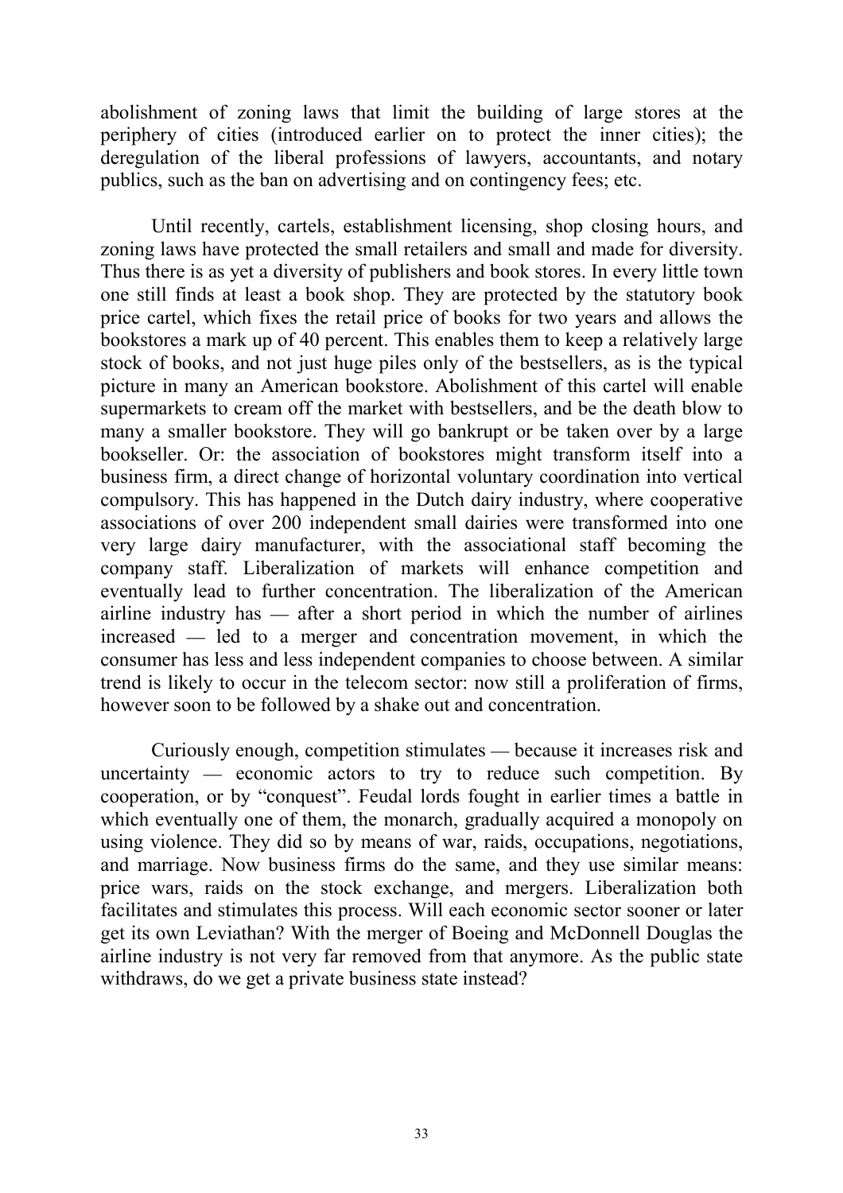abolishment of zoning laws that limit the building of large stores at the periphery of cities (introduced earlier on to protect the inner cities); the deregulation of the liberal professions of lawyers, accountants, and notary publics, such as the ban on advertising and on contingency fees; etc.

Until recently, cartels, establishment licensing, shop closing hours, and zoning laws have protected the small retailers and small and made for diversity. Thus there is as yet a diversity of publishers and book stores. In every little town one still finds at least a book shop. They are protected by the statutory book price cartel, which fixes the retail price of books for two years and allows the bookstores a mark up of 40 percent. This enables them to keep a relatively large stock of books, and not just huge piles only of the bestsellers, as is the typical picture in many an American bookstore. Abolishment of this cartel will enable supermarkets to cream off the market with bestsellers, and be the death blow to many a smaller bookstore. They will go bankrupt or be taken over by a large bookseller. Or: the association of bookstores might transform itself into a business firm, a direct change of horizontal voluntary coordination into vertical compulsory. This has happened in the Dutch dairy industry, where cooperative associations of over 200 independent small dairies were transformed into one very large dairy manufacturer, with the associational staff becoming the company staff. Liberalization of markets will enhance competition and eventually lead to further concentration. The liberalization of the American airline industry has — after a short period in which the number of airlines increased — led to a merger and concentration movement, in which the consumer has less and less independent companies to choose between. A similar trend is likely to occur in the telecom sector: now still a proliferation of firms, however soon to be followed by a shake out and concentration.

Curiously enough, competition stimulates — because it increases risk and uncertainty — economic actors to try to reduce such competition. By cooperation, or by "conquest". Feudal lords fought in earlier times a battle in which eventually one of them, the monarch, gradually acquired a monopoly on using violence. They did so by means of war, raids, occupations, negotiations, and marriage. Now business firms do the same, and they use similar means: price wars, raids on the stock exchange, and mergers. Liberalization both facilitates and stimulates this process. Will each economic sector sooner or later get its own Leviathan? With the merger of Boeing and McDonnell Douglas the airline industry is not very far removed from that anymore. As the public state withdraws, do we get a private business state instead?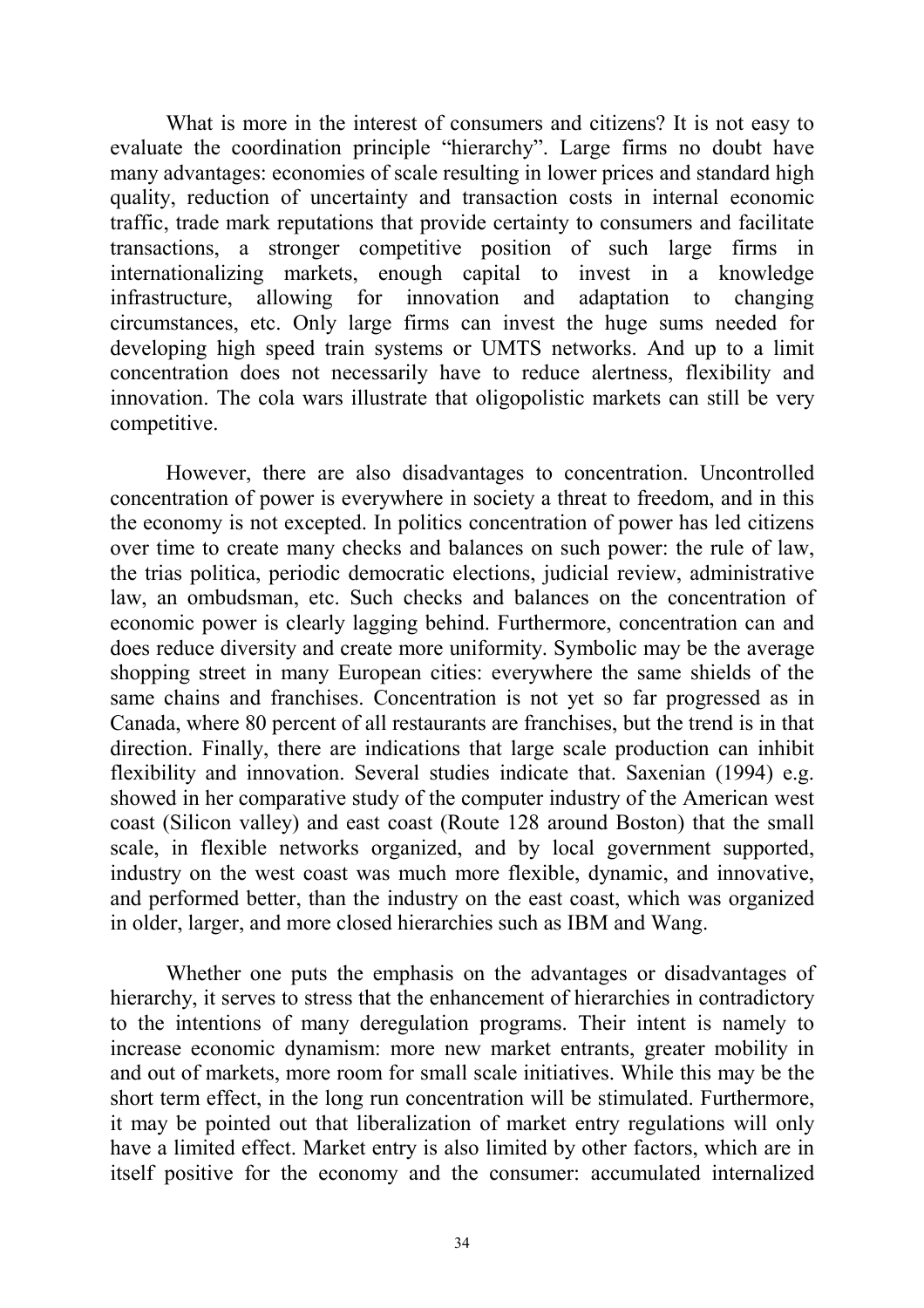What is more in the interest of consumers and citizens? It is not easy to evaluate the coordination principle "hierarchy". Large firms no doubt have many advantages: economies of scale resulting in lower prices and standard high quality, reduction of uncertainty and transaction costs in internal economic traffic, trade mark reputations that provide certainty to consumers and facilitate transactions, a stronger competitive position of such large firms in internationalizing markets, enough capital to invest in a knowledge infrastructure, allowing for innovation and adaptation to changing circumstances, etc. Only large firms can invest the huge sums needed for developing high speed train systems or UMTS networks. And up to a limit concentration does not necessarily have to reduce alertness, flexibility and innovation. The cola wars illustrate that oligopolistic markets can still be very competitive.

However, there are also disadvantages to concentration. Uncontrolled concentration of power is everywhere in society a threat to freedom, and in this the economy is not excepted. In politics concentration of power has led citizens over time to create many checks and balances on such power: the rule of law, the trias politica, periodic democratic elections, judicial review, administrative law, an ombudsman, etc. Such checks and balances on the concentration of economic power is clearly lagging behind. Furthermore, concentration can and does reduce diversity and create more uniformity. Symbolic may be the average shopping street in many European cities: everywhere the same shields of the same chains and franchises. Concentration is not yet so far progressed as in Canada, where 80 percent of all restaurants are franchises, but the trend is in that direction. Finally, there are indications that large scale production can inhibit flexibility and innovation. Several studies indicate that. Saxenian (1994) e.g. showed in her comparative study of the computer industry of the American west coast (Silicon valley) and east coast (Route 128 around Boston) that the small scale, in flexible networks organized, and by local government supported, industry on the west coast was much more flexible, dynamic, and innovative, and performed better, than the industry on the east coast, which was organized in older, larger, and more closed hierarchies such as IBM and Wang.

Whether one puts the emphasis on the advantages or disadvantages of hierarchy, it serves to stress that the enhancement of hierarchies in contradictory to the intentions of many deregulation programs. Their intent is namely to increase economic dynamism: more new market entrants, greater mobility in and out of markets, more room for small scale initiatives. While this may be the short term effect, in the long run concentration will be stimulated. Furthermore, it may be pointed out that liberalization of market entry regulations will only have a limited effect. Market entry is also limited by other factors, which are in itself positive for the economy and the consumer: accumulated internalized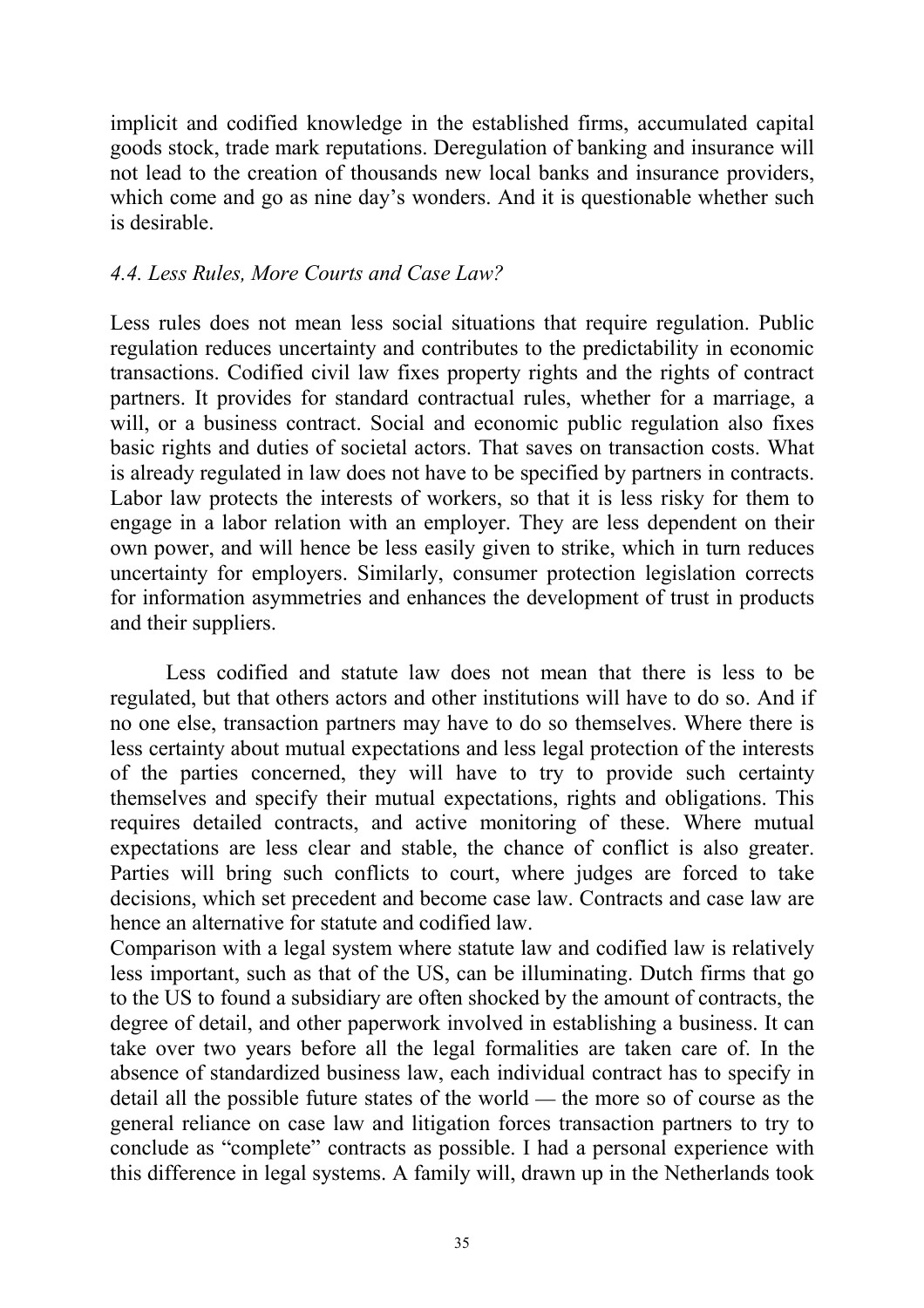implicit and codified knowledge in the established firms, accumulated capital goods stock, trade mark reputations. Deregulation of banking and insurance will not lead to the creation of thousands new local banks and insurance providers, which come and go as nine day's wonders. And it is questionable whether such is desirable.

### *4.4. Less Rules, More Courts and Case Law?*

Less rules does not mean less social situations that require regulation. Public regulation reduces uncertainty and contributes to the predictability in economic transactions. Codified civil law fixes property rights and the rights of contract partners. It provides for standard contractual rules, whether for a marriage, a will, or a business contract. Social and economic public regulation also fixes basic rights and duties of societal actors. That saves on transaction costs. What is already regulated in law does not have to be specified by partners in contracts. Labor law protects the interests of workers, so that it is less risky for them to engage in a labor relation with an employer. They are less dependent on their own power, and will hence be less easily given to strike, which in turn reduces uncertainty for employers. Similarly, consumer protection legislation corrects for information asymmetries and enhances the development of trust in products and their suppliers.

Less codified and statute law does not mean that there is less to be regulated, but that others actors and other institutions will have to do so. And if no one else, transaction partners may have to do so themselves. Where there is less certainty about mutual expectations and less legal protection of the interests of the parties concerned, they will have to try to provide such certainty themselves and specify their mutual expectations, rights and obligations. This requires detailed contracts, and active monitoring of these. Where mutual expectations are less clear and stable, the chance of conflict is also greater. Parties will bring such conflicts to court, where judges are forced to take decisions, which set precedent and become case law. Contracts and case law are hence an alternative for statute and codified law.

Comparison with a legal system where statute law and codified law is relatively less important, such as that of the US, can be illuminating. Dutch firms that go to the US to found a subsidiary are often shocked by the amount of contracts, the degree of detail, and other paperwork involved in establishing a business. It can take over two years before all the legal formalities are taken care of. In the absence of standardized business law, each individual contract has to specify in detail all the possible future states of the world — the more so of course as the general reliance on case law and litigation forces transaction partners to try to conclude as "complete" contracts as possible. I had a personal experience with this difference in legal systems. A family will, drawn up in the Netherlands took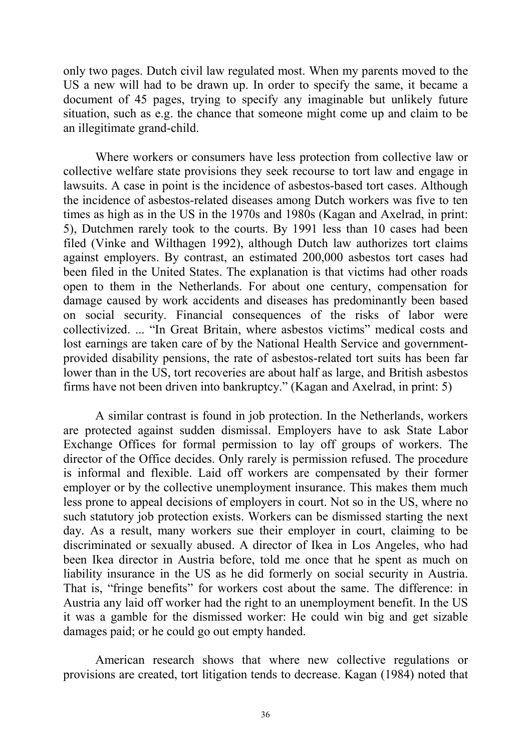only two pages. Dutch civil law regulated most. When my parents moved to the US a new will had to be drawn up. In order to specify the same, it became a document of 45 pages, trying to specify any imaginable but unlikely future situation, such as e.g. the chance that someone might come up and claim to be an illegitimate grand-child.

Where workers or consumers have less protection from collective law or collective welfare state provisions they seek recourse to tort law and engage in lawsuits. A case in point is the incidence of asbestos-based tort cases. Although the incidence of asbestos-related diseases among Dutch workers was five to ten times as high as in the US in the 1970s and 1980s (Kagan and Axelrad, in print: 5), Dutchmen rarely took to the courts. By 1991 less than 10 cases had been filed (Vinke and Wilthagen 1992), although Dutch law authorizes tort claims against employers. By contrast, an estimated 200,000 asbestos tort cases had been filed in the United States. The explanation is that victims had other roads open to them in the Netherlands. For about one century, compensation for damage caused by work accidents and diseases has predominantly been based on social security. Financial consequences of the risks of labor were collectivized. ... "In Great Britain, where asbestos victims" medical costs and lost earnings are taken care of by the National Health Service and government-provided disability pensions, the rate of asbestos-related tort suits has been far lower than in the US, tort recoveries are about half as large, and British asbestos firms have not been driven into bankruptcy." (Kagan and Axelrad, in print: 5)

A similar contrast is found in job protection. In the Netherlands, workers are protected against sudden dismissal. Employers have to ask State Labor Exchange Offices for formal permission to lay off groups of workers. The director of the Office decides. Only rarely is permission refused. The procedure is informal and flexible. Laid off workers are compensated by their former employer or by the collective unemployment insurance. This makes them much less prone to appeal decisions of employers in court. Not so in the US, where no such statutory job protection exists. Workers can be dismissed starting the next day. As a result, many workers sue their employer in court, claiming to be discriminated or sexually abused. A director of Ikea in Los Angeles, who had been Ikea director in Austria before, told me once that he spent as much on liability insurance in the US as he did formerly on social security in Austria. That is, "fringe benefits" for workers cost about the same. The difference: in Austria any laid off worker had the right to an unemployment benefit. In the US it was a gamble for the dismissed worker: He could win big and get sizable damages paid; or he could go out empty handed.

American research shows that where new collective regulations or provisions are created, tort litigation tends to decrease. Kagan (1984) noted that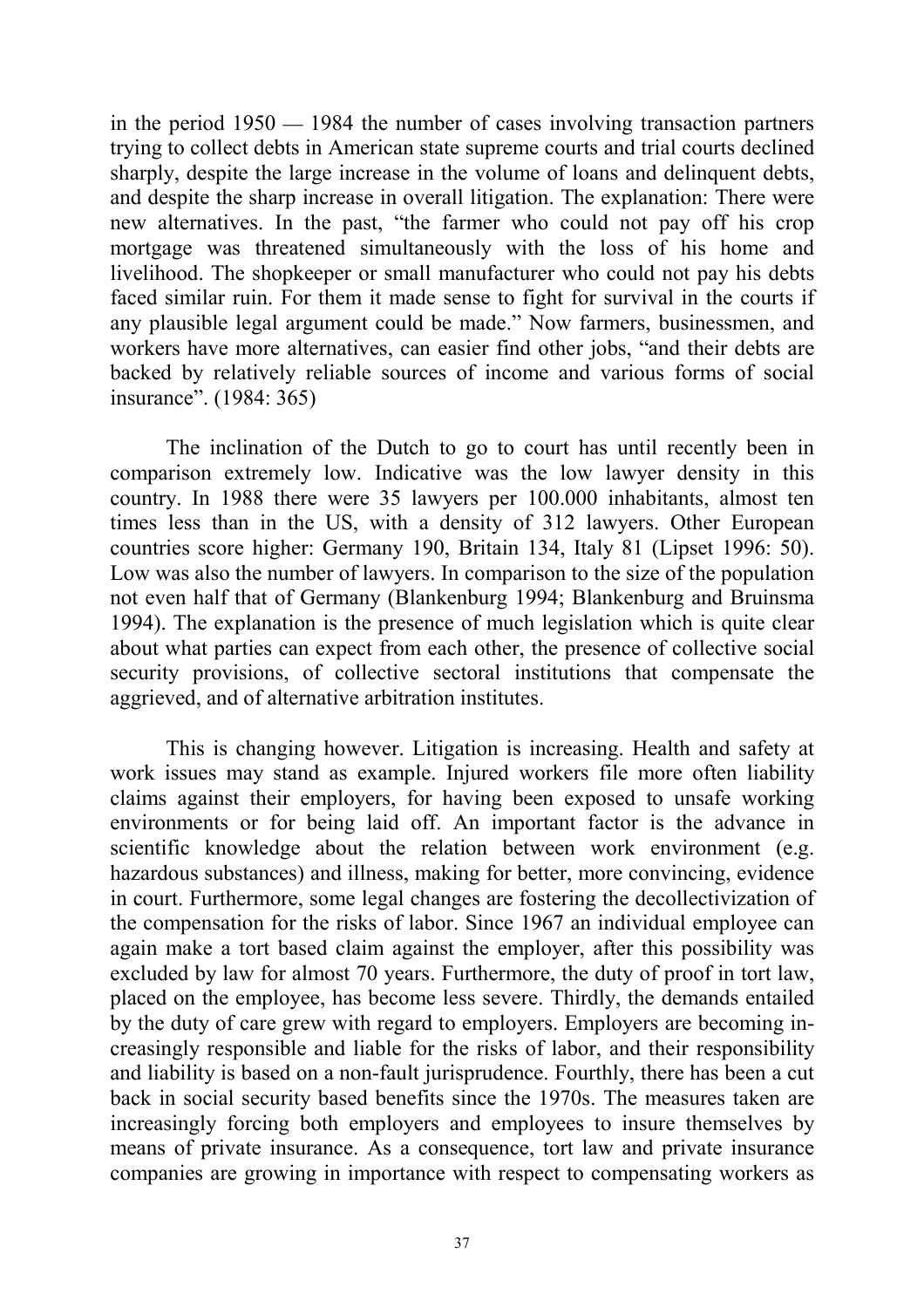in the period 1950 — 1984 the number of cases involving transaction partners trying to collect debts in American state supreme courts and trial courts declined sharply, despite the large increase in the volume of loans and delinquent debts, and despite the sharp increase in overall litigation. The explanation: There were new alternatives. In the past, "the farmer who could not pay off his crop mortgage was threatened simultaneously with the loss of his home and livelihood. The shopkeeper or small manufacturer who could not pay his debts faced similar ruin. For them it made sense to fight for survival in the courts if any plausible legal argument could be made." Now farmers, businessmen, and workers have more alternatives, can easier find other jobs, "and their debts are backed by relatively reliable sources of income and various forms of social insurance". (1984: 365)

The inclination of the Dutch to go to court has until recently been in comparison extremely low. Indicative was the low lawyer density in this country. In 1988 there were 35 lawyers per 100.000 inhabitants, almost ten times less than in the US, with a density of 312 lawyers. Other European countries score higher: Germany 190, Britain 134, Italy 81 (Lipset 1996: 50). Low was also the number of lawyers. In comparison to the size of the population not even half that of Germany (Blankenburg 1994; Blankenburg and Bruinsma 1994). The explanation is the presence of much legislation which is quite clear about what parties can expect from each other, the presence of collective social security provisions, of collective sectoral institutions that compensate the aggrieved, and of alternative arbitration institutes.

This is changing however. Litigation is increasing. Health and safety at work issues may stand as example. Injured workers file more often liability claims against their employers, for having been exposed to unsafe working environments or for being laid off. An important factor is the advance in scientific knowledge about the relation between work environment (e.g. hazardous substances) and illness, making for better, more convincing, evidence in court. Furthermore, some legal changes are fostering the decollectivization of the compensation for the risks of labor. Since 1967 an individual employee can again make a tort based claim against the employer, after this possibility was excluded by law for almost 70 years. Furthermore, the duty of proof in tort law, placed on the employee, has become less severe. Thirdly, the demands entailed by the duty of care grew with regard to employers. Employers are becoming increasingly responsible and liable for the risks of labor, and their responsibility and liability is based on a non-fault jurisprudence. Fourthly, there has been a cut back in social security based benefits since the 1970s. The measures taken are increasingly forcing both employers and employees to insure themselves by means of private insurance. As a consequence, tort law and private insurance companies are growing in importance with respect to compensating workers as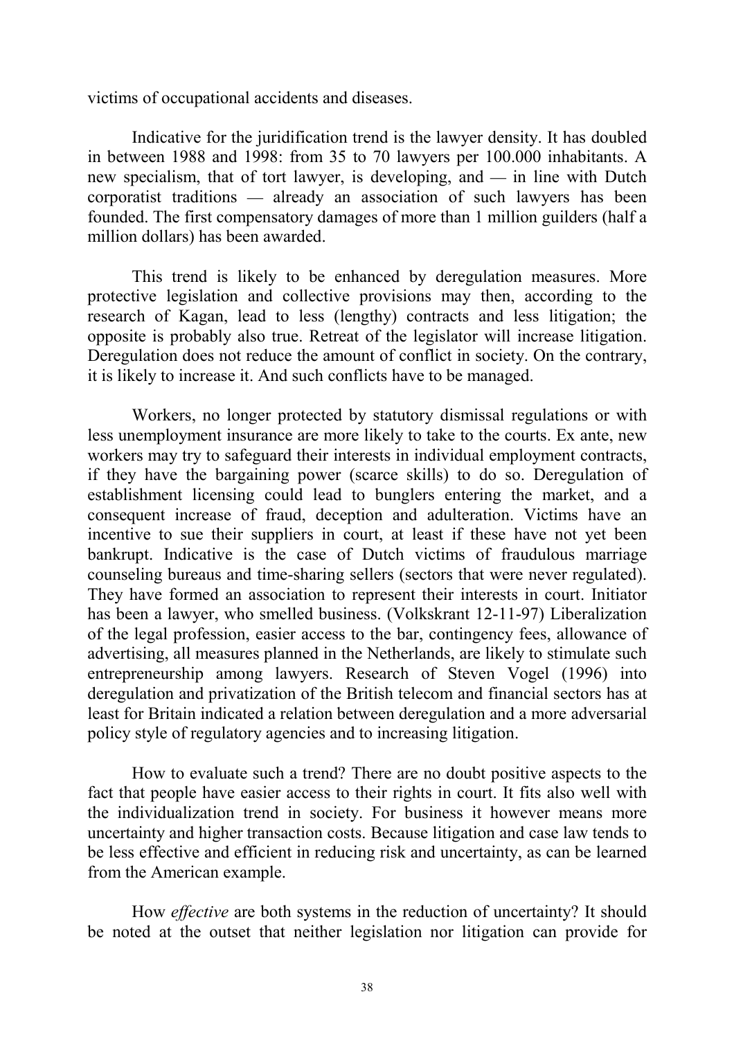victims of occupational accidents and diseases.

Indicative for the juridification trend is the lawyer density. It has doubled in between 1988 and 1998: from 35 to 70 lawyers per 100.000 inhabitants. A new specialism, that of tort lawyer, is developing, and — in line with Dutch corporatist traditions — already an association of such lawyers has been founded. The first compensatory damages of more than 1 million guilders (half a million dollars) has been awarded.

This trend is likely to be enhanced by deregulation measures. More protective legislation and collective provisions may then, according to the research of Kagan, lead to less (lengthy) contracts and less litigation; the opposite is probably also true. Retreat of the legislator will increase litigation. Deregulation does not reduce the amount of conflict in society. On the contrary, it is likely to increase it. And such conflicts have to be managed.

Workers, no longer protected by statutory dismissal regulations or with less unemployment insurance are more likely to take to the courts. Ex ante, new workers may try to safeguard their interests in individual employment contracts, if they have the bargaining power (scarce skills) to do so. Deregulation of establishment licensing could lead to bunglers entering the market, and a consequent increase of fraud, deception and adulteration. Victims have an incentive to sue their suppliers in court, at least if these have not yet been bankrupt. Indicative is the case of Dutch victims of fraudulous marriage counseling bureaus and time-sharing sellers (sectors that were never regulated). They have formed an association to represent their interests in court. Initiator has been a lawyer, who smelled business. (Volkskrant 12-11-97) Liberalization of the legal profession, easier access to the bar, contingency fees, allowance of advertising, all measures planned in the Netherlands, are likely to stimulate such entrepreneurship among lawyers. Research of Steven Vogel (1996) into deregulation and privatization of the British telecom and financial sectors has at least for Britain indicated a relation between deregulation and a more adversarial policy style of regulatory agencies and to increasing litigation.

How to evaluate such a trend? There are no doubt positive aspects to the fact that people have easier access to their rights in court. It fits also well with the individualization trend in society. For business it however means more uncertainty and higher transaction costs. Because litigation and case law tends to be less effective and efficient in reducing risk and uncertainty, as can be learned from the American example.

How *effective* are both systems in the reduction of uncertainty? It should be noted at the outset that neither legislation nor litigation can provide for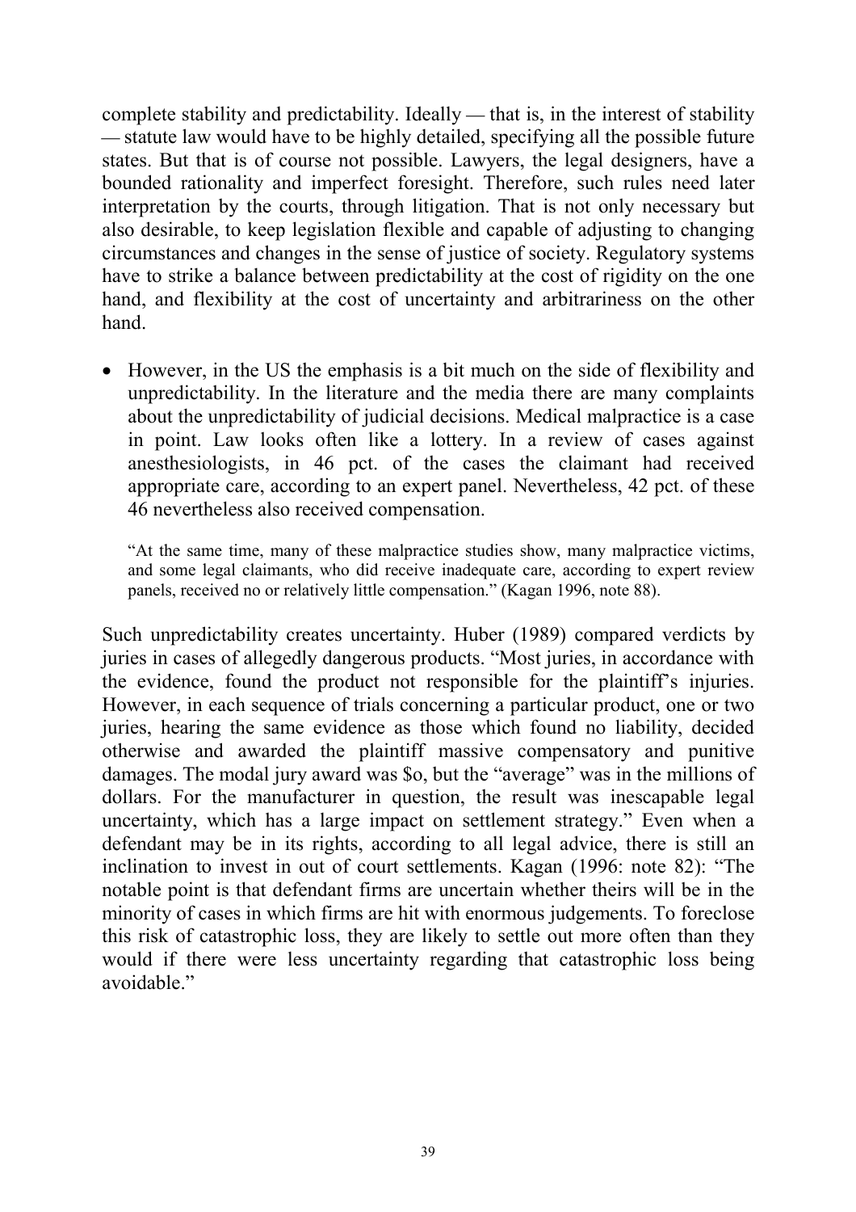complete stability and predictability. Ideally — that is, in the interest of stability — statute law would have to be highly detailed, specifying all the possible future states. But that is of course not possible. Lawyers, the legal designers, have a bounded rationality and imperfect foresight. Therefore, such rules need later interpretation by the courts, through litigation. That is not only necessary but also desirable, to keep legislation flexible and capable of adjusting to changing circumstances and changes in the sense of justice of society. Regulatory systems have to strike a balance between predictability at the cost of rigidity on the one hand, and flexibility at the cost of uncertainty and arbitrariness on the other hand.

- However, in the US the emphasis is a bit much on the side of flexibility and unpredictability. In the literature and the media there are many complaints about the unpredictability of judicial decisions. Medical malpractice is a case in point. Law looks often like a lottery. In a review of cases against anesthesiologists, in 46 pct. of the cases the claimant had received appropriate care, according to an expert panel. Nevertheless, 42 pct. of these 46 nevertheless also received compensation.

> "At the same time, many of these malpractice studies show, many malpractice victims, and some legal claimants, who did receive inadequate care, according to expert review panels, received no or relatively little compensation." (Kagan 1996, note 88).

Such unpredictability creates uncertainty. Huber (1989) compared verdicts by juries in cases of allegedly dangerous products. "Most juries, in accordance with the evidence, found the product not responsible for the plaintiff's injuries. However, in each sequence of trials concerning a particular product, one or two juries, hearing the same evidence as those which found no liability, decided otherwise and awarded the plaintiff massive compensatory and punitive damages. The modal jury award was $o, but the "average" was in the millions of dollars. For the manufacturer in question, the result was inescapable legal uncertainty, which has a large impact on settlement strategy." Even when a defendant may be in its rights, according to all legal advice, there is still an inclination to invest in out of court settlements. Kagan (1996: note 82): "The notable point is that defendant firms are uncertain whether theirs will be in the minority of cases in which firms are hit with enormous judgements. To foreclose this risk of catastrophic loss, they are likely to settle out more often than they would if there were less uncertainty regarding that catastrophic loss being avoidable."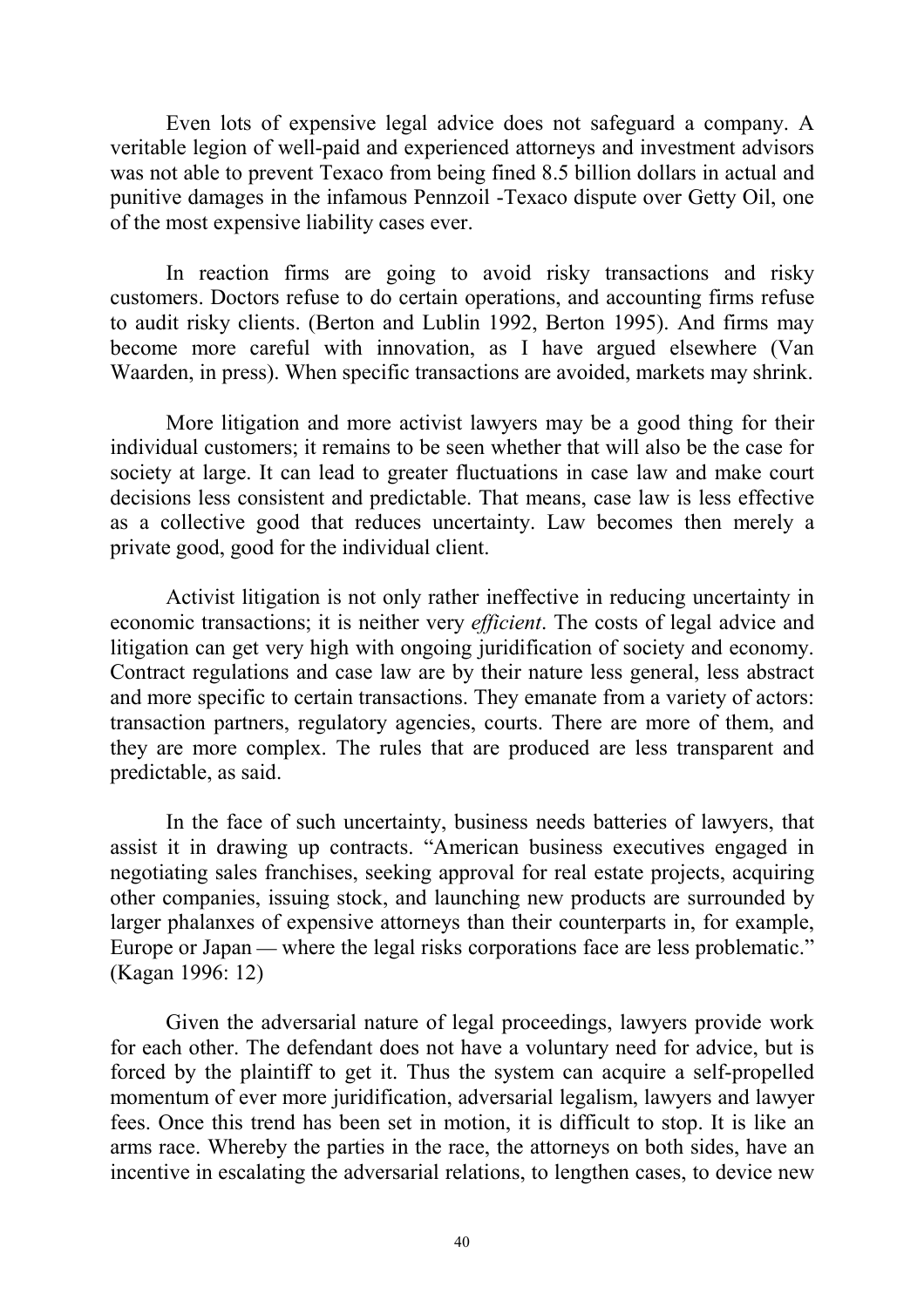Even lots of expensive legal advice does not safeguard a company. A veritable legion of well-paid and experienced attorneys and investment advisors was not able to prevent Texaco from being fined 8.5 billion dollars in actual and punitive damages in the infamous Pennzoil -Texaco dispute over Getty Oil, one of the most expensive liability cases ever.

In reaction firms are going to avoid risky transactions and risky customers. Doctors refuse to do certain operations, and accounting firms refuse to audit risky clients. (Berton and Lublin 1992, Berton 1995). And firms may become more careful with innovation, as I have argued elsewhere (Van Waarden, in press). When specific transactions are avoided, markets may shrink.

More litigation and more activist lawyers may be a good thing for their individual customers; it remains to be seen whether that will also be the case for society at large. It can lead to greater fluctuations in case law and make court decisions less consistent and predictable. That means, case law is less effective as a collective good that reduces uncertainty. Law becomes then merely a private good, good for the individual client.

Activist litigation is not only rather ineffective in reducing uncertainty in economic transactions; it is neither very *efficient*. The costs of legal advice and litigation can get very high with ongoing juridification of society and economy. Contract regulations and case law are by their nature less general, less abstract and more specific to certain transactions. They emanate from a variety of actors: transaction partners, regulatory agencies, courts. There are more of them, and they are more complex. The rules that are produced are less transparent and predictable, as said.

In the face of such uncertainty, business needs batteries of lawyers, that assist it in drawing up contracts. "American business executives engaged in negotiating sales franchises, seeking approval for real estate projects, acquiring other companies, issuing stock, and launching new products are surrounded by larger phalanxes of expensive attorneys than their counterparts in, for example, Europe or Japan — where the legal risks corporations face are less problematic." (Kagan 1996: 12)

Given the adversarial nature of legal proceedings, lawyers provide work for each other. The defendant does not have a voluntary need for advice, but is forced by the plaintiff to get it. Thus the system can acquire a self-propelled momentum of ever more juridification, adversarial legalism, lawyers and lawyer fees. Once this trend has been set in motion, it is difficult to stop. It is like an arms race. Whereby the parties in the race, the attorneys on both sides, have an incentive in escalating the adversarial relations, to lengthen cases, to device new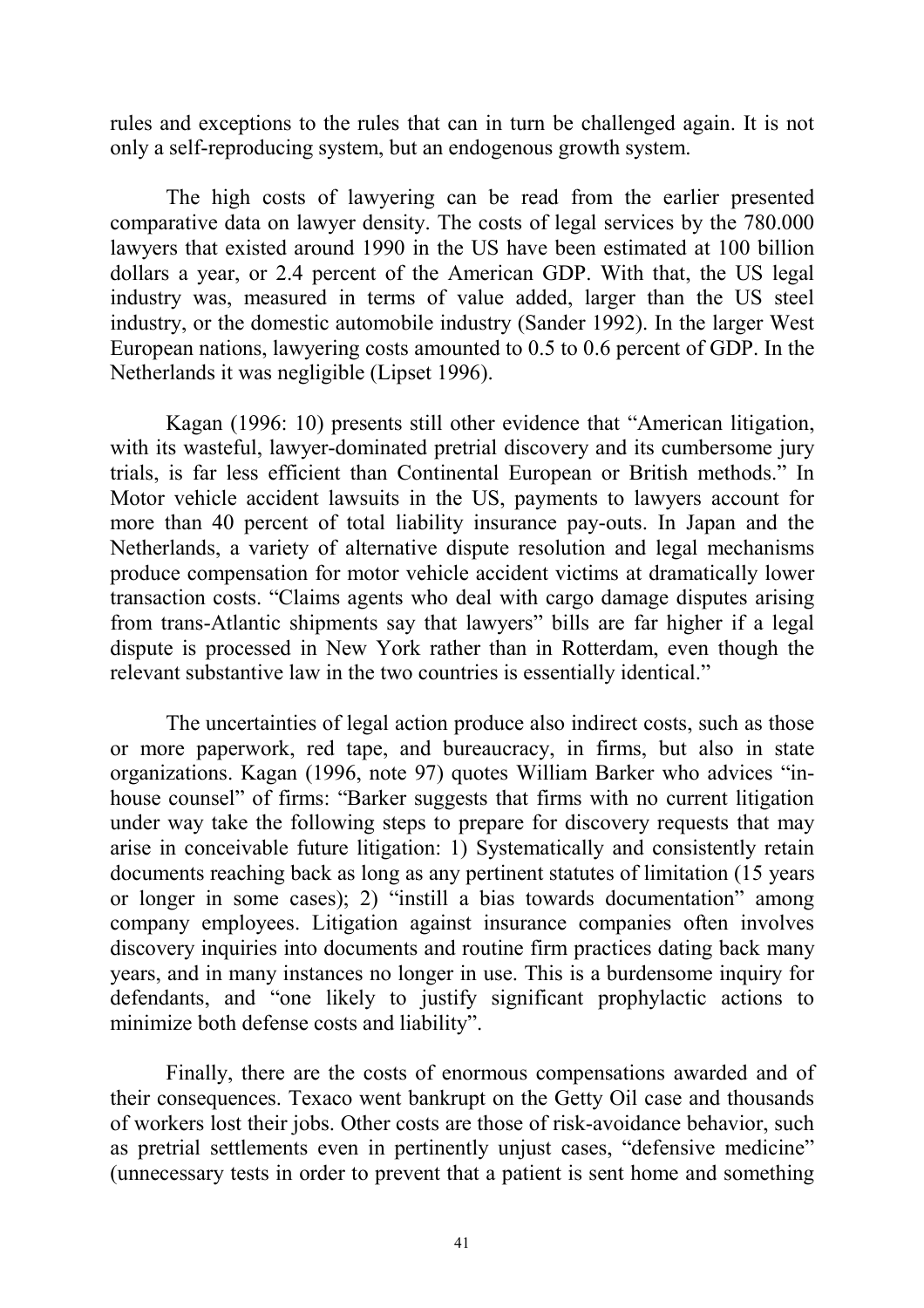rules and exceptions to the rules that can in turn be challenged again. It is not only a self-reproducing system, but an endogenous growth system.

The high costs of lawyering can be read from the earlier presented comparative data on lawyer density. The costs of legal services by the 780.000 lawyers that existed around 1990 in the US have been estimated at 100 billion dollars a year, or 2.4 percent of the American GDP. With that, the US legal industry was, measured in terms of value added, larger than the US steel industry, or the domestic automobile industry (Sander 1992). In the larger West European nations, lawyering costs amounted to 0.5 to 0.6 percent of GDP. In the Netherlands it was negligible (Lipset 1996).

Kagan (1996: 10) presents still other evidence that "American litigation, with its wasteful, lawyer-dominated pretrial discovery and its cumbersome jury trials, is far less efficient than Continental European or British methods." In Motor vehicle accident lawsuits in the US, payments to lawyers account for more than 40 percent of total liability insurance pay-outs. In Japan and the Netherlands, a variety of alternative dispute resolution and legal mechanisms produce compensation for motor vehicle accident victims at dramatically lower transaction costs. "Claims agents who deal with cargo damage disputes arising from trans-Atlantic shipments say that lawyers" bills are far higher if a legal dispute is processed in New York rather than in Rotterdam, even though the relevant substantive law in the two countries is essentially identical."

The uncertainties of legal action produce also indirect costs, such as those or more paperwork, red tape, and bureaucracy, in firms, but also in state organizations. Kagan (1996, note 97) quotes William Barker who advices "in-house counsel" of firms: "Barker suggests that firms with no current litigation under way take the following steps to prepare for discovery requests that may arise in conceivable future litigation: 1) Systematically and consistently retain documents reaching back as long as any pertinent statutes of limitation (15 years or longer in some cases); 2) "instill a bias towards documentation" among company employees. Litigation against insurance companies often involves discovery inquiries into documents and routine firm practices dating back many years, and in many instances no longer in use. This is a burdensome inquiry for defendants, and "one likely to justify significant prophylactic actions to minimize both defense costs and liability".

Finally, there are the costs of enormous compensations awarded and of their consequences. Texaco went bankrupt on the Getty Oil case and thousands of workers lost their jobs. Other costs are those of risk-avoidance behavior, such as pretrial settlements even in pertinently unjust cases, "defensive medicine" (unnecessary tests in order to prevent that a patient is sent home and something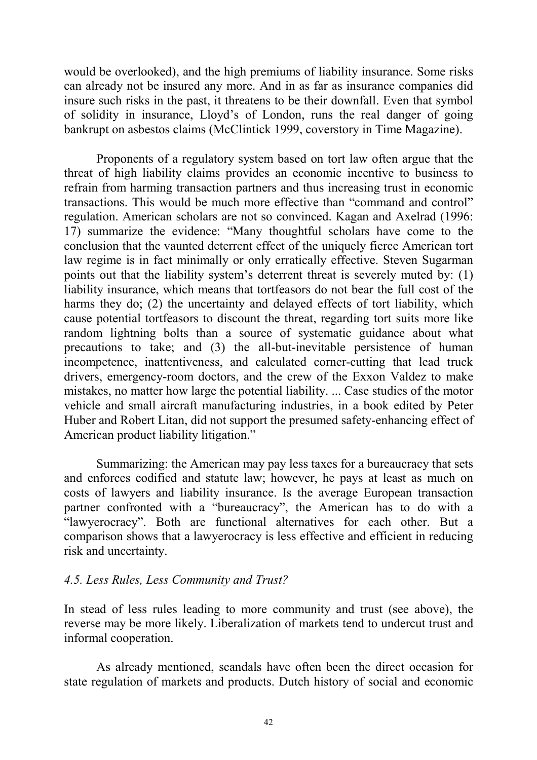would be overlooked), and the high premiums of liability insurance. Some risks can already not be insured any more. And in as far as insurance companies did insure such risks in the past, it threatens to be their downfall. Even that symbol of solidity in insurance, Lloyd's of London, runs the real danger of going bankrupt on asbestos claims (McClintick 1999, coverstory in Time Magazine).

Proponents of a regulatory system based on tort law often argue that the threat of high liability claims provides an economic incentive to business to refrain from harming transaction partners and thus increasing trust in economic transactions. This would be much more effective than "command and control" regulation. American scholars are not so convinced. Kagan and Axelrad (1996: 17) summarize the evidence: "Many thoughtful scholars have come to the conclusion that the vaunted deterrent effect of the uniquely fierce American tort law regime is in fact minimally or only erratically effective. Steven Sugarman points out that the liability system's deterrent threat is severely muted by: (1) liability insurance, which means that tortfeasors do not bear the full cost of the harms they do; (2) the uncertainty and delayed effects of tort liability, which cause potential tortfeasors to discount the threat, regarding tort suits more like random lightning bolts than a source of systematic guidance about what precautions to take; and (3) the all-but-inevitable persistence of human incompetence, inattentiveness, and calculated corner-cutting that lead truck drivers, emergency-room doctors, and the crew of the Exxon Valdez to make mistakes, no matter how large the potential liability. ... Case studies of the motor vehicle and small aircraft manufacturing industries, in a book edited by Peter Huber and Robert Litan, did not support the presumed safety-enhancing effect of American product liability litigation."

Summarizing: the American may pay less taxes for a bureaucracy that sets and enforces codified and statute law; however, he pays at least as much on costs of lawyers and liability insurance. Is the average European transaction partner confronted with a "bureaucracy", the American has to do with a "lawyerocracy". Both are functional alternatives for each other. But a comparison shows that a lawyerocracy is less effective and efficient in reducing risk and uncertainty.

### *4.5. Less Rules, Less Community and Trust?*

In stead of less rules leading to more community and trust (see above), the reverse may be more likely. Liberalization of markets tend to undercut trust and informal cooperation.

As already mentioned, scandals have often been the direct occasion for state regulation of markets and products. Dutch history of social and economic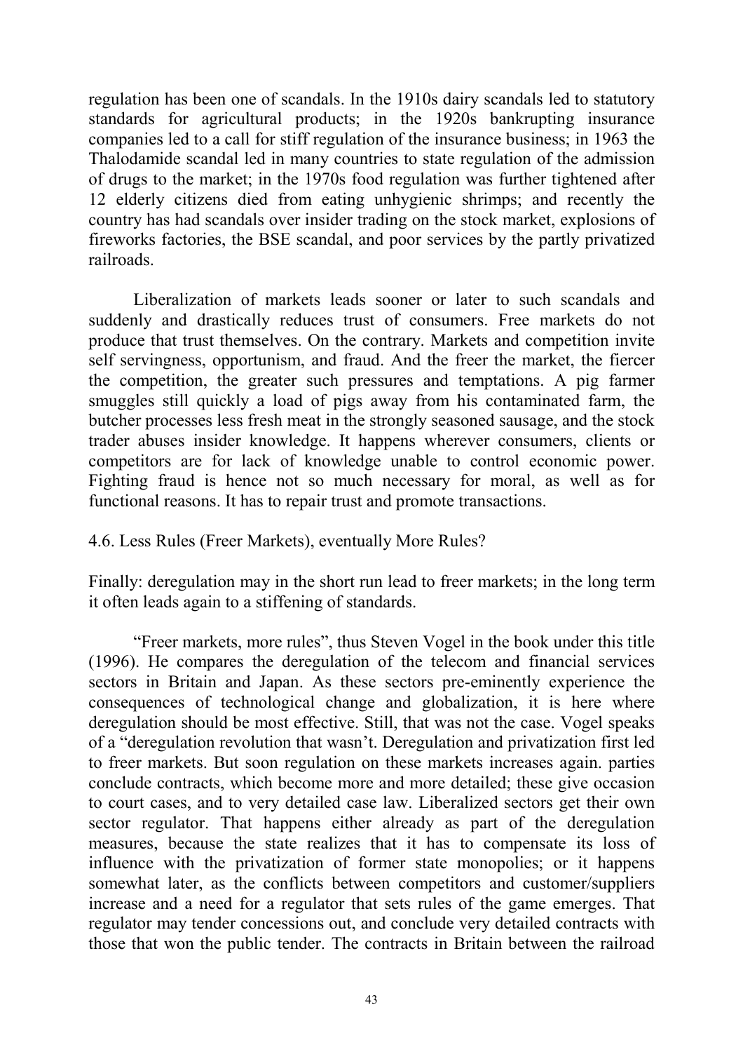regulation has been one of scandals. In the 1910s dairy scandals led to statutory standards for agricultural products; in the 1920s bankrupting insurance companies led to a call for stiff regulation of the insurance business; in 1963 the Thalodamide scandal led in many countries to state regulation of the admission of drugs to the market; in the 1970s food regulation was further tightened after 12 elderly citizens died from eating unhygienic shrimps; and recently the country has had scandals over insider trading on the stock market, explosions of fireworks factories, the BSE scandal, and poor services by the partly privatized railroads.

Liberalization of markets leads sooner or later to such scandals and suddenly and drastically reduces trust of consumers. Free markets do not produce that trust themselves. On the contrary. Markets and competition invite self servingness, opportunism, and fraud. And the freer the market, the fiercer the competition, the greater such pressures and temptations. A pig farmer smuggles still quickly a load of pigs away from his contaminated farm, the butcher processes less fresh meat in the strongly seasoned sausage, and the stock trader abuses insider knowledge. It happens wherever consumers, clients or competitors are for lack of knowledge unable to control economic power. Fighting fraud is hence not so much necessary for moral, as well as for functional reasons. It has to repair trust and promote transactions.

## 4.6. Less Rules (Freer Markets), eventually More Rules?

Finally: deregulation may in the short run lead to freer markets; in the long term it often leads again to a stiffening of standards.

"Freer markets, more rules", thus Steven Vogel in the book under this title (1996). He compares the deregulation of the telecom and financial services sectors in Britain and Japan. As these sectors pre-eminently experience the consequences of technological change and globalization, it is here where deregulation should be most effective. Still, that was not the case. Vogel speaks of a "deregulation revolution that wasn't. Deregulation and privatization first led to freer markets. But soon regulation on these markets increases again. parties conclude contracts, which become more and more detailed; these give occasion to court cases, and to very detailed case law. Liberalized sectors get their own sector regulator. That happens either already as part of the deregulation measures, because the state realizes that it has to compensate its loss of influence with the privatization of former state monopolies; or it happens somewhat later, as the conflicts between competitors and customer/suppliers increase and a need for a regulator that sets rules of the game emerges. That regulator may tender concessions out, and conclude very detailed contracts with those that won the public tender. The contracts in Britain between the railroad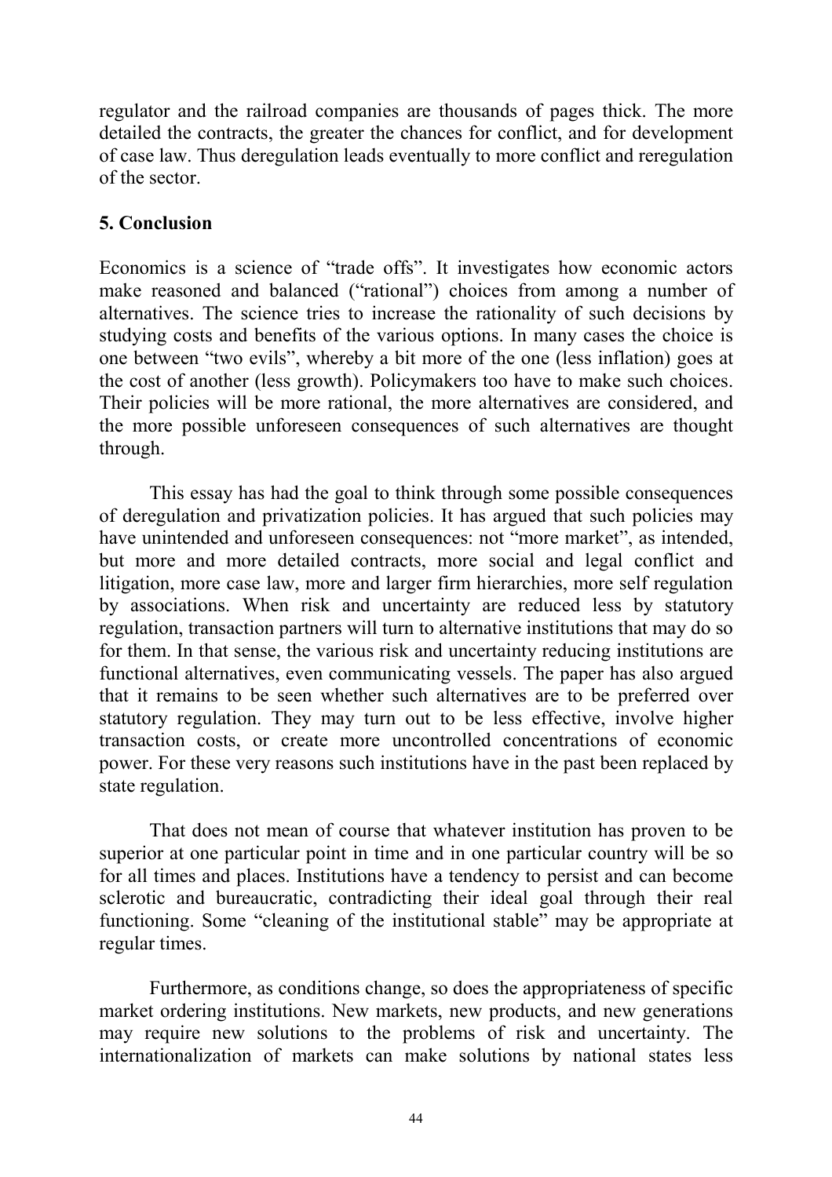regulator and the railroad companies are thousands of pages thick. The more detailed the contracts, the greater the chances for conflict, and for development of case law. Thus deregulation leads eventually to more conflict and reregulation of the sector.

## 5. Conclusion

Economics is a science of "trade offs". It investigates how economic actors make reasoned and balanced ("rational") choices from among a number of alternatives. The science tries to increase the rationality of such decisions by studying costs and benefits of the various options. In many cases the choice is one between "two evils", whereby a bit more of the one (less inflation) goes at the cost of another (less growth). Policymakers too have to make such choices. Their policies will be more rational, the more alternatives are considered, and the more possible unforeseen consequences of such alternatives are thought through.

This essay has had the goal to think through some possible consequences of deregulation and privatization policies. It has argued that such policies may have unintended and unforeseen consequences: not "more market", as intended, but more and more detailed contracts, more social and legal conflict and litigation, more case law, more and larger firm hierarchies, more self regulation by associations. When risk and uncertainty are reduced less by statutory regulation, transaction partners will turn to alternative institutions that may do so for them. In that sense, the various risk and uncertainty reducing institutions are functional alternatives, even communicating vessels. The paper has also argued that it remains to be seen whether such alternatives are to be preferred over statutory regulation. They may turn out to be less effective, involve higher transaction costs, or create more uncontrolled concentrations of economic power. For these very reasons such institutions have in the past been replaced by state regulation.

That does not mean of course that whatever institution has proven to be superior at one particular point in time and in one particular country will be so for all times and places. Institutions have a tendency to persist and can become sclerotic and bureaucratic, contradicting their ideal goal through their real functioning. Some "cleaning of the institutional stable" may be appropriate at regular times.

Furthermore, as conditions change, so does the appropriateness of specific market ordering institutions. New markets, new products, and new generations may require new solutions to the problems of risk and uncertainty. The internationalization of markets can make solutions by national states less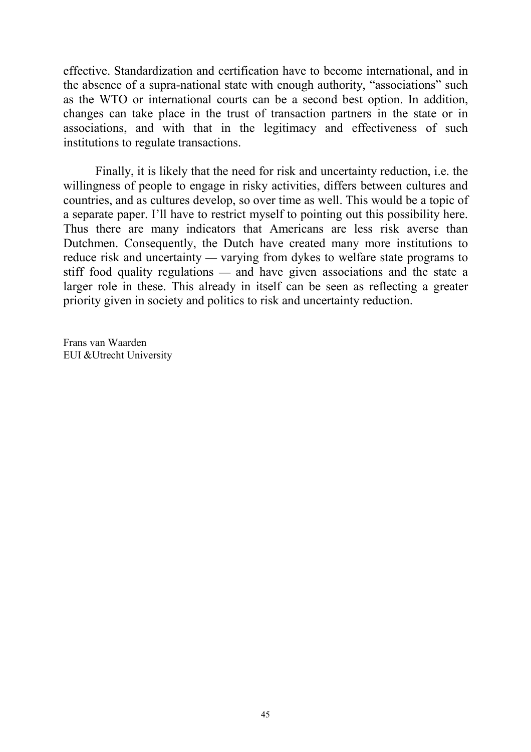effective. Standardization and certification have to become international, and in the absence of a supra-national state with enough authority, "associations" such as the WTO or international courts can be a second best option. In addition, changes can take place in the trust of transaction partners in the state or in associations, and with that in the legitimacy and effectiveness of such institutions to regulate transactions.

Finally, it is likely that the need for risk and uncertainty reduction, i.e. the willingness of people to engage in risky activities, differs between cultures and countries, and as cultures develop, so over time as well. This would be a topic of a separate paper. I'll have to restrict myself to pointing out this possibility here. Thus there are many indicators that Americans are less risk averse than Dutchmen. Consequently, the Dutch have created many more institutions to reduce risk and uncertainty — varying from dykes to welfare state programs to stiff food quality regulations — and have given associations and the state a larger role in these. This already in itself can be seen as reflecting a greater priority given in society and politics to risk and uncertainty reduction.

Frans van Waarden  
EUI &Utrecht University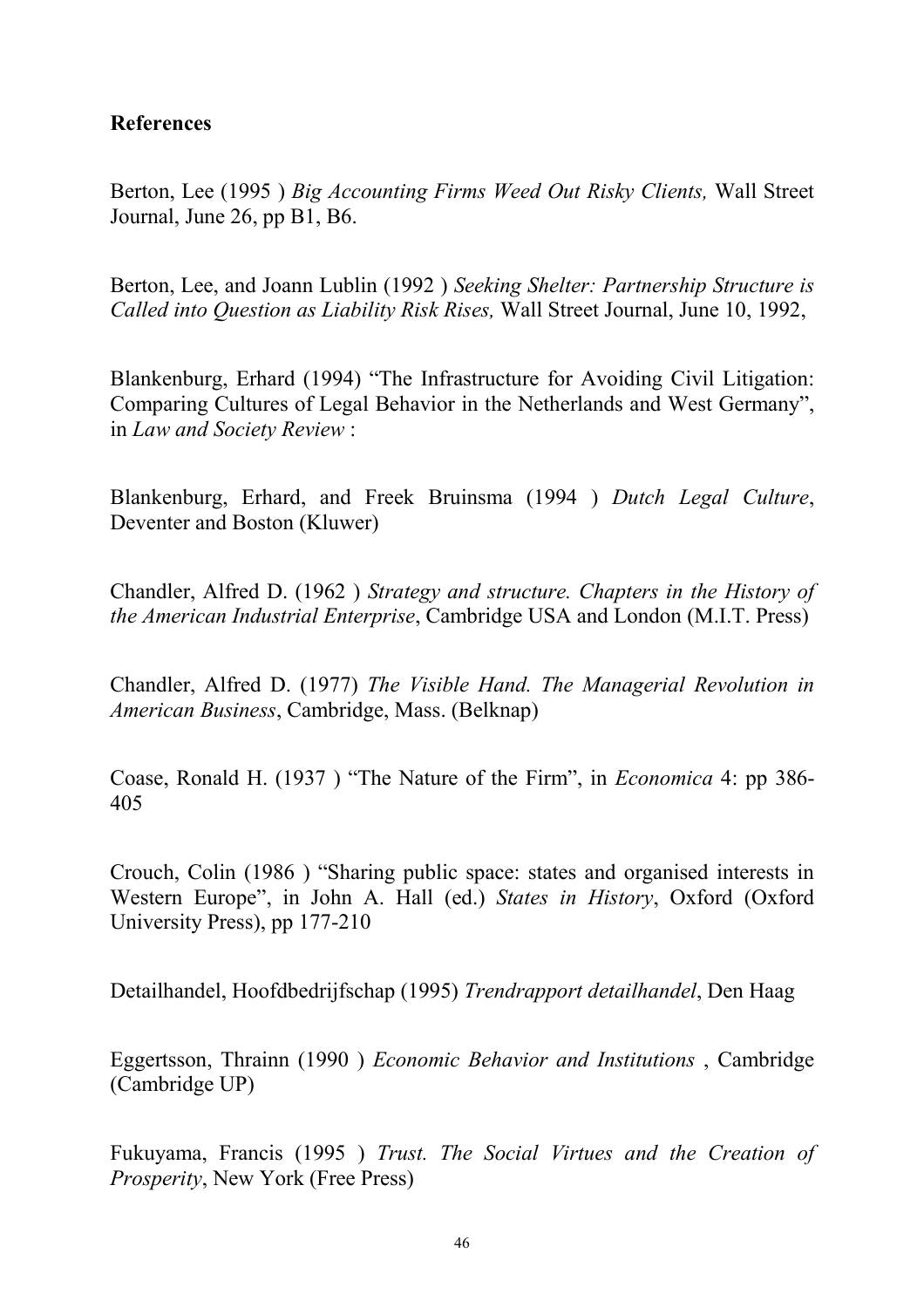## References

Berton, Lee (1995 ) *Big Accounting Firms Weed Out Risky Clients,* Wall Street Journal, June 26, pp B1, B6.

Berton, Lee, and Joann Lublin (1992 ) *Seeking Shelter: Partnership Structure is Called into Question as Liability Risk Rises,* Wall Street Journal, June 10, 1992,

Blankenburg, Erhard (1994) "The Infrastructure for Avoiding Civil Litigation: Comparing Cultures of Legal Behavior in the Netherlands and West Germany", in *Law and Society Review* :

Blankenburg, Erhard, and Freek Bruinsma (1994 ) *Dutch Legal Culture*, Deventer and Boston (Kluwer)

Chandler, Alfred D. (1962 ) *Strategy and structure. Chapters in the History of the American Industrial Enterprise*, Cambridge USA and London (M.I.T. Press)

Chandler, Alfred D. (1977) *The Visible Hand. The Managerial Revolution in American Business*, Cambridge, Mass. (Belknap)

Coase, Ronald H. (1937 ) "The Nature of the Firm", in *Economica* 4: pp 386-405

Crouch, Colin (1986 ) "Sharing public space: states and organised interests in Western Europe", in John A. Hall (ed.) *States in History*, Oxford (Oxford University Press), pp 177-210

Detailhandel, Hoofdbedrijfschap (1995) *Trendrapport detailhandel*, Den Haag

Eggertsson, Thrainn (1990 ) *Economic Behavior and Institutions* , Cambridge (Cambridge UP)

Fukuyama, Francis (1995 ) *Trust. The Social Virtues and the Creation of Prosperity*, New York (Free Press)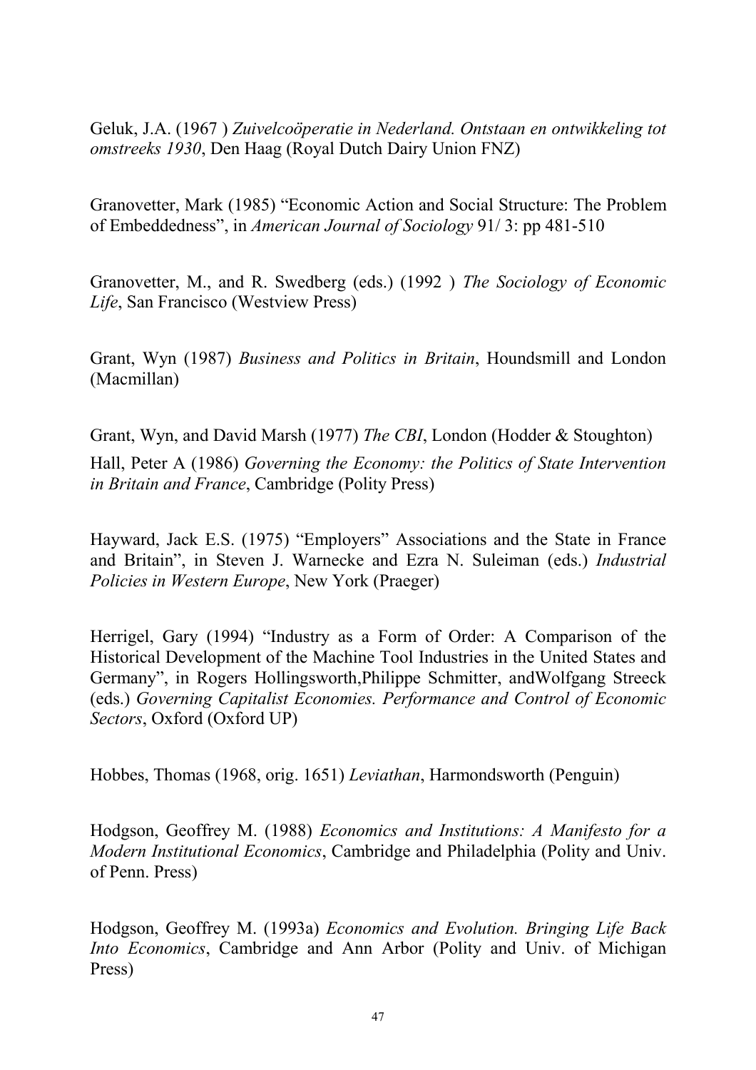Geluk, J.A. (1967 ) *Zuivelcoöperatie in Nederland. Ontstaan en ontwikkeling tot omstreeks 1930*, Den Haag (Royal Dutch Dairy Union FNZ)

Granovetter, Mark (1985) "Economic Action and Social Structure: The Problem of Embeddedness", in *American Journal of Sociology* 91/ 3: pp 481-510

Granovetter, M., and R. Swedberg (eds.) (1992 ) *The Sociology of Economic Life*, San Francisco (Westview Press)

Grant, Wyn (1987) *Business and Politics in Britain*, Houndsmill and London (Macmillan)

Grant, Wyn, and David Marsh (1977) *The CBI*, London (Hodder & Stoughton)

Hall, Peter A (1986) *Governing the Economy: the Politics of State Intervention in Britain and France*, Cambridge (Polity Press)

Hayward, Jack E.S. (1975) "Employers" Associations and the State in France and Britain", in Steven J. Warnecke and Ezra N. Suleiman (eds.) *Industrial Policies in Western Europe*, New York (Praeger)

Herrigel, Gary (1994) "Industry as a Form of Order: A Comparison of the Historical Development of the Machine Tool Industries in the United States and Germany", in Rogers Hollingsworth,Philippe Schmitter, andWolfgang Streeck (eds.) *Governing Capitalist Economies. Performance and Control of Economic Sectors*, Oxford (Oxford UP)

Hobbes, Thomas (1968, orig. 1651) *Leviathan*, Harmondsworth (Penguin)

Hodgson, Geoffrey M. (1988) *Economics and Institutions: A Manifesto for a Modern Institutional Economics*, Cambridge and Philadelphia (Polity and Univ. of Penn. Press)

Hodgson, Geoffrey M. (1993a) *Economics and Evolution. Bringing Life Back Into Economics*, Cambridge and Ann Arbor (Polity and Univ. of Michigan Press)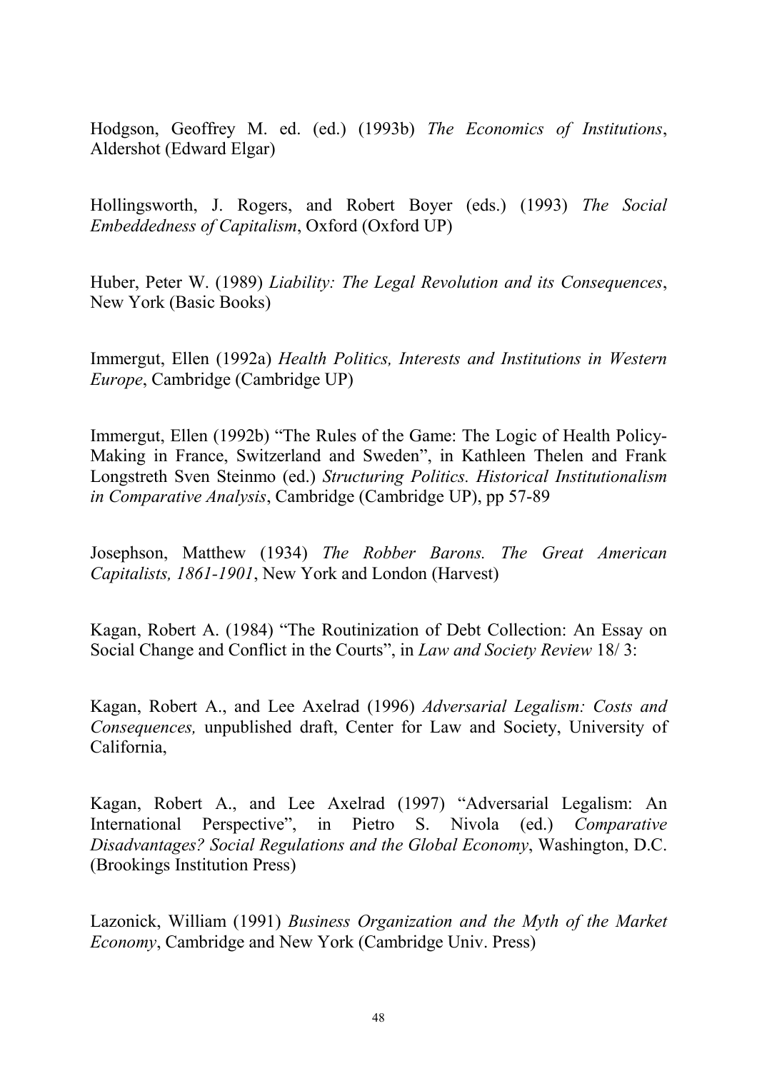Hodgson, Geoffrey M. ed. (ed.) (1993b) *The Economics of Institutions*, Aldershot (Edward Elgar)

Hollingsworth, J. Rogers, and Robert Boyer (eds.) (1993) *The Social Embeddedness of Capitalism*, Oxford (Oxford UP)

Huber, Peter W. (1989) *Liability: The Legal Revolution and its Consequences*, New York (Basic Books)

Immergut, Ellen (1992a) *Health Politics, Interests and Institutions in Western Europe*, Cambridge (Cambridge UP)

Immergut, Ellen (1992b) "The Rules of the Game: The Logic of Health Policy-Making in France, Switzerland and Sweden", in Kathleen Thelen and Frank Longstreth Sven Steinmo (ed.) *Structuring Politics. Historical Institutionalism in Comparative Analysis*, Cambridge (Cambridge UP), pp 57-89

Josephson, Matthew (1934) *The Robber Barons. The Great American Capitalists, 1861-1901*, New York and London (Harvest)

Kagan, Robert A. (1984) "The Routinization of Debt Collection: An Essay on Social Change and Conflict in the Courts", in *Law and Society Review* 18/ 3:

Kagan, Robert A., and Lee Axelrad (1996) *Adversarial Legalism: Costs and Consequences,* unpublished draft, Center for Law and Society, University of California,

Kagan, Robert A., and Lee Axelrad (1997) "Adversarial Legalism: An International Perspective", in Pietro S. Nivola (ed.) *Comparative Disadvantages? Social Regulations and the Global Economy*, Washington, D.C. (Brookings Institution Press)

Lazonick, William (1991) *Business Organization and the Myth of the Market Economy*, Cambridge and New York (Cambridge Univ. Press)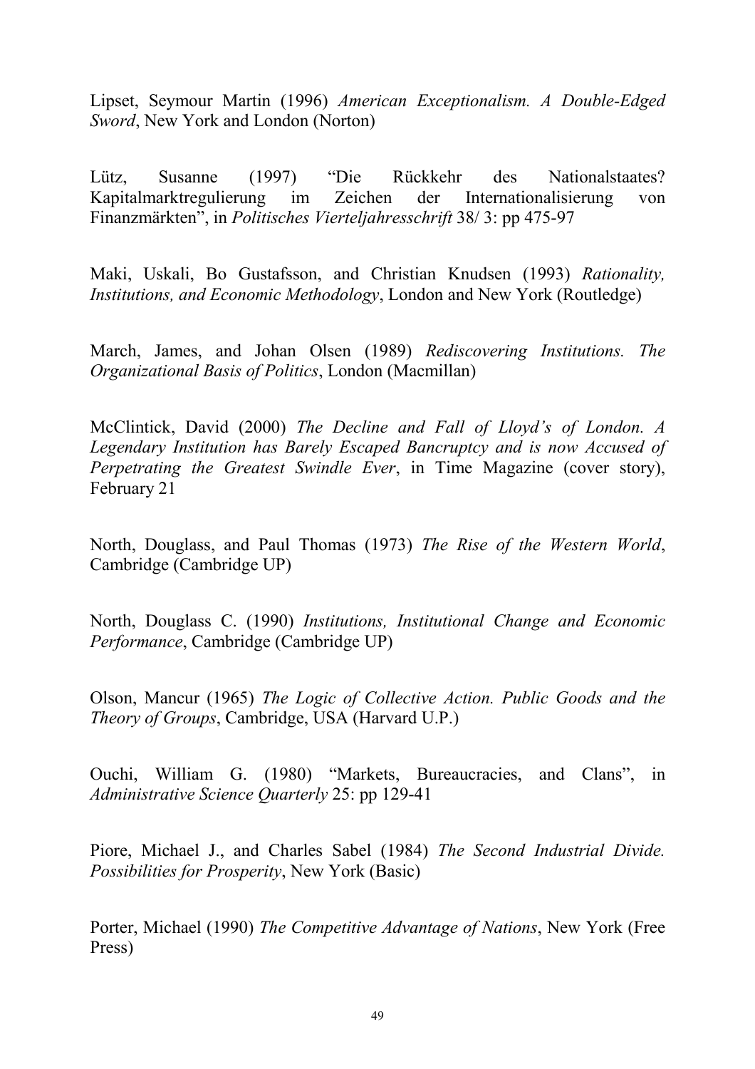Lipset, Seymour Martin (1996) *American Exceptionalism. A Double-Edged Sword*, New York and London (Norton)

Lütz, Susanne (1997) "Die Rückkehr des Nationalstaates? Kapitalmarktregulierung im Zeichen der Internationalisierung von Finanzmärkten", in *Politisches Vierteljahresschrift* 38/ 3: pp 475-97

Maki, Uskali, Bo Gustafsson, and Christian Knudsen (1993) *Rationality, Institutions, and Economic Methodology*, London and New York (Routledge)

March, James, and Johan Olsen (1989) *Rediscovering Institutions. The Organizational Basis of Politics*, London (Macmillan)

McClintick, David (2000) *The Decline and Fall of Lloyd's of London. A Legendary Institution has Barely Escaped Bancruptcy and is now Accused of Perpetrating the Greatest Swindle Ever*, in Time Magazine (cover story), February 21

North, Douglass, and Paul Thomas (1973) *The Rise of the Western World*, Cambridge (Cambridge UP)

North, Douglass C. (1990) *Institutions, Institutional Change and Economic Performance*, Cambridge (Cambridge UP)

Olson, Mancur (1965) *The Logic of Collective Action. Public Goods and the Theory of Groups*, Cambridge, USA (Harvard U.P.)

Ouchi, William G. (1980) "Markets, Bureaucracies, and Clans", in *Administrative Science Quarterly* 25: pp 129-41

Piore, Michael J., and Charles Sabel (1984) *The Second Industrial Divide. Possibilities for Prosperity*, New York (Basic)

Porter, Michael (1990) *The Competitive Advantage of Nations*, New York (Free Press)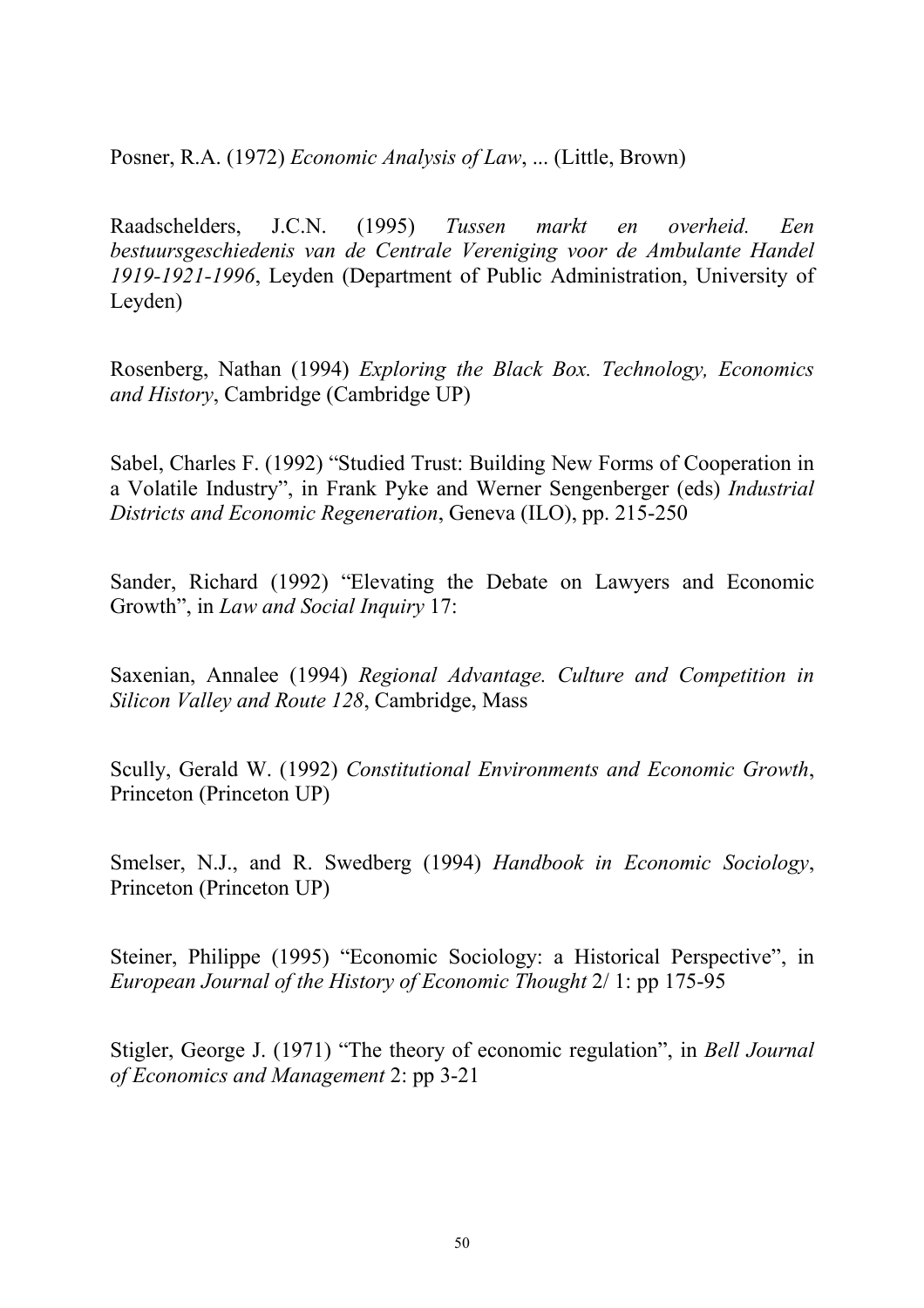Posner, R.A. (1972) *Economic Analysis of Law*, ... (Little, Brown)

Raadschelders, J.C.N. (1995) *Tussen markt en overheid. Een bestuursgeschiedenis van de Centrale Vereniging voor de Ambulante Handel 1919-1921-1996*, Leyden (Department of Public Administration, University of Leyden)

Rosenberg, Nathan (1994) *Exploring the Black Box. Technology, Economics and History*, Cambridge (Cambridge UP)

Sabel, Charles F. (1992) "Studied Trust: Building New Forms of Cooperation in a Volatile Industry", in Frank Pyke and Werner Sengenberger (eds) *Industrial Districts and Economic Regeneration*, Geneva (ILO), pp. 215-250

Sander, Richard (1992) "Elevating the Debate on Lawyers and Economic Growth", in *Law and Social Inquiry* 17:

Saxenian, Annalee (1994) *Regional Advantage. Culture and Competition in Silicon Valley and Route 128*, Cambridge, Mass

Scully, Gerald W. (1992) *Constitutional Environments and Economic Growth*, Princeton (Princeton UP)

Smelser, N.J., and R. Swedberg (1994) *Handbook in Economic Sociology*, Princeton (Princeton UP)

Steiner, Philippe (1995) "Economic Sociology: a Historical Perspective", in *European Journal of the History of Economic Thought* 2/ 1: pp 175-95

Stigler, George J. (1971) "The theory of economic regulation", in *Bell Journal of Economics and Management* 2: pp 3-21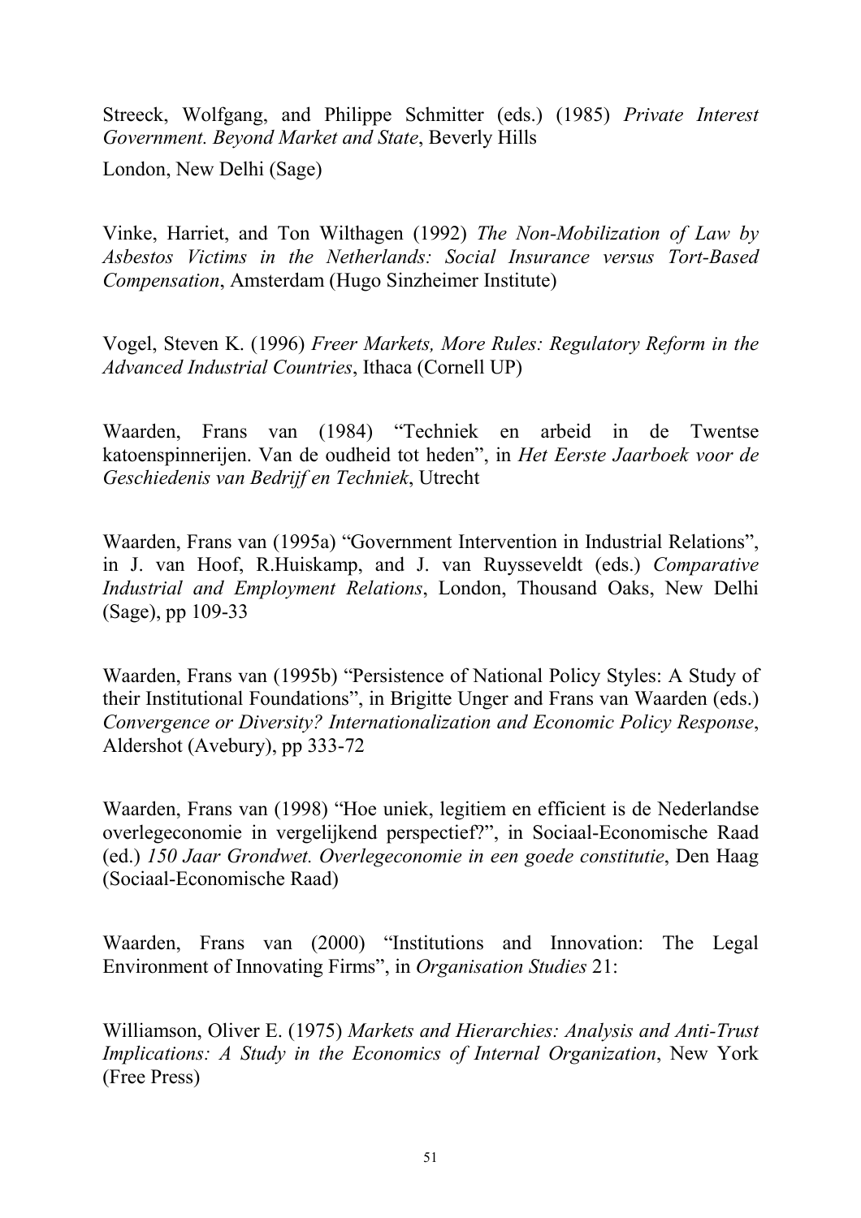Streeck, Wolfgang, and Philippe Schmitter (eds.) (1985) *Private Interest Government. Beyond Market and State*, Beverly Hills

London, New Delhi (Sage)

Vinke, Harriet, and Ton Wilthagen (1992) *The Non-Mobilization of Law by Asbestos Victims in the Netherlands: Social Insurance versus Tort-Based Compensation*, Amsterdam (Hugo Sinzheimer Institute)

Vogel, Steven K. (1996) *Freer Markets, More Rules: Regulatory Reform in the Advanced Industrial Countries*, Ithaca (Cornell UP)

Waarden, Frans van (1984) "Techniek en arbeid in de Twentse katoenspinnerijen. Van de oudheid tot heden", in *Het Eerste Jaarboek voor de Geschiedenis van Bedrijf en Techniek*, Utrecht

Waarden, Frans van (1995a) "Government Intervention in Industrial Relations", in J. van Hoof, R.Huiskamp, and J. van Ruysseveldt (eds.) *Comparative Industrial and Employment Relations*, London, Thousand Oaks, New Delhi (Sage), pp 109-33

Waarden, Frans van (1995b) "Persistence of National Policy Styles: A Study of their Institutional Foundations", in Brigitte Unger and Frans van Waarden (eds.) *Convergence or Diversity? Internationalization and Economic Policy Response*, Aldershot (Avebury), pp 333-72

Waarden, Frans van (1998) "Hoe uniek, legitiem en efficient is de Nederlandse overlegeconomie in vergelijkend perspectief?", in Sociaal-Economische Raad (ed.) *150 Jaar Grondwet. Overlegeconomie in een goede constitutie*, Den Haag (Sociaal-Economische Raad)

Waarden, Frans van (2000) "Institutions and Innovation: The Legal Environment of Innovating Firms", in *Organisation Studies* 21:

Williamson, Oliver E. (1975) *Markets and Hierarchies: Analysis and Anti-Trust Implications: A Study in the Economics of Internal Organization*, New York (Free Press)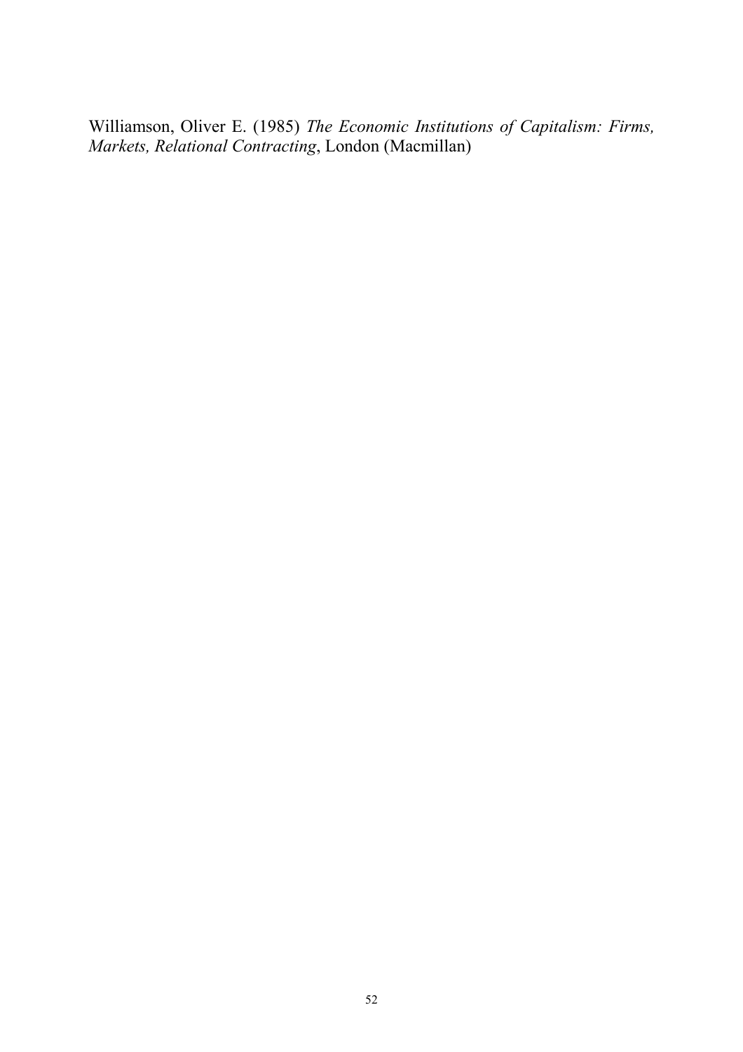Williamson, Oliver E. (1985) *The Economic Institutions of Capitalism: Firms, Markets, Relational Contracting*, London (Macmillan)